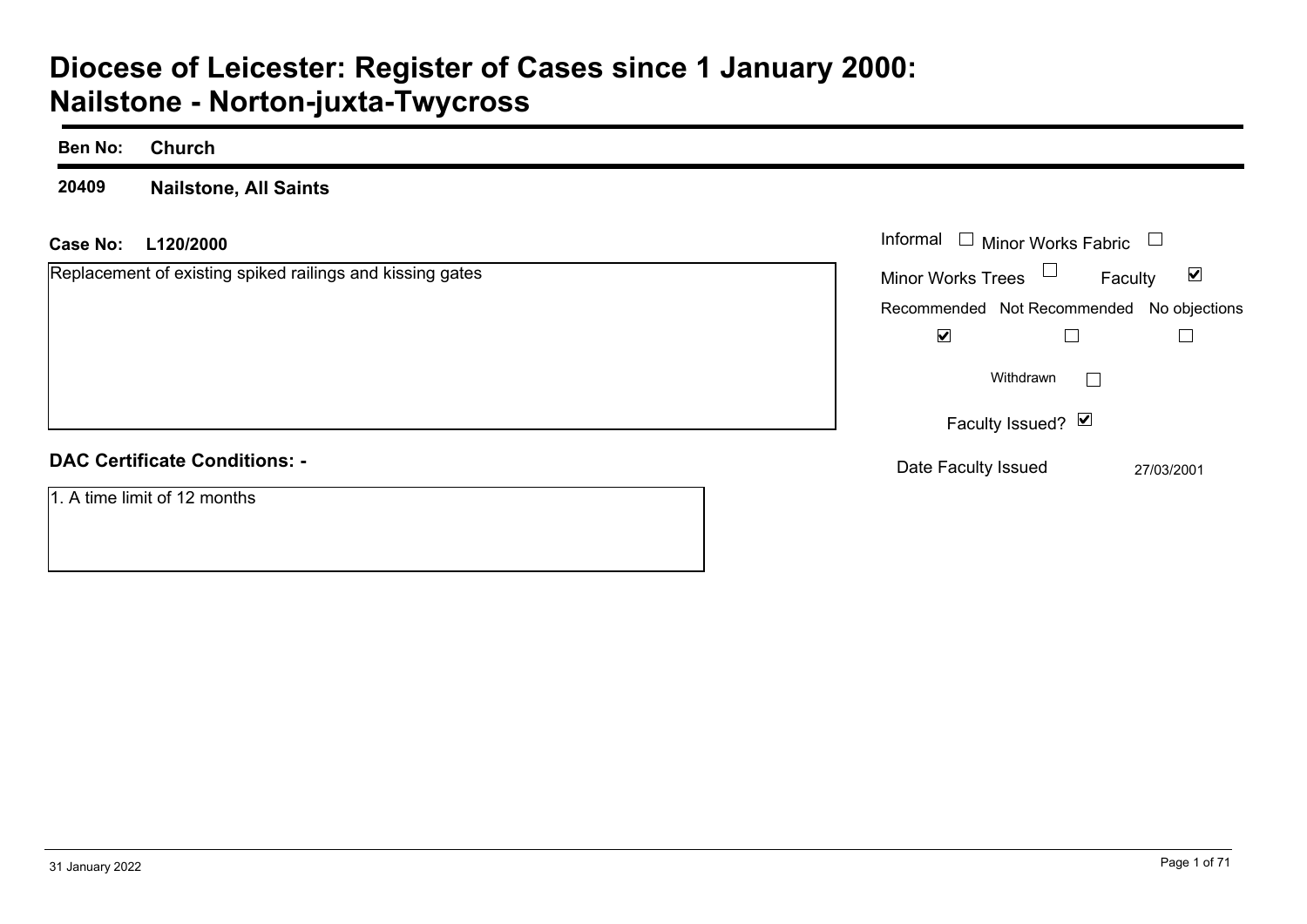# Diocese of Leicester: Register of Cases since 1 January 2000: Nailstone - Norton-juxta-Twycross

**Ben No:** **Church**

**20409** **Nailstone, All Saints**

**Case No:** **L120/2000**

Replacement of existing spiked railings and kissing gates

| Informal ☐ | Minor Works Fabric ☐ |
|---|---|
| Minor Works Trees ☐ | Faculty ☑ |

| Recommended | Not Recommended | No objections |
|---|---|---|
| ☑ | ☐ | ☐ |

Withdrawn ☐

Faculty Issued? ☑

Date Faculty Issued 27/03/2001

**DAC Certificate Conditions: -**

1. A time limit of 12 months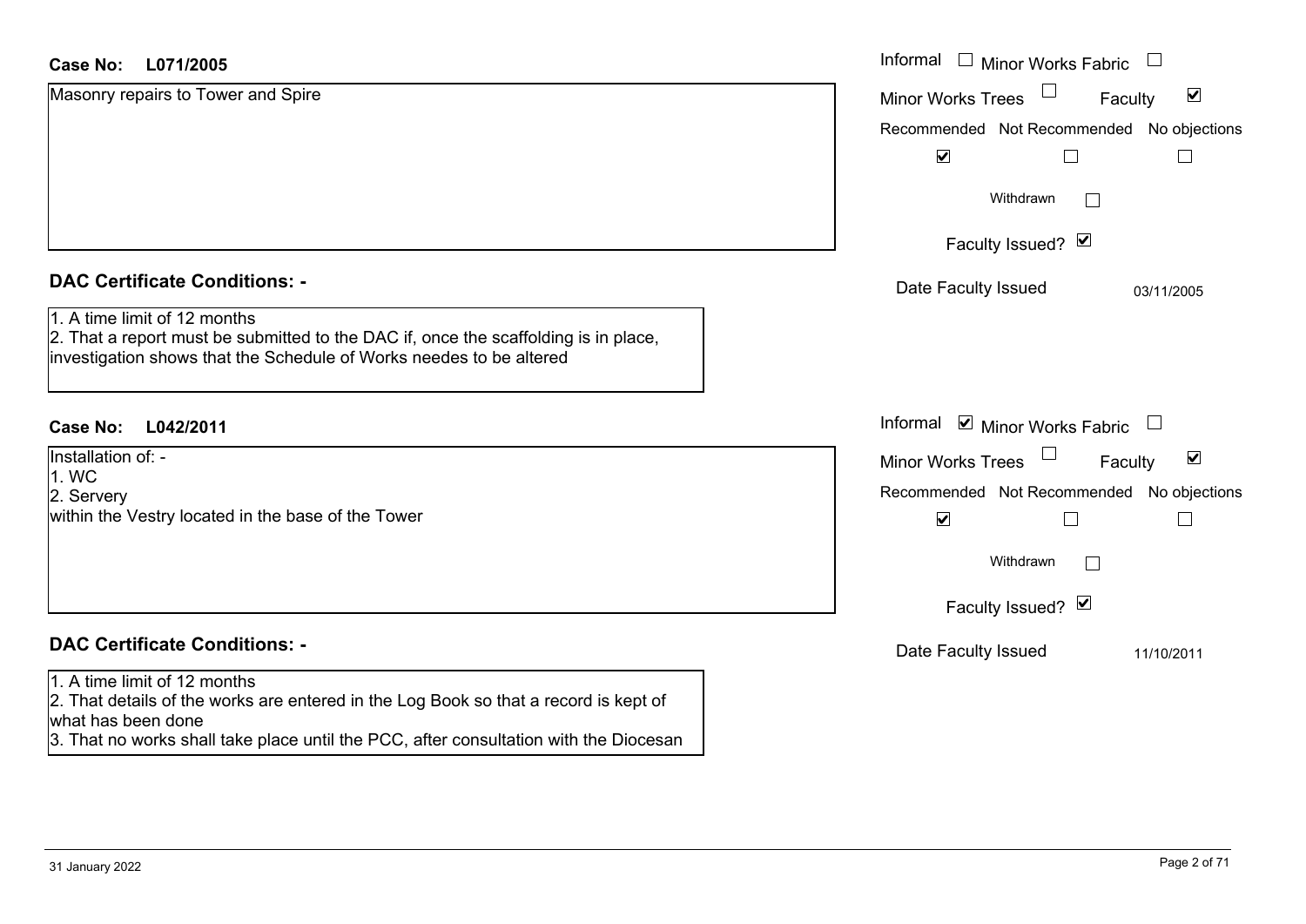**Case No: L071/2005**

Masonry repairs to Tower and Spire

| | |
|---|---|
| Informal ☐ | Minor Works Fabric ☐ |
| Minor Works Trees ☐ | Faculty ☑ |

| Recommended | Not Recommended | No objections |
|---|---|---|
| ☑ | ☐ | ☐ |

Withdrawn ☐

Faculty Issued? ☑

Date Faculty Issued: 03/11/2005

## DAC Certificate Conditions: -

1. A time limit of 12 months
2. That a report must be submitted to the DAC if, once the scaffolding is in place, investigation shows that the Schedule of Works needes to be altered

**Case No: L042/2011**

Installation of: -
1. WC
2. Servery

within the Vestry located in the base of the Tower

| | |
|---|---|
| Informal ☑ | Minor Works Fabric ☐ |
| Minor Works Trees ☐ | Faculty ☑ |

| Recommended | Not Recommended | No objections |
|---|---|---|
| ☑ | ☐ | ☐ |

Withdrawn ☐

Faculty Issued? ☑

Date Faculty Issued: 11/10/2011

## DAC Certificate Conditions: -

1. A time limit of 12 months
2. That details of the works are entered in the Log Book so that a record is kept of what has been done
3. That no works shall take place until the PCC, after consultation with the Diocesan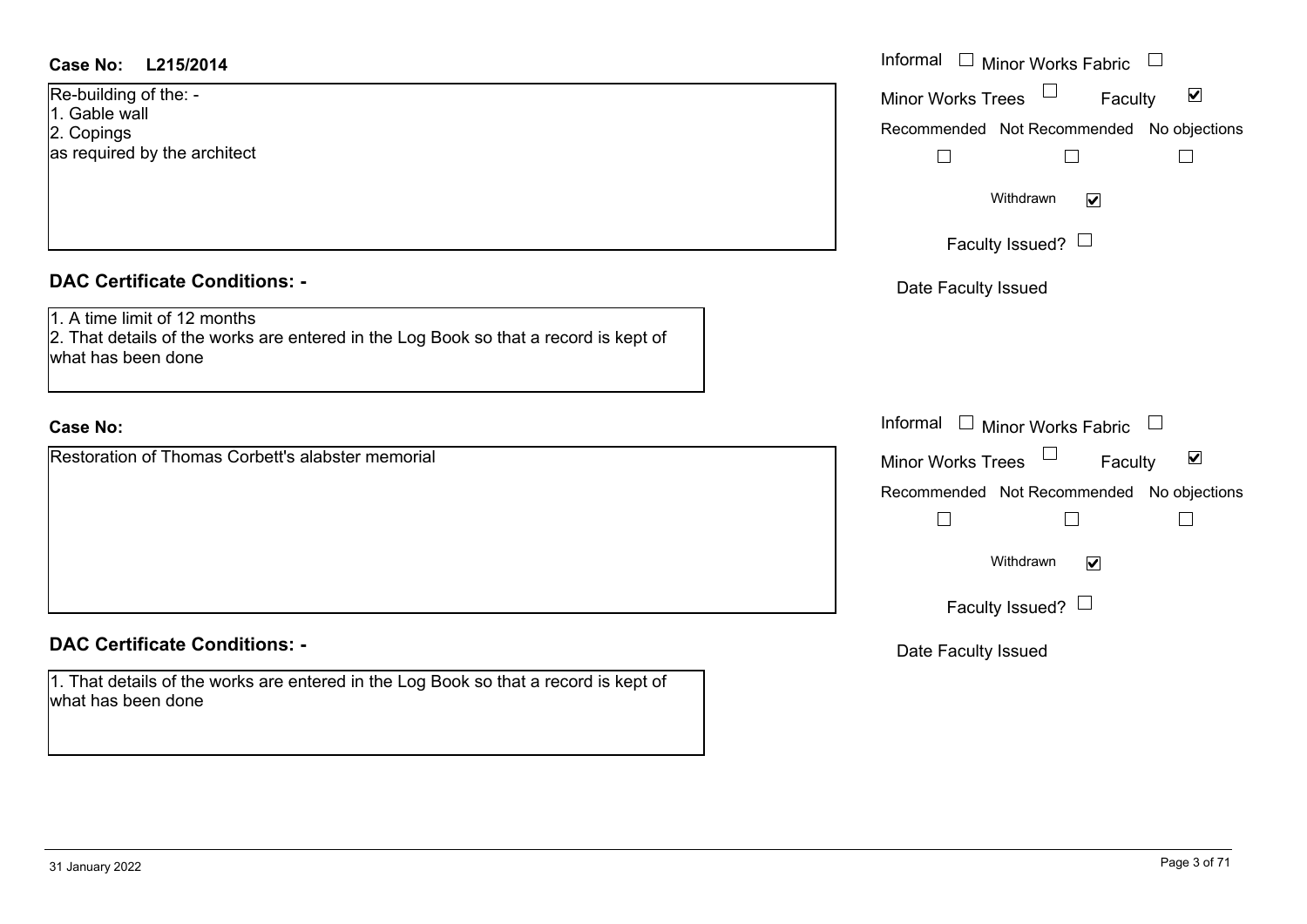**Case No: L215/2014**

Re-building of the: -
1. Gable wall
2. Copings
as required by the architect

Informal ☐ Minor Works Fabric ☐
Minor Works Trees ☐ Faculty ☑
Recommended ☐ Not Recommended ☐ No objections ☐
Withdrawn ☑
Faculty Issued? ☐
Date Faculty Issued

## DAC Certificate Conditions: -

1. A time limit of 12 months
2. That details of the works are entered in the Log Book so that a record is kept of what has been done

**Case No:**

Restoration of Thomas Corbett's alabster memorial

Informal ☐ Minor Works Fabric ☐
Minor Works Trees ☐ Faculty ☑
Recommended ☐ Not Recommended ☐ No objections ☐
Withdrawn ☑
Faculty Issued? ☐
Date Faculty Issued

## DAC Certificate Conditions: -

1. That details of the works are entered in the Log Book so that a record is kept of what has been done

31 January 2022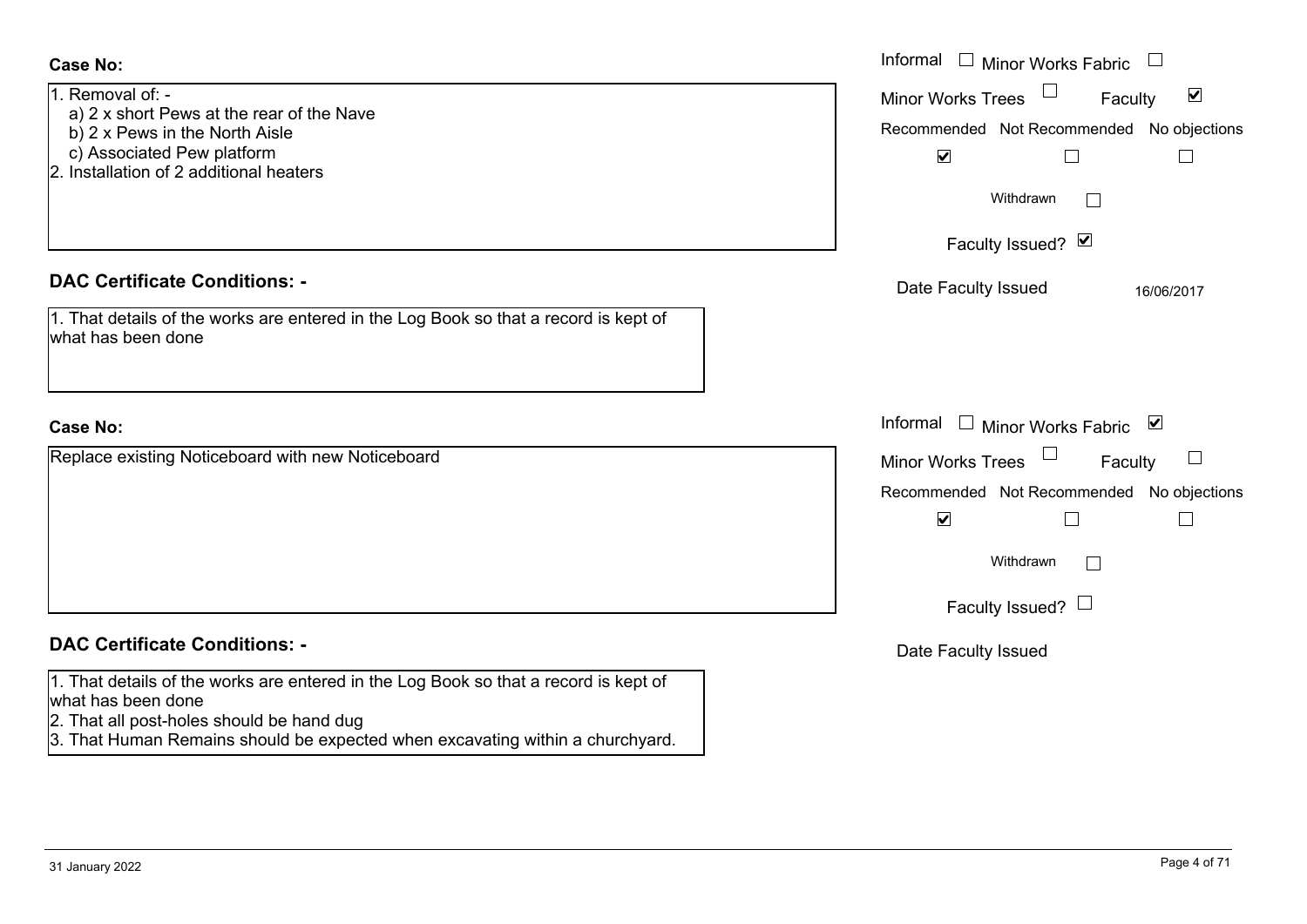**Case No:**

1. Removal of: -
   a) 2 x short Pews at the rear of the Nave
   b) 2 x Pews in the North Aisle
   c) Associated Pew platform
2. Installation of 2 additional heaters

Informal ☐ Minor Works Fabric ☐
Minor Works Trees ☐ Faculty ☑

| Recommended | Not Recommended | No objections |
|---|---|---|
| ☑ | ☐ | ☐ |

Withdrawn ☐

Faculty Issued? ☑

Date Faculty Issued 16/06/2017

**DAC Certificate Conditions: -**

1. That details of the works are entered in the Log Book so that a record is kept of what has been done

**Case No:**

Replace existing Noticeboard with new Noticeboard

Informal ☐ Minor Works Fabric ☑
Minor Works Trees ☐ Faculty ☐

| Recommended | Not Recommended | No objections |
|---|---|---|
| ☑ | ☐ | ☐ |

Withdrawn ☐

Faculty Issued? ☐

Date Faculty Issued

**DAC Certificate Conditions: -**

1. That details of the works are entered in the Log Book so that a record is kept of what has been done
2. That all post-holes should be hand dug
3. That Human Remains should be expected when excavating within a churchyard.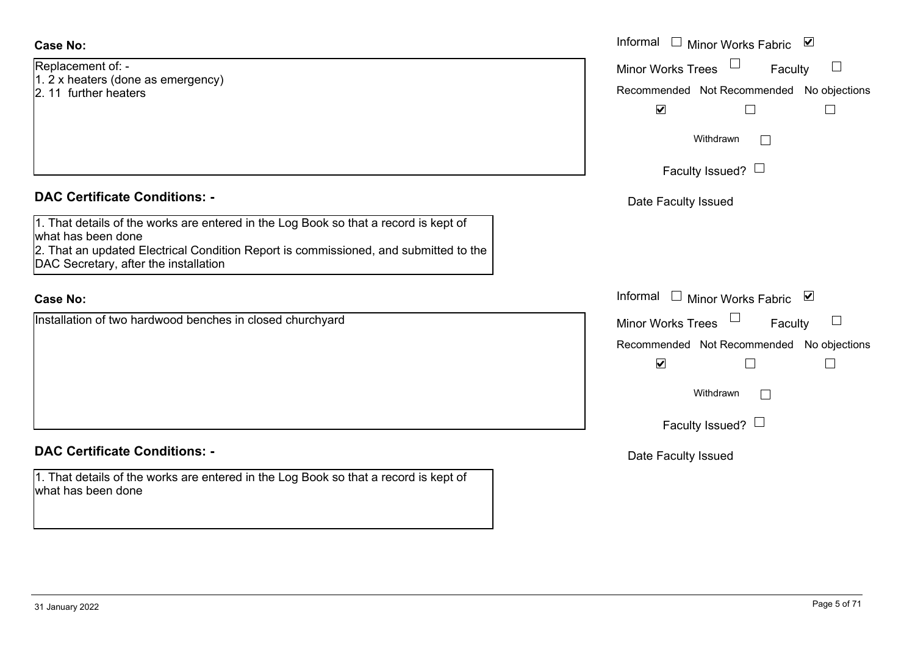**Case No:**

Replacement of: -
1. 2 x heaters (done as emergency)
2. 11 further heaters

Informal ☐ Minor Works Fabric ☑

Minor Works Trees ☐ Faculty ☐

Recommended ☑ Not Recommended ☐ No objections ☐

Withdrawn ☐

Faculty Issued? ☐

Date Faculty Issued

**DAC Certificate Conditions: -**

1. That details of the works are entered in the Log Book so that a record is kept of what has been done
2. That an updated Electrical Condition Report is commissioned, and submitted to the DAC Secretary, after the installation

**Case No:**

Installation of two hardwood benches in closed churchyard

Informal ☐ Minor Works Fabric ☑

Minor Works Trees ☐ Faculty ☐

Recommended ☑ Not Recommended ☐ No objections ☐

Withdrawn ☐

Faculty Issued? ☐

Date Faculty Issued

**DAC Certificate Conditions: -**

1. That details of the works are entered in the Log Book so that a record is kept of what has been done

31 January 2022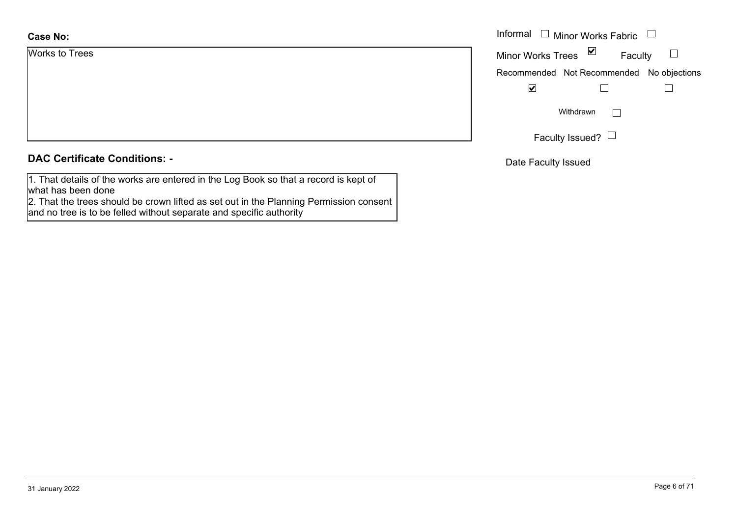**Case No:**

Works to Trees

Informal ☐ Minor Works Fabric ☐

Minor Works Trees ☑ Faculty ☐

| Recommended | Not Recommended | No objections |
| --- | --- | --- |
| ☑ | ☐ | ☐ |

Withdrawn ☐

Faculty Issued? ☐

Date Faculty Issued

## DAC Certificate Conditions: -

1. That details of the works are entered in the Log Book so that a record is kept of what has been done
2. That the trees should be crown lifted as set out in the Planning Permission consent and no tree is to be felled without separate and specific authority

31 January 2022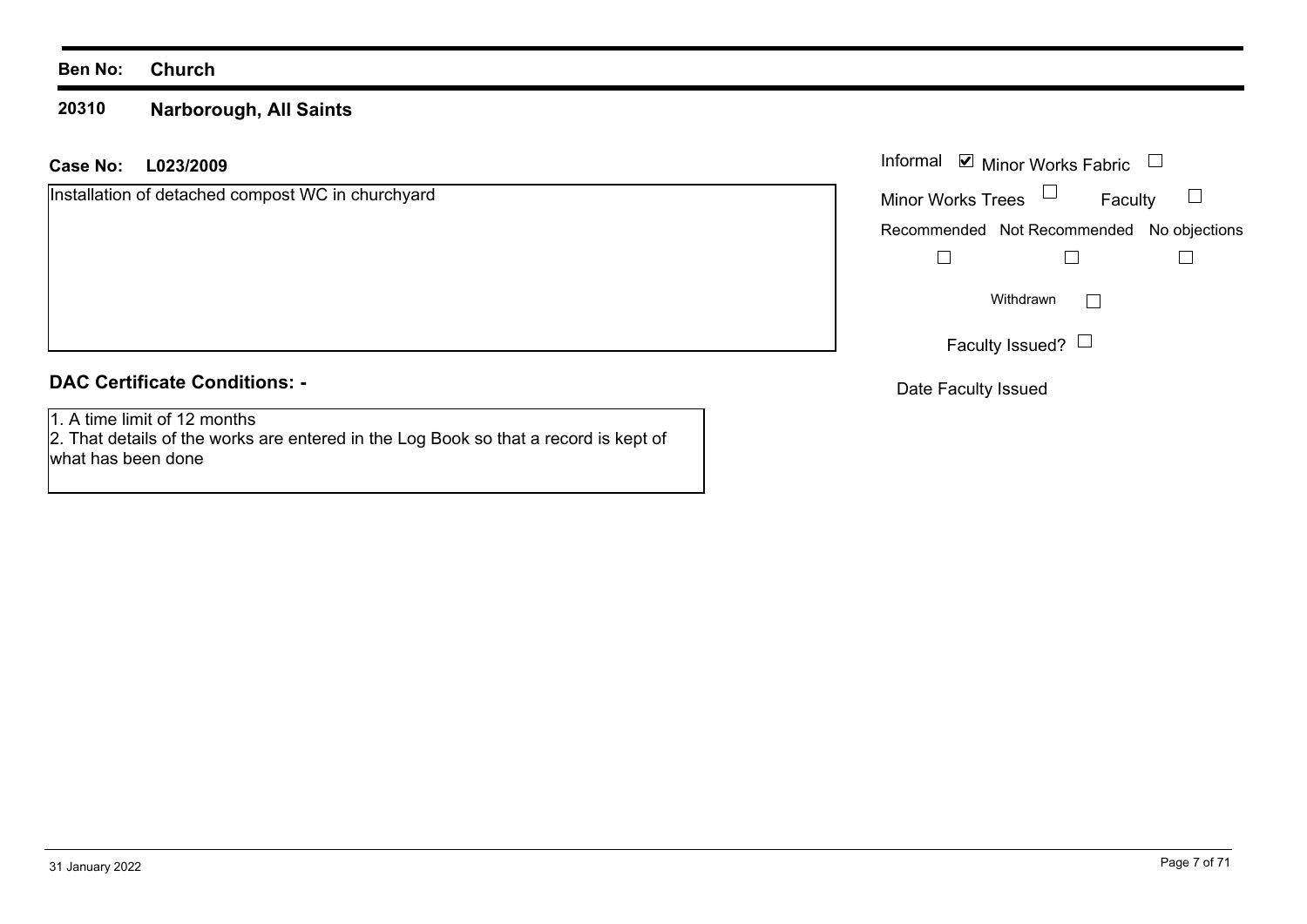**Ben No:** **Church**

**20310** **Narborough, All Saints**

**Case No:** **L023/2009**

Installation of detached compost WC in churchyard

Informal ☑ Minor Works Fabric ☐

Minor Works Trees ☐ Faculty ☐

Recommended ☐ Not Recommended ☐ No objections ☐

Withdrawn ☐

Faculty Issued? ☐

Date Faculty Issued

## DAC Certificate Conditions: -

1. A time limit of 12 months
2. That details of the works are entered in the Log Book so that a record is kept of what has been done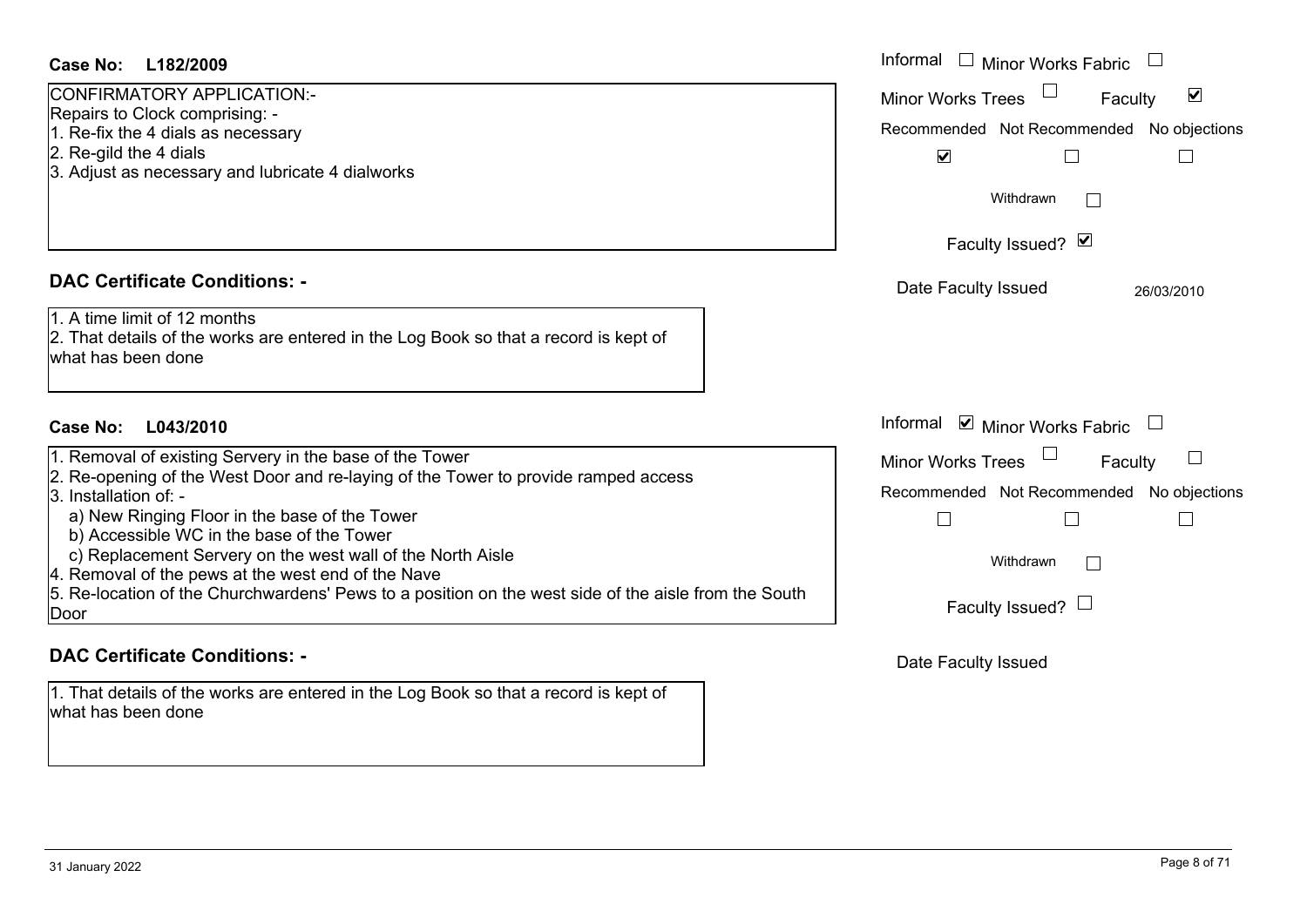**Case No: L182/2009**

CONFIRMATORY APPLICATION:-
Repairs to Clock comprising: -
1. Re-fix the 4 dials as necessary
2. Re-gild the 4 dials
3. Adjust as necessary and lubricate 4 dialworks

Informal ☐ Minor Works Fabric ☐
Minor Works Trees ☐ Faculty ☑
Recommended ☑ Not Recommended ☐ No objections ☐
Withdrawn ☐
Faculty Issued? ☑
Date Faculty Issued 26/03/2010

## DAC Certificate Conditions: -

1. A time limit of 12 months
2. That details of the works are entered in the Log Book so that a record is kept of what has been done

**Case No: L043/2010**

1. Removal of existing Servery in the base of the Tower
2. Re-opening of the West Door and re-laying of the Tower to provide ramped access
3. Installation of: -
   a) New Ringing Floor in the base of the Tower
   b) Accessible WC in the base of the Tower
   c) Replacement Servery on the west wall of the North Aisle
4. Removal of the pews at the west end of the Nave
5. Re-location of the Churchwardens' Pews to a position on the west side of the aisle from the South Door

Informal ☑ Minor Works Fabric ☐
Minor Works Trees ☐ Faculty ☐
Recommended ☐ Not Recommended ☐ No objections ☐
Withdrawn ☐
Faculty Issued? ☐
Date Faculty Issued

## DAC Certificate Conditions: -

1. That details of the works are entered in the Log Book so that a record is kept of what has been done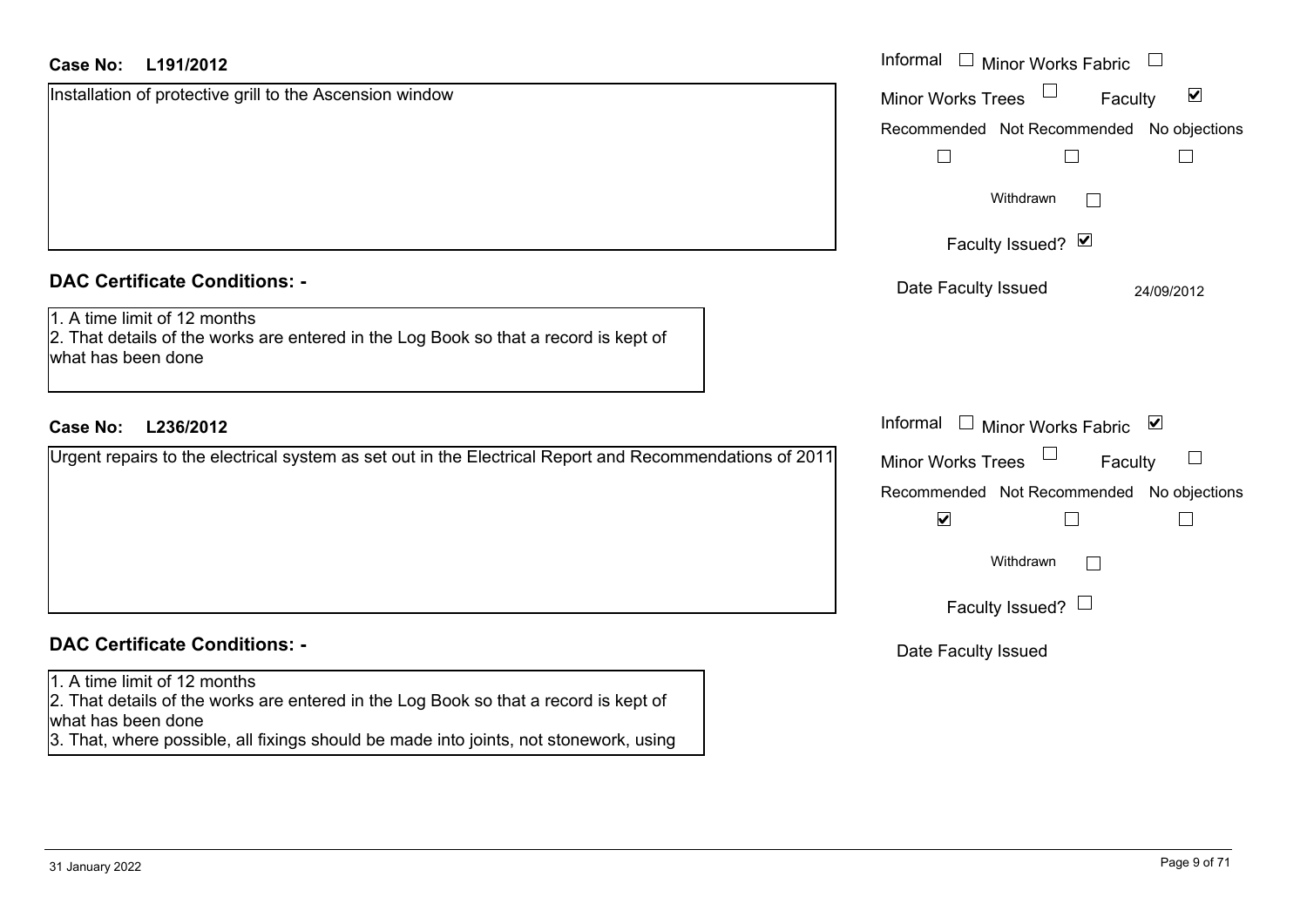**Case No: L191/2012**

Installation of protective grill to the Ascension window

Informal ☐ Minor Works Fabric ☐

Minor Works Trees ☐ Faculty ☑

| Recommended | Not Recommended | No objections |
|---|---|---|
| ☐ | ☐ | ☐ |

Withdrawn ☐

Faculty Issued? ☑

Date Faculty Issued 24/09/2012

**DAC Certificate Conditions: -**

1. A time limit of 12 months
2. That details of the works are entered in the Log Book so that a record is kept of what has been done

**Case No: L236/2012**

Urgent repairs to the electrical system as set out in the Electrical Report and Recommendations of 2011

Informal ☐ Minor Works Fabric ☑

Minor Works Trees ☐ Faculty ☐

| Recommended | Not Recommended | No objections |
|---|---|---|
| ☑ | ☐ | ☐ |

Withdrawn ☐

Faculty Issued? ☐

Date Faculty Issued

**DAC Certificate Conditions: -**

1. A time limit of 12 months
2. That details of the works are entered in the Log Book so that a record is kept of what has been done
3. That, where possible, all fixings should be made into joints, not stonework, using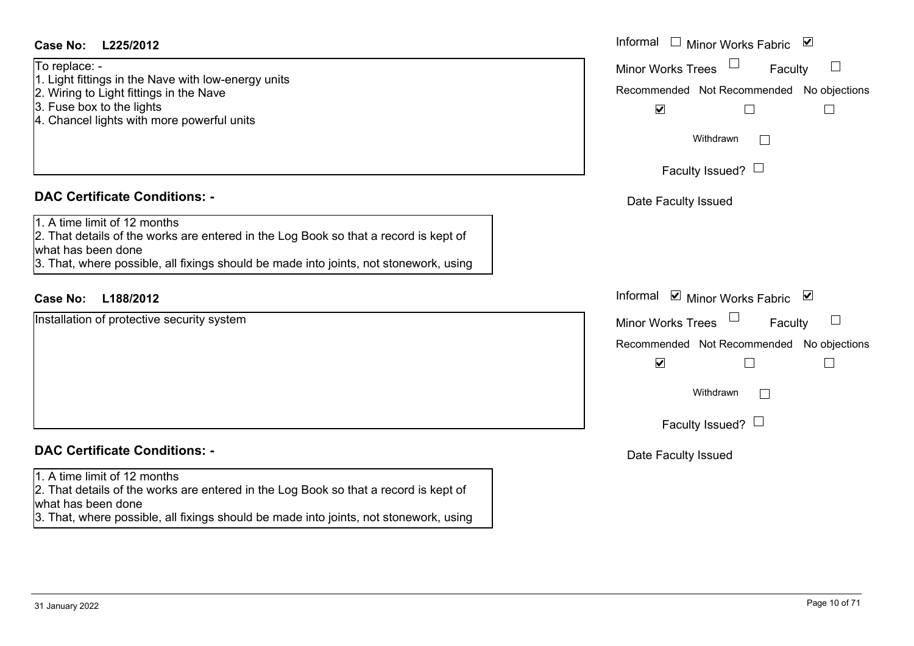**Case No: L225/2012**

To replace: -
1. Light fittings in the Nave with low-energy units
2. Wiring to Light fittings in the Nave
3. Fuse box to the lights
4. Chancel lights with more powerful units

Informal ☐ Minor Works Fabric ☑

Minor Works Trees ☐ Faculty ☐

Recommended ☑ Not Recommended ☐ No objections ☐

Withdrawn ☐

Faculty Issued? ☐

Date Faculty Issued

## DAC Certificate Conditions: -

1. A time limit of 12 months
2. That details of the works are entered in the Log Book so that a record is kept of what has been done
3. That, where possible, all fixings should be made into joints, not stonework, using

**Case No: L188/2012**

Installation of protective security system

Informal ☑ Minor Works Fabric ☑

Minor Works Trees ☐ Faculty ☐

Recommended ☑ Not Recommended ☐ No objections ☐

Withdrawn ☐

Faculty Issued? ☐

Date Faculty Issued

## DAC Certificate Conditions: -

1. A time limit of 12 months
2. That details of the works are entered in the Log Book so that a record is kept of what has been done
3. That, where possible, all fixings should be made into joints, not stonework, using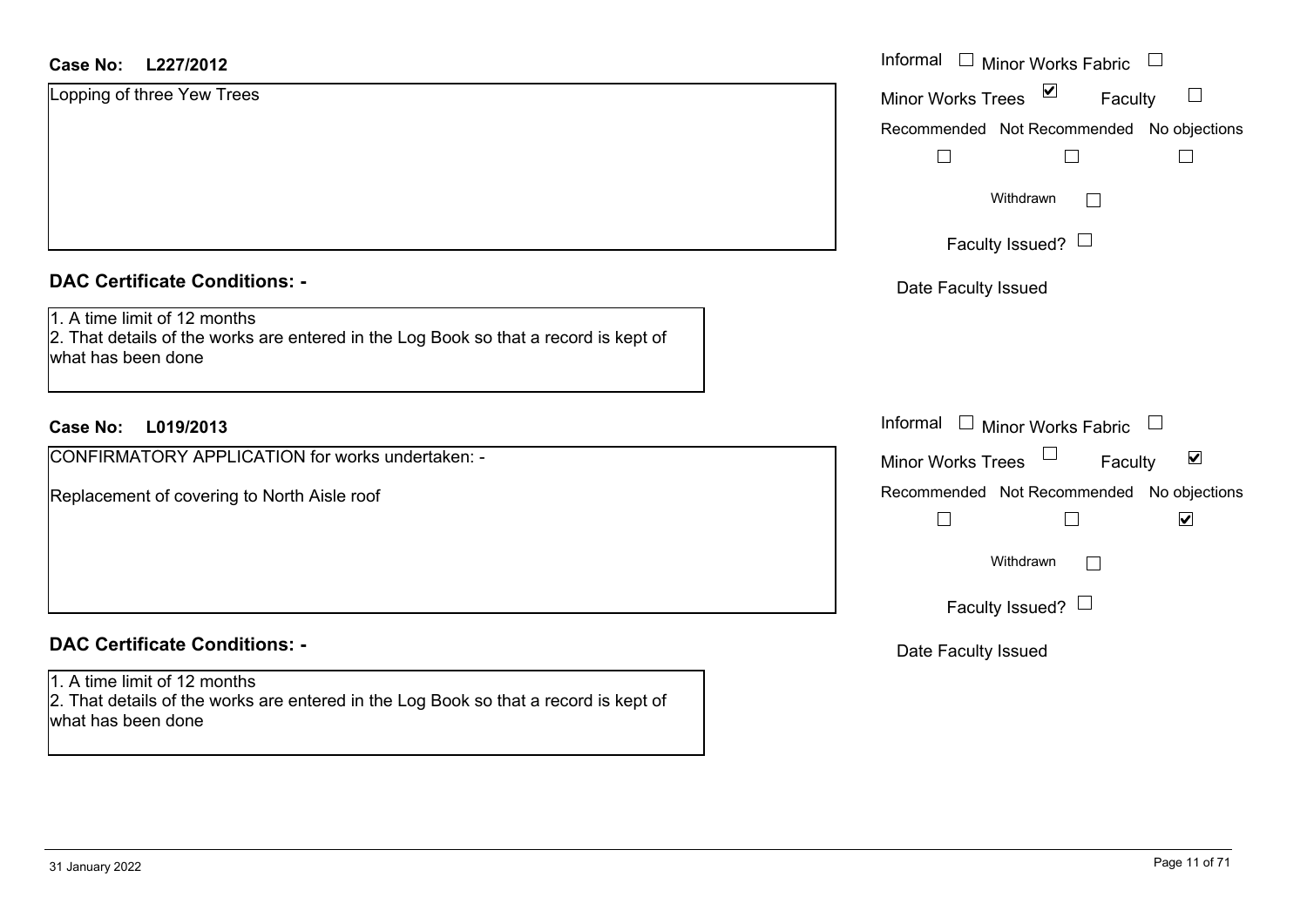**Case No:** **L227/2012**

Lopping of three Yew Trees

Informal ☐ Minor Works Fabric ☐

Minor Works Trees ☑ Faculty ☐

Recommended ☐ Not Recommended ☐ No objections ☐

Withdrawn ☐

Faculty Issued? ☐

Date Faculty Issued

## DAC Certificate Conditions: -

1. A time limit of 12 months
2. That details of the works are entered in the Log Book so that a record is kept of what has been done

**Case No:** **L019/2013**

CONFIRMATORY APPLICATION for works undertaken: -

Replacement of covering to North Aisle roof

Informal ☐ Minor Works Fabric ☐

Minor Works Trees ☐ Faculty ☑

Recommended ☐ Not Recommended ☐ No objections ☑

Withdrawn ☐

Faculty Issued? ☐

Date Faculty Issued

## DAC Certificate Conditions: -

1. A time limit of 12 months
2. That details of the works are entered in the Log Book so that a record is kept of what has been done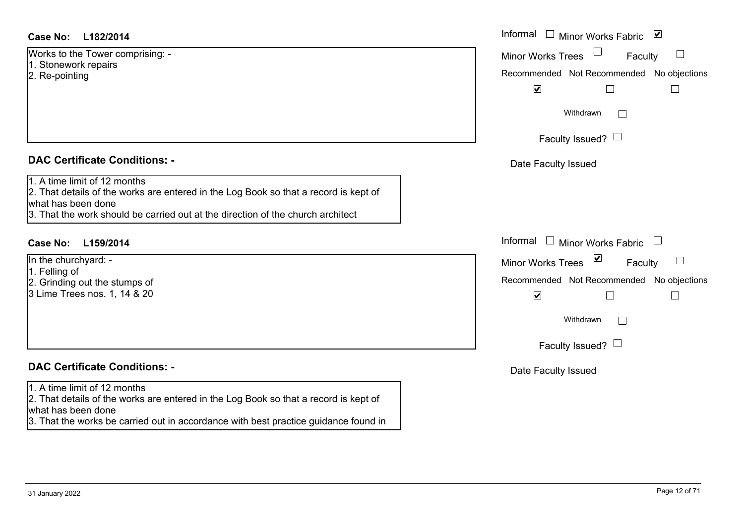**Case No: L182/2014**

Works to the Tower comprising: -
1. Stonework repairs
2. Re-pointing

Informal ☐ Minor Works Fabric ☑
Minor Works Trees ☐ Faculty ☐
Recommended ☑ Not Recommended ☐ No objections ☐
Withdrawn ☐
Faculty Issued? ☐
Date Faculty Issued

**DAC Certificate Conditions: -**

1. A time limit of 12 months
2. That details of the works are entered in the Log Book so that a record is kept of what has been done
3. That the work should be carried out at the direction of the church architect

**Case No: L159/2014**

In the churchyard: -
1. Felling of
2. Grinding out the stumps of
3 Lime Trees nos. 1, 14 & 20

Informal ☐ Minor Works Fabric ☐
Minor Works Trees ☑ Faculty ☐
Recommended ☑ Not Recommended ☐ No objections ☐
Withdrawn ☐
Faculty Issued? ☐
Date Faculty Issued

**DAC Certificate Conditions: -**

1. A time limit of 12 months
2. That details of the works are entered in the Log Book so that a record is kept of what has been done
3. That the works be carried out in accordance with best practice guidance found in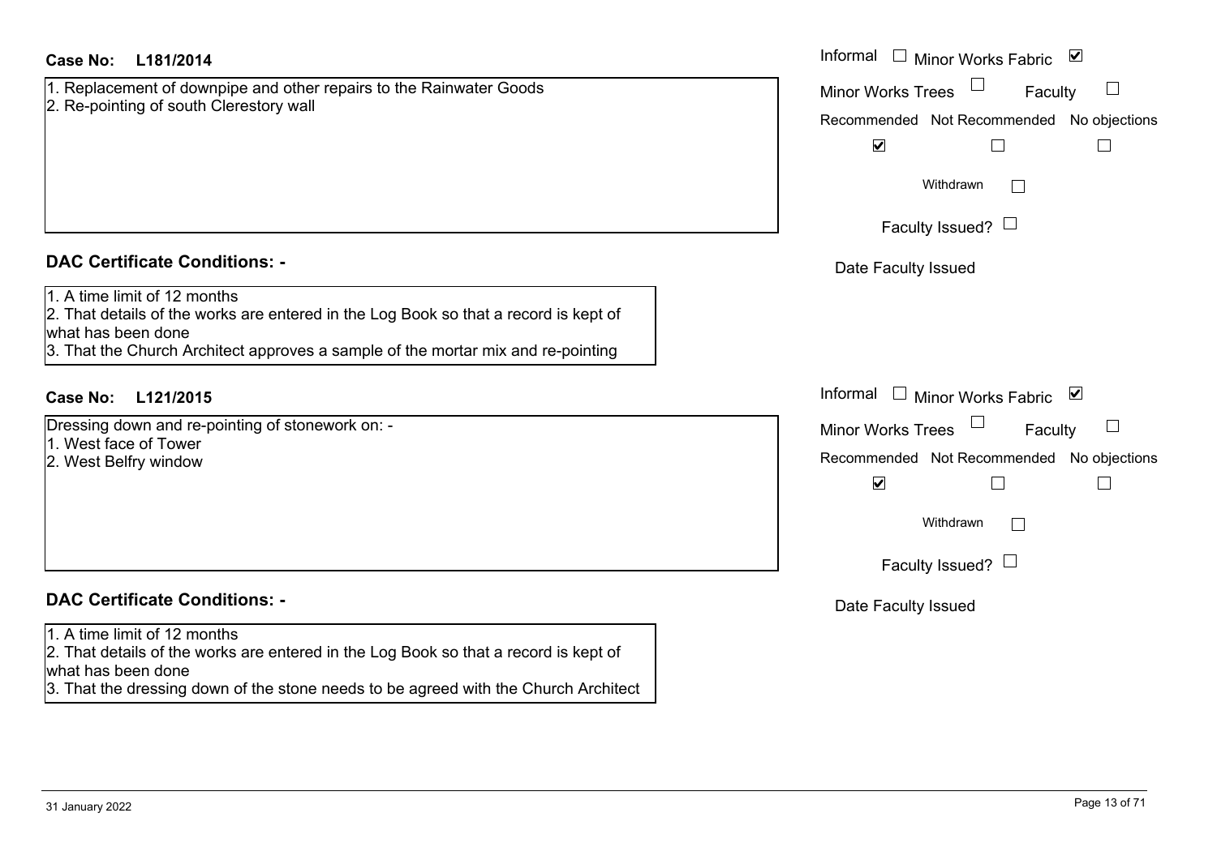**Case No: L181/2014**

1. Replacement of downpipe and other repairs to the Rainwater Goods
2. Re-pointing of south Clerestory wall

Informal ☐ Minor Works Fabric ☑
Minor Works Trees ☐ Faculty ☐

| Recommended | Not Recommended | No objections |
| --- | --- | --- |
| ☑ | ☐ | ☐ |

Withdrawn ☐

Faculty Issued? ☐

Date Faculty Issued

**DAC Certificate Conditions: -**

1. A time limit of 12 months
2. That details of the works are entered in the Log Book so that a record is kept of what has been done
3. That the Church Architect approves a sample of the mortar mix and re-pointing

**Case No: L121/2015**

Dressing down and re-pointing of stonework on: -
1. West face of Tower
2. West Belfry window

Informal ☐ Minor Works Fabric ☑
Minor Works Trees ☐ Faculty ☐

| Recommended | Not Recommended | No objections |
| --- | --- | --- |
| ☑ | ☐ | ☐ |

Withdrawn ☐

Faculty Issued? ☐

Date Faculty Issued

**DAC Certificate Conditions: -**

1. A time limit of 12 months
2. That details of the works are entered in the Log Book so that a record is kept of what has been done
3. That the dressing down of the stone needs to be agreed with the Church Architect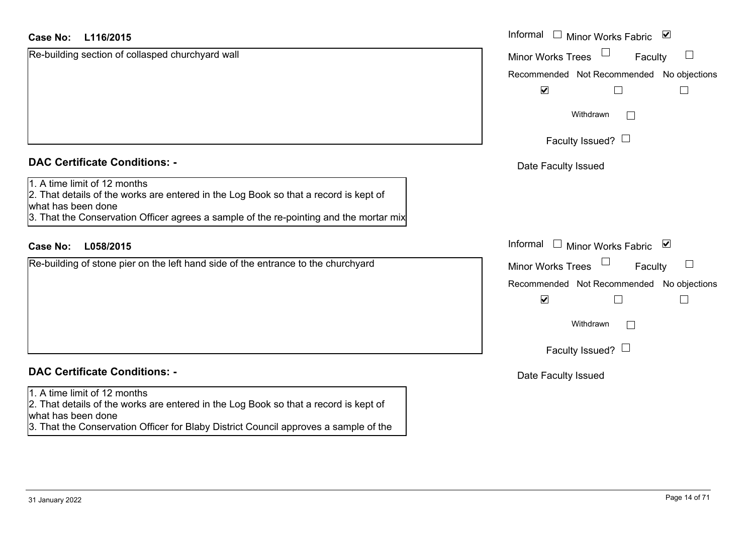**Case No:** **L116/2015**

Re-building section of collasped churchyard wall

Informal ☐ Minor Works Fabric ☑

Minor Works Trees ☐ Faculty ☐

Recommended ☑ Not Recommended ☐ No objections ☐

Withdrawn ☐

Faculty Issued? ☐

Date Faculty Issued

## DAC Certificate Conditions: -

1. A time limit of 12 months
2. That details of the works are entered in the Log Book so that a record is kept of what has been done
3. That the Conservation Officer agrees a sample of the re-pointing and the mortar mix

**Case No:** **L058/2015**

Re-building of stone pier on the left hand side of the entrance to the churchyard

Informal ☐ Minor Works Fabric ☑

Minor Works Trees ☐ Faculty ☐

Recommended ☑ Not Recommended ☐ No objections ☐

Withdrawn ☐

Faculty Issued? ☐

Date Faculty Issued

## DAC Certificate Conditions: -

1. A time limit of 12 months
2. That details of the works are entered in the Log Book so that a record is kept of what has been done
3. That the Conservation Officer for Blaby District Council approves a sample of the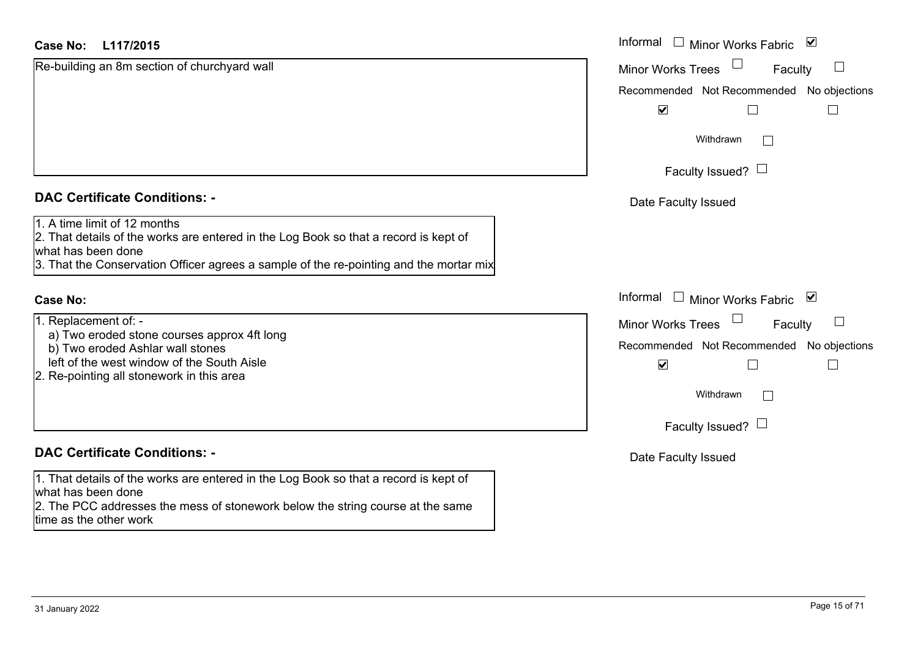**Case No:** L117/2015

Re-building an 8m section of churchyard wall

Informal ☐ Minor Works Fabric ☑
Minor Works Trees ☐ Faculty ☐

| Recommended | Not Recommended | No objections |
| --- | --- | --- |
| ☑ | ☐ | ☐ |

Withdrawn ☐

Faculty Issued? ☐

Date Faculty Issued

## DAC Certificate Conditions: -

1. A time limit of 12 months
2. That details of the works are entered in the Log Book so that a record is kept of what has been done
3. That the Conservation Officer agrees a sample of the re-pointing and the mortar mix

**Case No:**

1. Replacement of: -
   a) Two eroded stone courses approx 4ft long
   b) Two eroded Ashlar wall stones
   left of the west window of the South Aisle
2. Re-pointing all stonework in this area

Informal ☐ Minor Works Fabric ☑
Minor Works Trees ☐ Faculty ☐

| Recommended | Not Recommended | No objections |
| --- | --- | --- |
| ☑ | ☐ | ☐ |

Withdrawn ☐

Faculty Issued? ☐

Date Faculty Issued

## DAC Certificate Conditions: -

1. That details of the works are entered in the Log Book so that a record is kept of what has been done
2. The PCC addresses the mess of stonework below the string course at the same time as the other work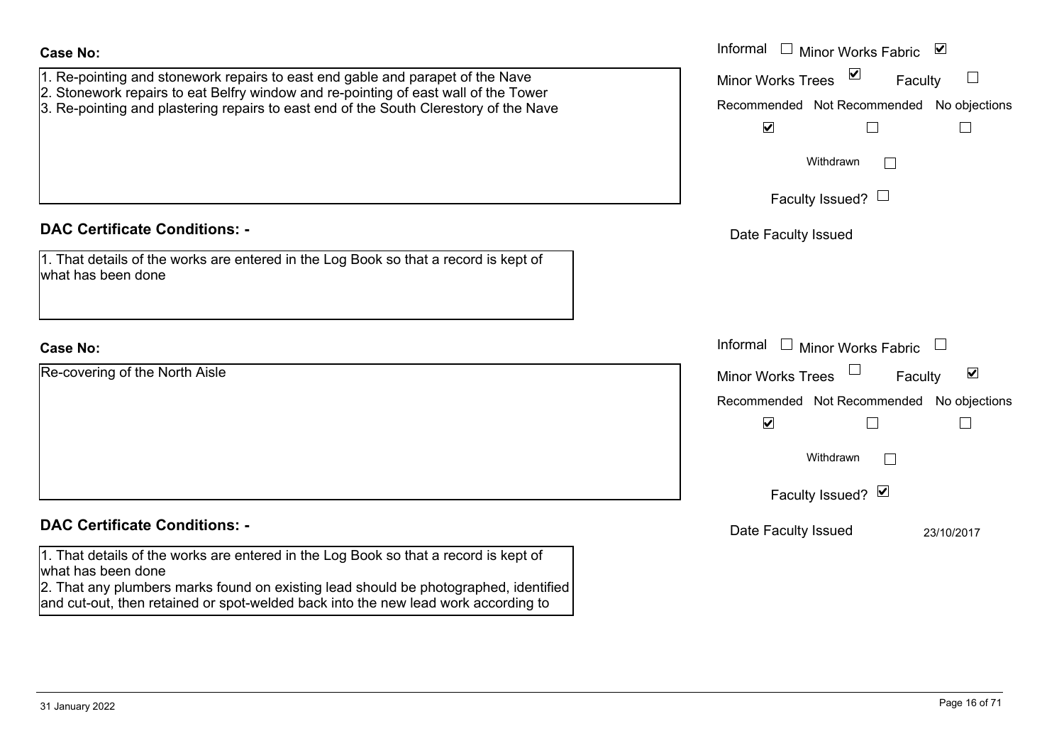**Case No:**

1. Re-pointing and stonework repairs to east end gable and parapet of the Nave
2. Stonework repairs to eat Belfry window and re-pointing of east wall of the Tower
3. Re-pointing and plastering repairs to east end of the South Clerestory of the Nave

Informal ☐ Minor Works Fabric ☑
Minor Works Trees ☑ Faculty ☐

| Recommended | Not Recommended | No objections |
|---|---|---|
| ☑ | ☐ | ☐ |

Withdrawn ☐

Faculty Issued? ☐

Date Faculty Issued

**DAC Certificate Conditions: -**

1. That details of the works are entered in the Log Book so that a record is kept of what has been done

**Case No:**

Re-covering of the North Aisle

Informal ☐ Minor Works Fabric ☐
Minor Works Trees ☐ Faculty ☑

| Recommended | Not Recommended | No objections |
|---|---|---|
| ☑ | ☐ | ☐ |

Withdrawn ☐

Faculty Issued? ☑

Date Faculty Issued 23/10/2017

**DAC Certificate Conditions: -**

1. That details of the works are entered in the Log Book so that a record is kept of what has been done
2. That any plumbers marks found on existing lead should be photographed, identified and cut-out, then retained or spot-welded back into the new lead work according to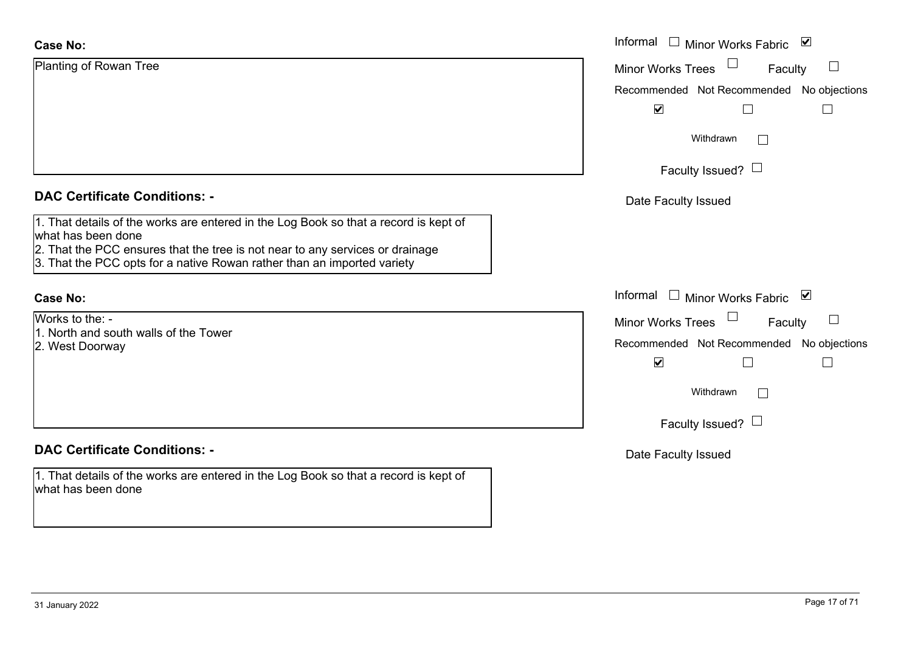**Case No:**

Planting of Rowan Tree

Informal ☐ Minor Works Fabric ☑
Minor Works Trees ☐ Faculty ☐

| Recommended | Not Recommended | No objections |
|---|---|---|
| ☑ | ☐ | ☐ |

Withdrawn ☐

Faculty Issued? ☐

Date Faculty Issued

**DAC Certificate Conditions: -**

1. That details of the works are entered in the Log Book so that a record is kept of what has been done
2. That the PCC ensures that the tree is not near to any services or drainage
3. That the PCC opts for a native Rowan rather than an imported variety

**Case No:**

Works to the: -
1. North and south walls of the Tower
2. West Doorway

Informal ☐ Minor Works Fabric ☑
Minor Works Trees ☐ Faculty ☐

| Recommended | Not Recommended | No objections |
|---|---|---|
| ☑ | ☐ | ☐ |

Withdrawn ☐

Faculty Issued? ☐

Date Faculty Issued

**DAC Certificate Conditions: -**

1. That details of the works are entered in the Log Book so that a record is kept of what has been done

31 January 2022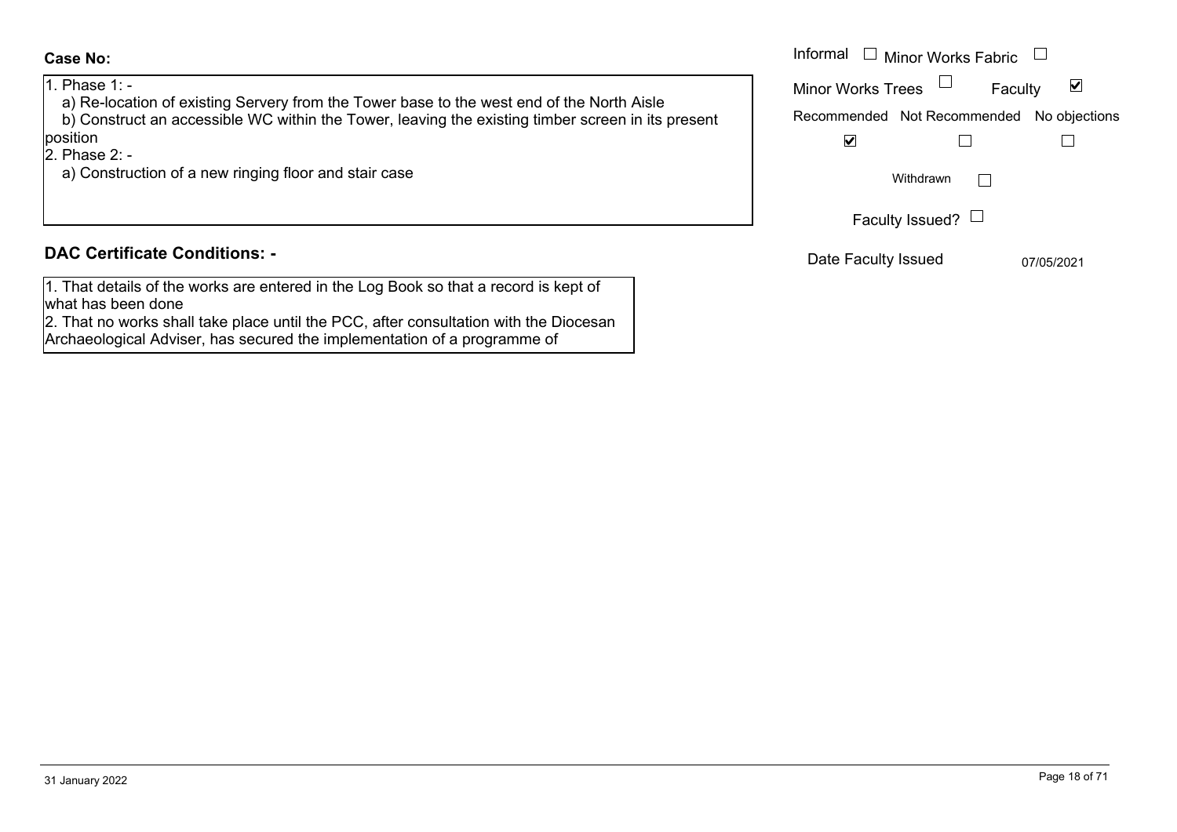**Case No:**

1. Phase 1: -
   a) Re-location of existing Servery from the Tower base to the west end of the North Aisle
   b) Construct an accessible WC within the Tower, leaving the existing timber screen in its present position
2. Phase 2: -
   a) Construction of a new ringing floor and stair case

Informal ☐ Minor Works Fabric ☐

Minor Works Trees ☐ Faculty ☑

| Recommended | Not Recommended | No objections |
|---|---|---|
| ☑ | ☐ | ☐ |

Withdrawn ☐

Faculty Issued? ☐

Date Faculty Issued 07/05/2021

## DAC Certificate Conditions: -

1. That details of the works are entered in the Log Book so that a record is kept of what has been done
2. That no works shall take place until the PCC, after consultation with the Diocesan Archaeological Adviser, has secured the implementation of a programme of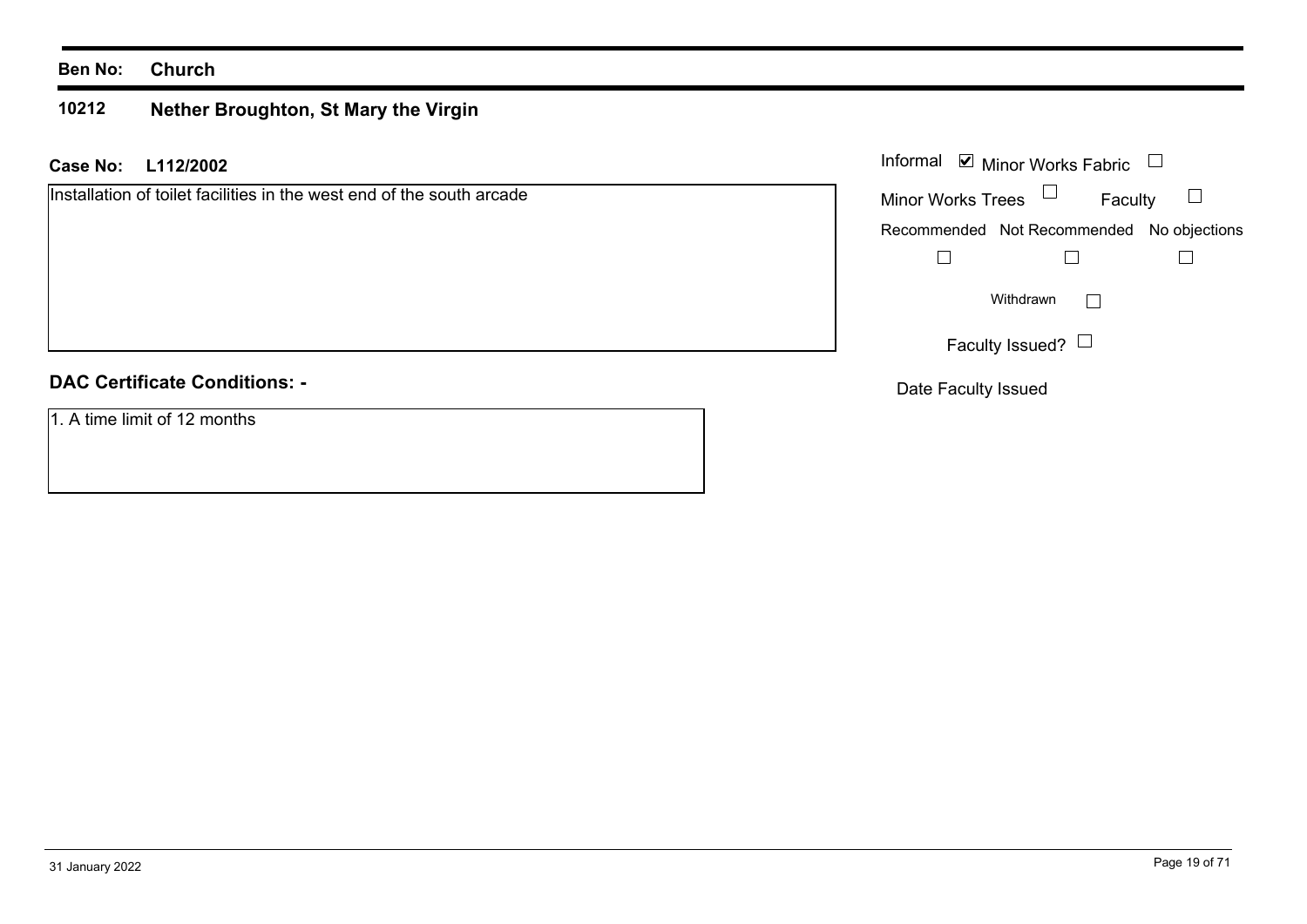**Ben No: Church**

## 10212 Nether Broughton, St Mary the Virgin

**Case No: L112/2002**

Installation of toilet facilities in the west end of the south arcade

Informal ☑ Minor Works Fabric ☐

Minor Works Trees ☐ Faculty ☐

Recommended ☐ Not Recommended ☐ No objections ☐

Withdrawn ☐

Faculty Issued? ☐

Date Faculty Issued

**DAC Certificate Conditions: -**

1. A time limit of 12 months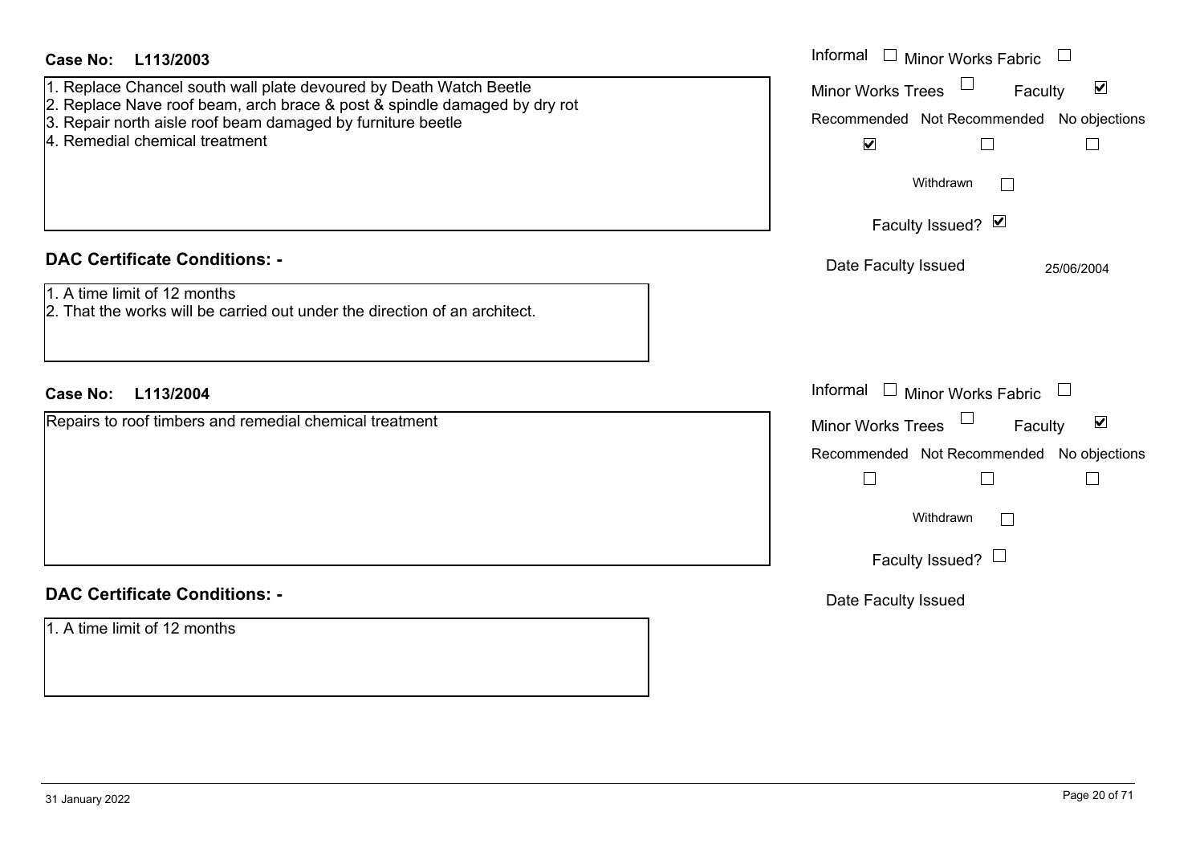**Case No:** **L113/2003**

1. Replace Chancel south wall plate devoured by Death Watch Beetle
2. Replace Nave roof beam, arch brace & post & spindle damaged by dry rot
3. Repair north aisle roof beam damaged by furniture beetle
4. Remedial chemical treatment

Informal ☐ Minor Works Fabric ☐
Minor Works Trees ☐ Faculty ☑
Recommended ☑ Not Recommended ☐ No objections ☐
Withdrawn ☐
Faculty Issued? ☑
Date Faculty Issued 25/06/2004

## DAC Certificate Conditions: -

1. A time limit of 12 months
2. That the works will be carried out under the direction of an architect.

**Case No:** **L113/2004**

Repairs to roof timbers and remedial chemical treatment

Informal ☐ Minor Works Fabric ☐
Minor Works Trees ☐ Faculty ☑
Recommended ☐ Not Recommended ☐ No objections ☐
Withdrawn ☐
Faculty Issued? ☐
Date Faculty Issued

## DAC Certificate Conditions: -

1. A time limit of 12 months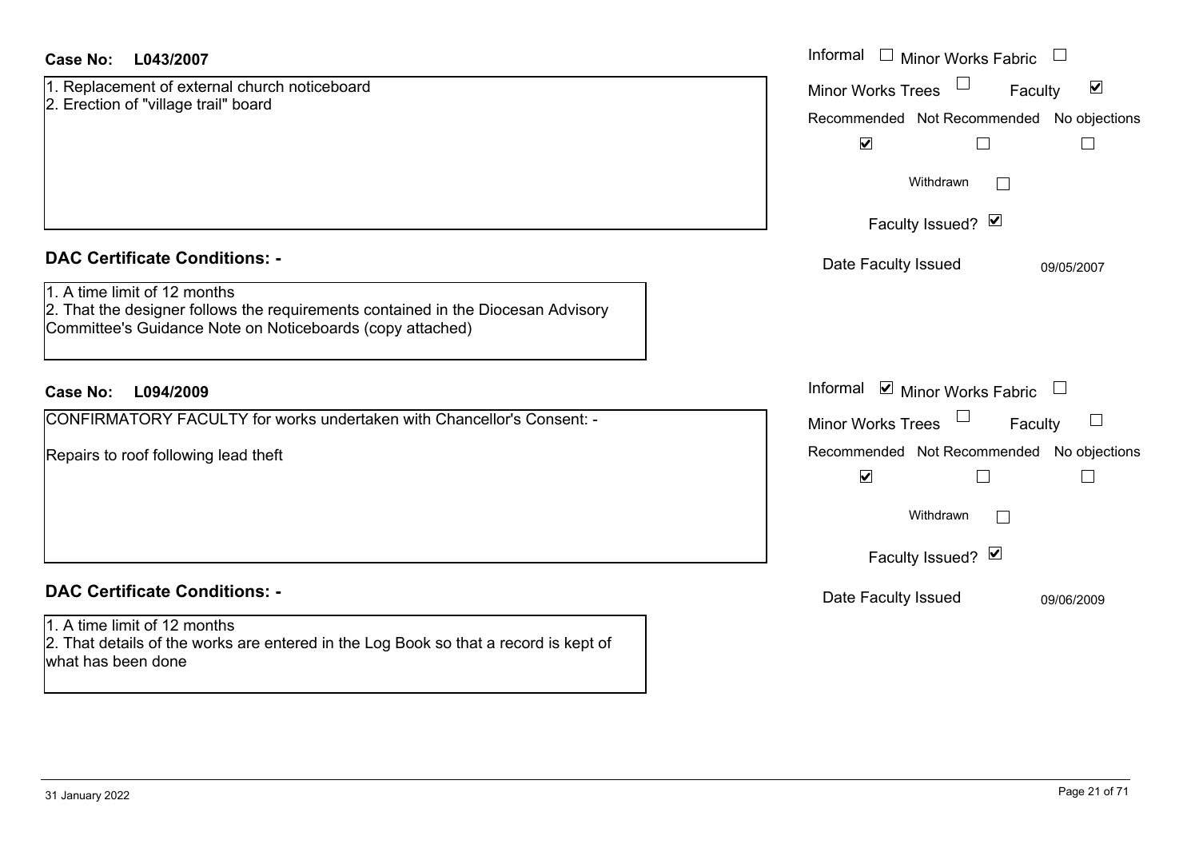**Case No: L043/2007**

1. Replacement of external church noticeboard
2. Erection of "village trail" board

Informal ☐ Minor Works Fabric ☐
Minor Works Trees ☐ Faculty ☑
Recommended ☑ Not Recommended ☐ No objections ☐
Withdrawn ☐
Faculty Issued? ☑
Date Faculty Issued 09/05/2007

**DAC Certificate Conditions: -**

1. A time limit of 12 months
2. That the designer follows the requirements contained in the Diocesan Advisory Committee's Guidance Note on Noticeboards (copy attached)

**Case No: L094/2009**

CONFIRMATORY FACULTY for works undertaken with Chancellor's Consent: -

Repairs to roof following lead theft

Informal ☑ Minor Works Fabric ☐
Minor Works Trees ☐ Faculty ☐
Recommended ☑ Not Recommended ☐ No objections ☐
Withdrawn ☐
Faculty Issued? ☑
Date Faculty Issued 09/06/2009

**DAC Certificate Conditions: -**

1. A time limit of 12 months
2. That details of the works are entered in the Log Book so that a record is kept of what has been done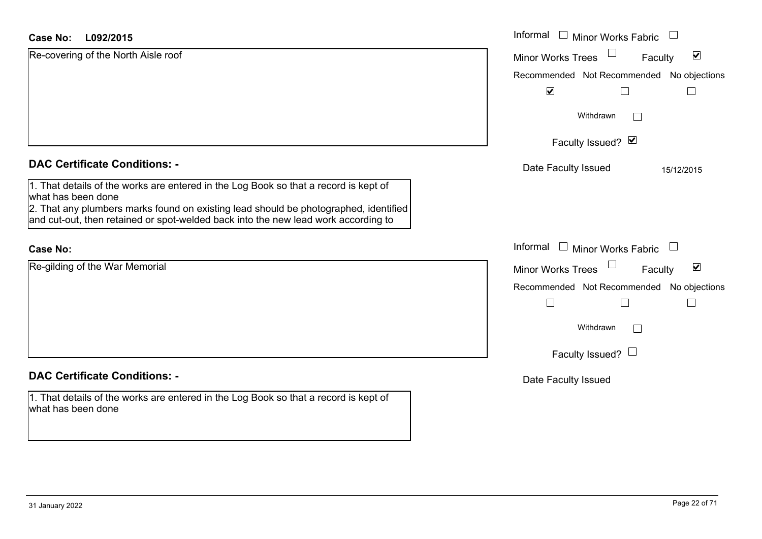**Case No:** L092/2015

Re-covering of the North Aisle roof

Informal ☐ Minor Works Fabric ☐

Minor Works Trees ☐ Faculty ☑

Recommended ☑ Not Recommended ☐ No objections ☐

Withdrawn ☐

Faculty Issued? ☑

Date Faculty Issued 15/12/2015

**DAC Certificate Conditions: -**

1. That details of the works are entered in the Log Book so that a record is kept of what has been done
2. That any plumbers marks found on existing lead should be photographed, identified and cut-out, then retained or spot-welded back into the new lead work according to

**Case No:**

Re-gilding of the War Memorial

Informal ☐ Minor Works Fabric ☐

Minor Works Trees ☐ Faculty ☑

Recommended ☐ Not Recommended ☐ No objections ☐

Withdrawn ☐

Faculty Issued? ☐

Date Faculty Issued

**DAC Certificate Conditions: -**

1. That details of the works are entered in the Log Book so that a record is kept of what has been done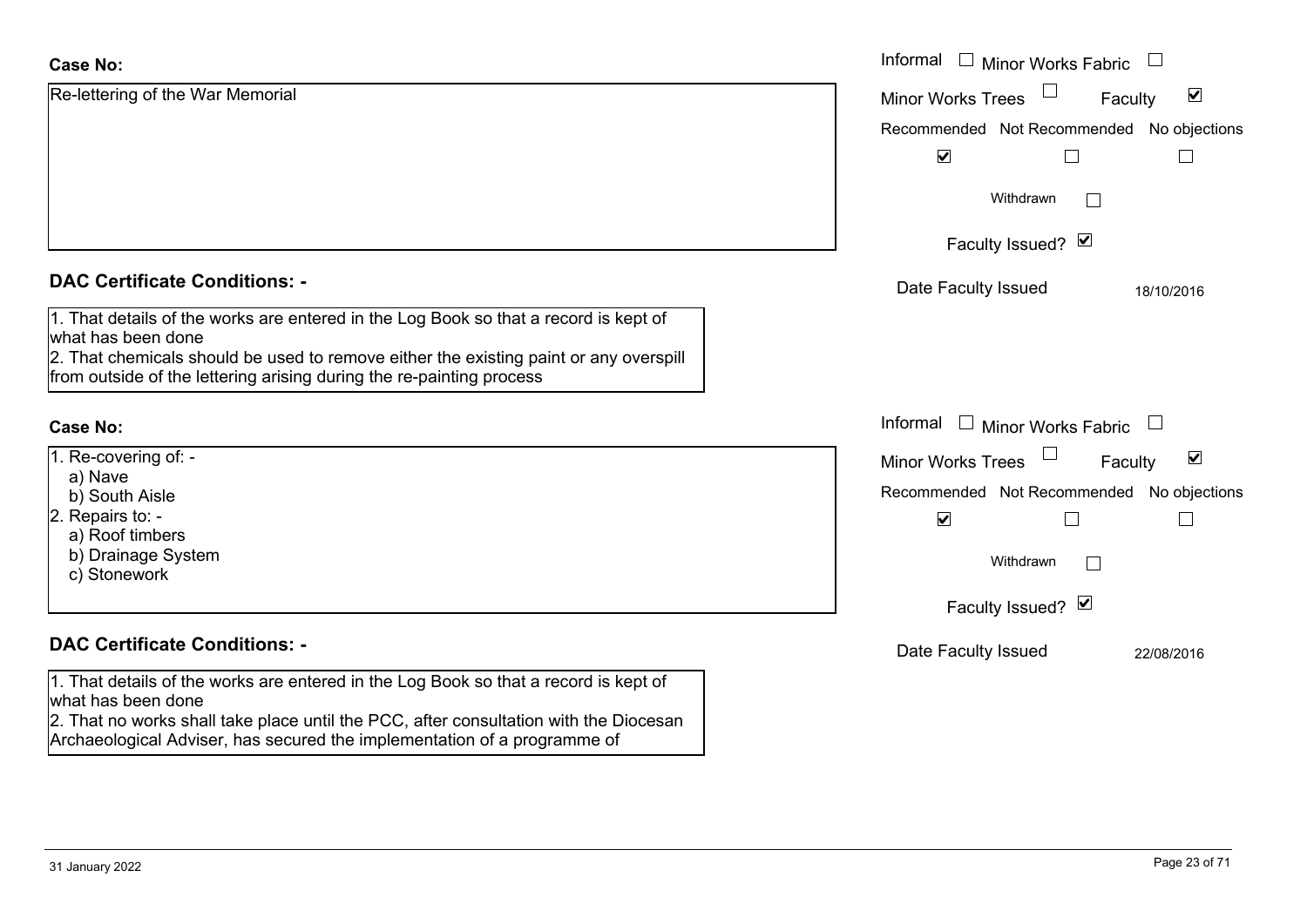**Case No:**

Re-lettering of the War Memorial

Informal ☐ Minor Works Fabric ☐
Minor Works Trees ☐ Faculty ☑

| Recommended | Not Recommended | No objections |
|---|---|---|
| ☑ | ☐ | ☐ |

Withdrawn ☐

Faculty Issued? ☑

Date Faculty Issued 18/10/2016

**DAC Certificate Conditions: -**

1. That details of the works are entered in the Log Book so that a record is kept of what has been done
2. That chemicals should be used to remove either the existing paint or any overspill from outside of the lettering arising during the re-painting process

**Case No:**

1. Re-covering of: -
   a) Nave
   b) South Aisle
2. Repairs to: -
   a) Roof timbers
   b) Drainage System
   c) Stonework

Informal ☐ Minor Works Fabric ☐
Minor Works Trees ☐ Faculty ☑

| Recommended | Not Recommended | No objections |
|---|---|---|
| ☑ | ☐ | ☐ |

Withdrawn ☐

Faculty Issued? ☑

Date Faculty Issued 22/08/2016

**DAC Certificate Conditions: -**

1. That details of the works are entered in the Log Book so that a record is kept of what has been done
2. That no works shall take place until the PCC, after consultation with the Diocesan Archaeological Adviser, has secured the implementation of a programme of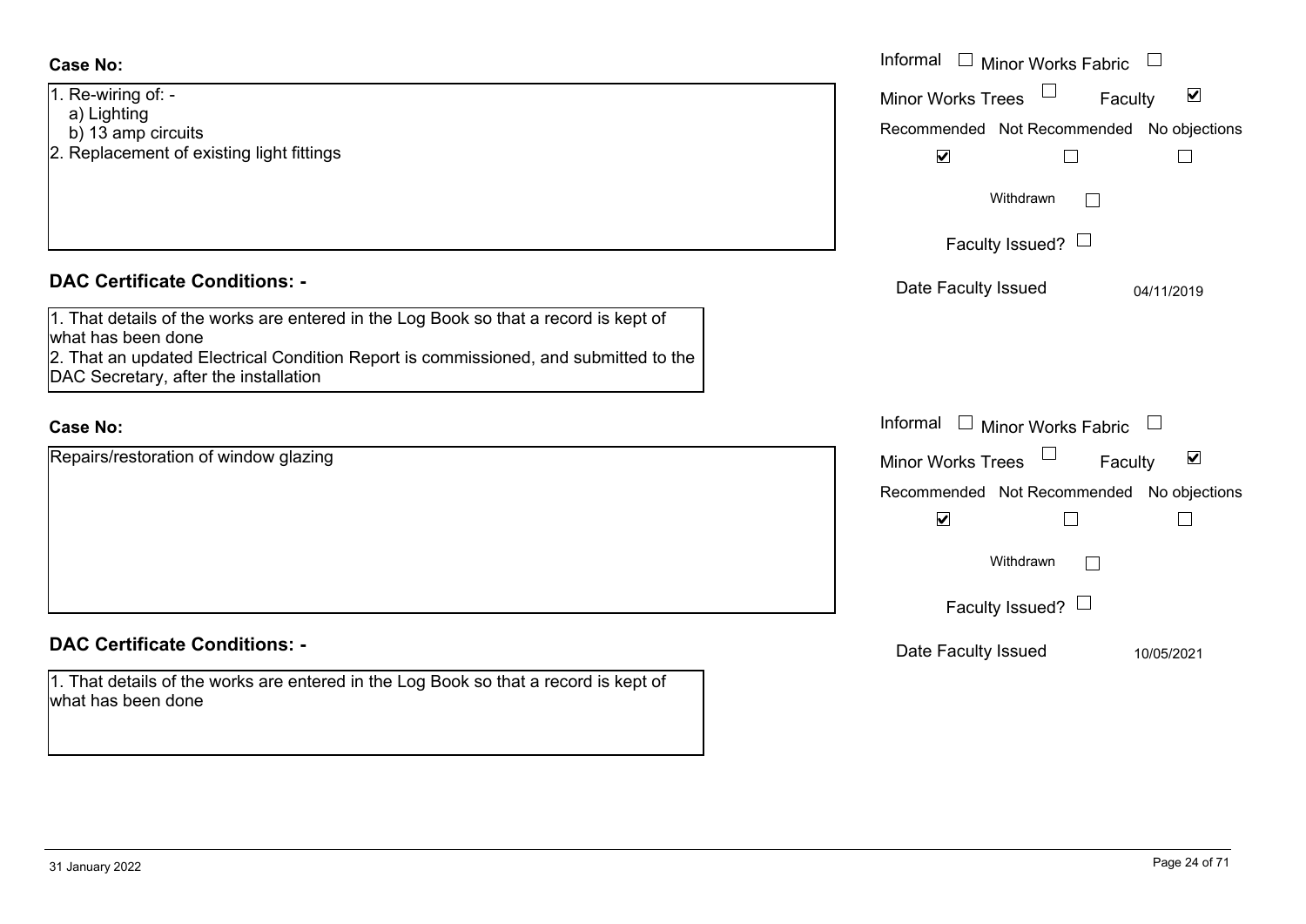**Case No:**

1. Re-wiring of: -
   a) Lighting
   b) 13 amp circuits
2. Replacement of existing light fittings

Informal ☐ Minor Works Fabric ☐

Minor Works Trees ☐ Faculty ☑

Recommended ☑ Not Recommended ☐ No objections ☐

Withdrawn ☐

Faculty Issued? ☐

Date Faculty Issued 04/11/2019

**DAC Certificate Conditions: -**

1. That details of the works are entered in the Log Book so that a record is kept of what has been done
2. That an updated Electrical Condition Report is commissioned, and submitted to the DAC Secretary, after the installation

**Case No:**

Repairs/restoration of window glazing

Informal ☐ Minor Works Fabric ☐

Minor Works Trees ☐ Faculty ☑

Recommended ☑ Not Recommended ☐ No objections ☐

Withdrawn ☐

Faculty Issued? ☐

Date Faculty Issued 10/05/2021

**DAC Certificate Conditions: -**

1. That details of the works are entered in the Log Book so that a record is kept of what has been done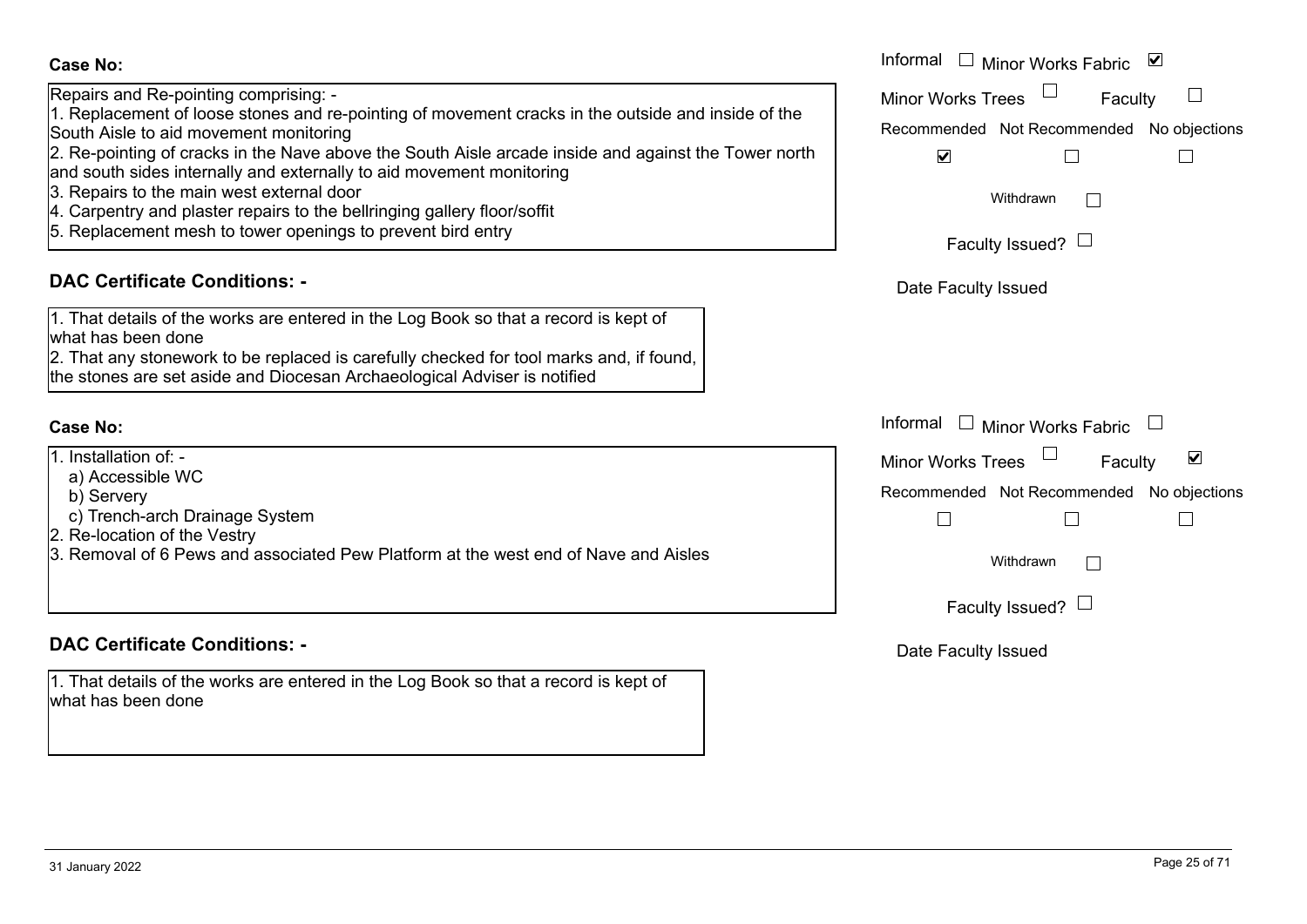**Case No:**

Repairs and Re-pointing comprising: -
1. Replacement of loose stones and re-pointing of movement cracks in the outside and inside of the South Aisle to aid movement monitoring
2. Re-pointing of cracks in the Nave above the South Aisle arcade inside and against the Tower north and south sides internally and externally to aid movement monitoring
3. Repairs to the main west external door
4. Carpentry and plaster repairs to the bellringing gallery floor/soffit
5. Replacement mesh to tower openings to prevent bird entry

Informal ☐ Minor Works Fabric ☑
Minor Works Trees ☐ Faculty ☐

Recommended ☑ Not Recommended ☐ No objections ☐

Withdrawn ☐

Faculty Issued? ☐

Date Faculty Issued

## DAC Certificate Conditions: -

1. That details of the works are entered in the Log Book so that a record is kept of what has been done
2. That any stonework to be replaced is carefully checked for tool marks and, if found, the stones are set aside and Diocesan Archaeological Adviser is notified

**Case No:**

1. Installation of: -
   a) Accessible WC
   b) Servery
   c) Trench-arch Drainage System
2. Re-location of the Vestry
3. Removal of 6 Pews and associated Pew Platform at the west end of Nave and Aisles

Informal ☐ Minor Works Fabric ☐
Minor Works Trees ☐ Faculty ☑

Recommended ☐ Not Recommended ☐ No objections ☐

Withdrawn ☐

Faculty Issued? ☐

Date Faculty Issued

## DAC Certificate Conditions: -

1. That details of the works are entered in the Log Book so that a record is kept of what has been done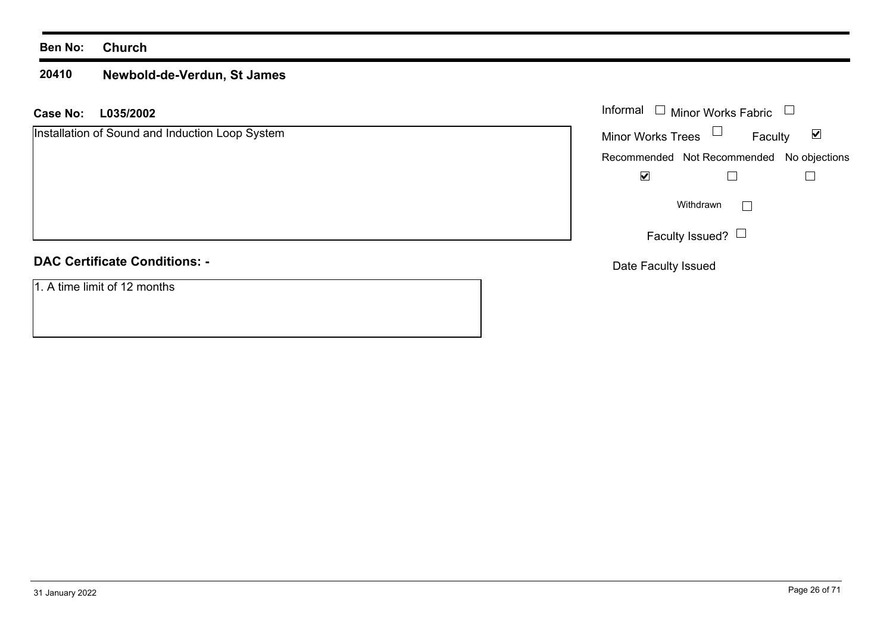**Ben No:** **Church**

**20410** **Newbold-de-Verdun, St James**

**Case No:** **L035/2002**

Installation of Sound and Induction Loop System

Informal ☐ Minor Works Fabric ☐

Minor Works Trees ☐ Faculty ☑

| Recommended | Not Recommended | No objections |
|---|---|---|
| ☑ | ☐ | ☐ |

Withdrawn ☐

Faculty Issued? ☐

Date Faculty Issued

**DAC Certificate Conditions: -**

1. A time limit of 12 months

31 January 2022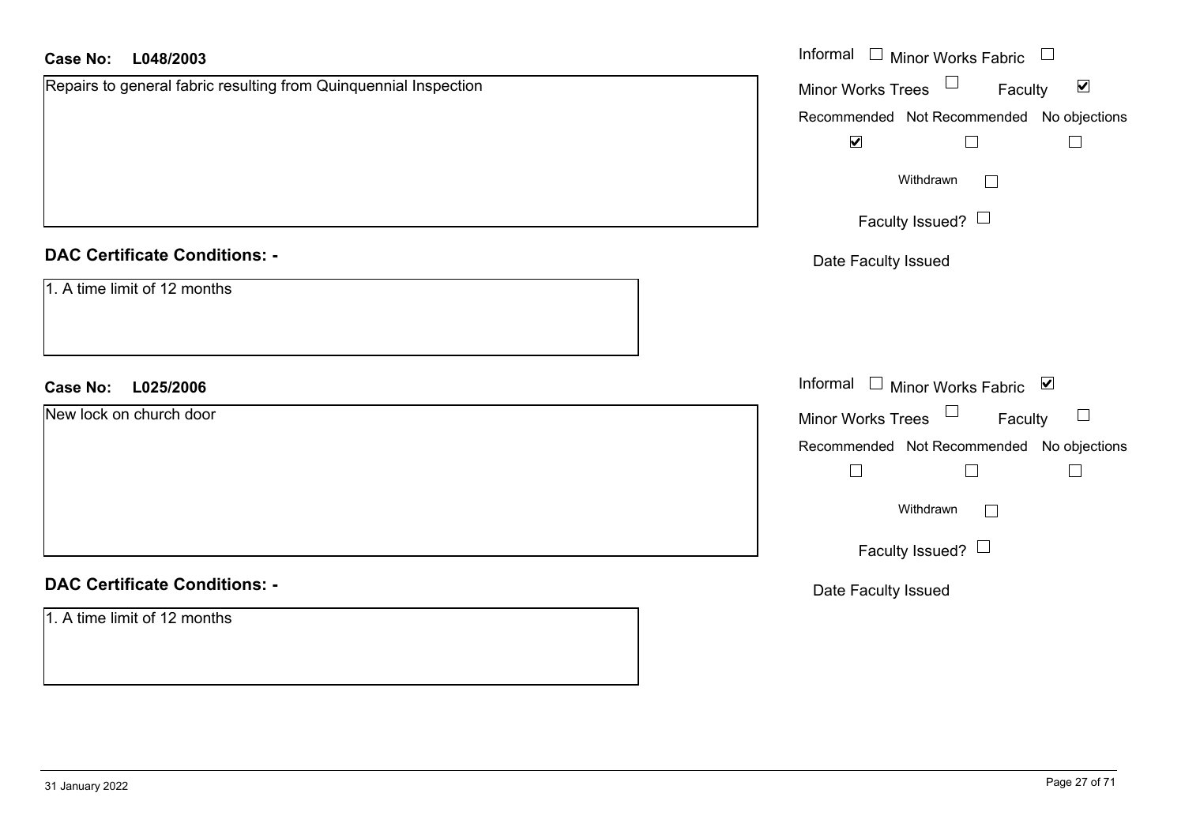**Case No: L048/2003**

Repairs to general fabric resulting from Quinquennial Inspection

Informal ☐ Minor Works Fabric ☐
Minor Works Trees ☐ Faculty ☑

| Recommended | Not Recommended | No objections |
| --- | --- | --- |
| ☑ | ☐ | ☐ |

Withdrawn ☐

Faculty Issued? ☐

Date Faculty Issued

## DAC Certificate Conditions: -

1. A time limit of 12 months

**Case No: L025/2006**

New lock on church door

Informal ☐ Minor Works Fabric ☑
Minor Works Trees ☐ Faculty ☐

| Recommended | Not Recommended | No objections |
| --- | --- | --- |
| ☐ | ☐ | ☐ |

Withdrawn ☐

Faculty Issued? ☐

Date Faculty Issued

## DAC Certificate Conditions: -

1. A time limit of 12 months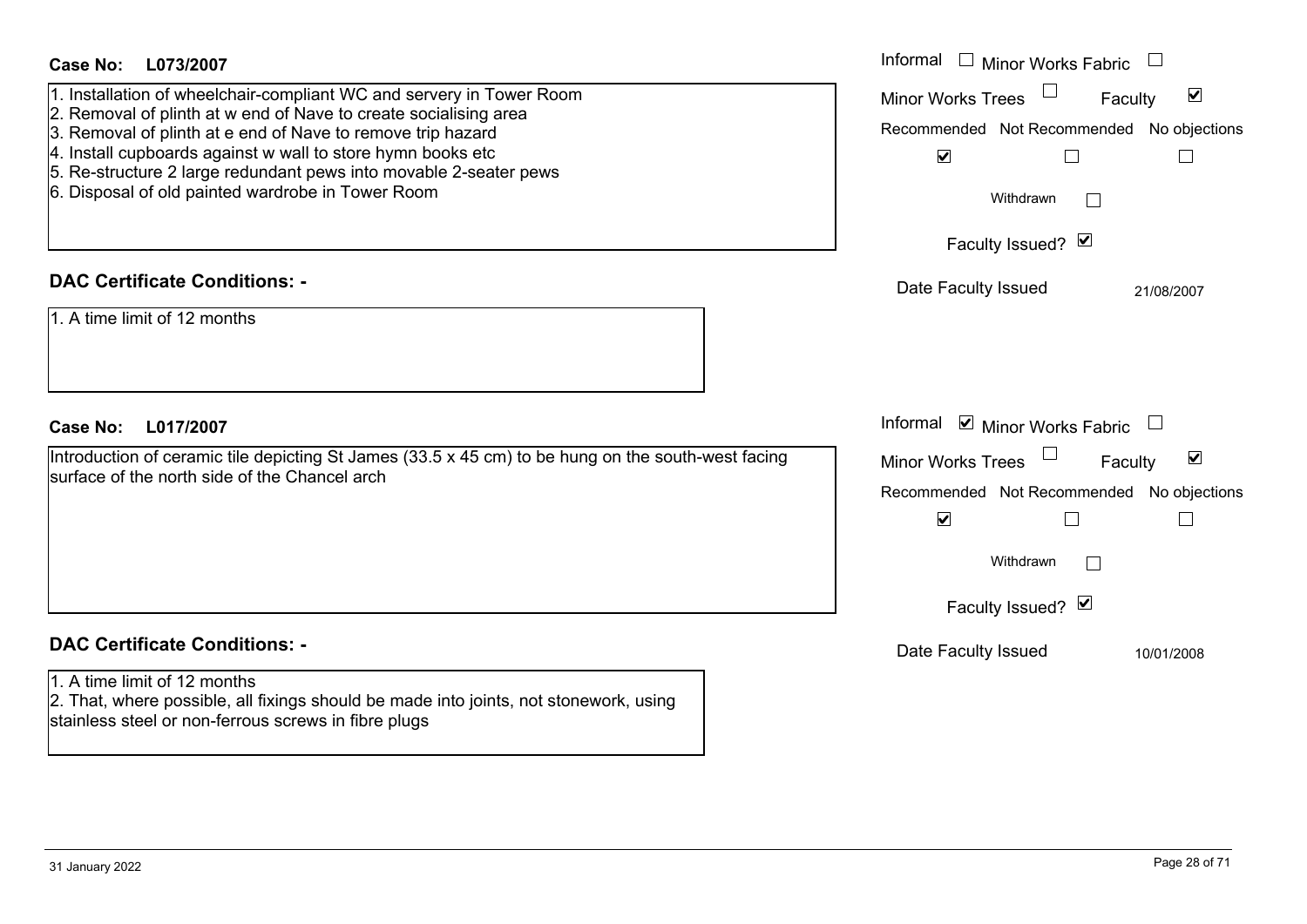**Case No: L073/2007**

1. Installation of wheelchair-compliant WC and servery in Tower Room
2. Removal of plinth at w end of Nave to create socialising area
3. Removal of plinth at e end of Nave to remove trip hazard
4. Install cupboards against w wall to store hymn books etc
5. Re-structure 2 large redundant pews into movable 2-seater pews
6. Disposal of old painted wardrobe in Tower Room

Informal ☐ Minor Works Fabric ☐
Minor Works Trees ☐ Faculty ☑
Recommended ☑ Not Recommended ☐ No objections ☐
Withdrawn ☐
Faculty Issued? ☑
Date Faculty Issued 21/08/2007

**DAC Certificate Conditions: -**

1. A time limit of 12 months

**Case No: L017/2007**

Introduction of ceramic tile depicting St James (33.5 x 45 cm) to be hung on the south-west facing surface of the north side of the Chancel arch

Informal ☑ Minor Works Fabric ☐
Minor Works Trees ☐ Faculty ☑
Recommended ☑ Not Recommended ☐ No objections ☐
Withdrawn ☐
Faculty Issued? ☑
Date Faculty Issued 10/01/2008

**DAC Certificate Conditions: -**

1. A time limit of 12 months
2. That, where possible, all fixings should be made into joints, not stonework, using stainless steel or non-ferrous screws in fibre plugs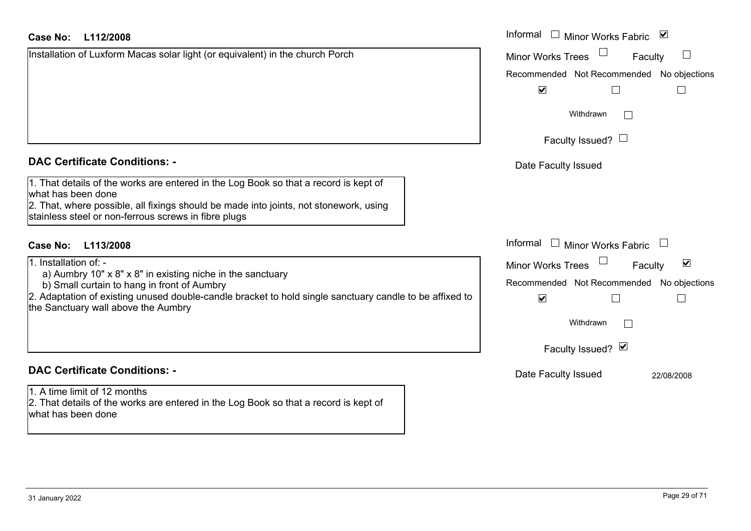**Case No: L112/2008**

Installation of Luxform Macas solar light (or equivalent) in the church Porch

Informal ☐ Minor Works Fabric ☑

Minor Works Trees ☐ Faculty ☐

Recommended ☑ Not Recommended ☐ No objections ☐

Withdrawn ☐

Faculty Issued? ☐

Date Faculty Issued

### DAC Certificate Conditions: -

1. That details of the works are entered in the Log Book so that a record is kept of what has been done
2. That, where possible, all fixings should be made into joints, not stonework, using stainless steel or non-ferrous screws in fibre plugs

**Case No: L113/2008**

1. Installation of: -
   a) Aumbry 10" x 8" x 8" in existing niche in the sanctuary
   b) Small curtain to hang in front of Aumbry
2. Adaptation of existing unused double-candle bracket to hold single sanctuary candle to be affixed to the Sanctuary wall above the Aumbry

Informal ☐ Minor Works Fabric ☐

Minor Works Trees ☐ Faculty ☑

Recommended ☑ Not Recommended ☐ No objections ☐

Withdrawn ☐

Faculty Issued? ☑

Date Faculty Issued 22/08/2008

### DAC Certificate Conditions: -

1. A time limit of 12 months
2. That details of the works are entered in the Log Book so that a record is kept of what has been done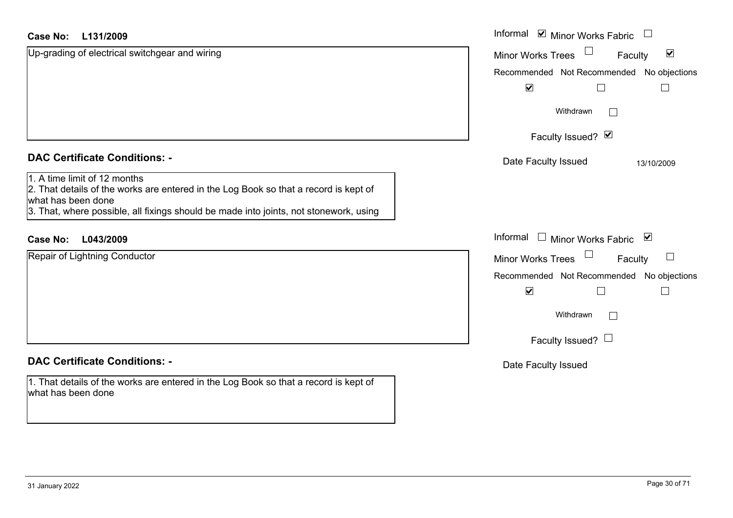**Case No: L131/2009**

Up-grading of electrical switchgear and wiring

Informal ☑ Minor Works Fabric ☐

Minor Works Trees ☐ Faculty ☑

| Recommended | Not Recommended | No objections |
| --- | --- | --- |
| ☑ | ☐ | ☐ |

Withdrawn ☐

Faculty Issued? ☑

Date Faculty Issued 13/10/2009

## DAC Certificate Conditions: -

1. A time limit of 12 months
2. That details of the works are entered in the Log Book so that a record is kept of what has been done
3. That, where possible, all fixings should be made into joints, not stonework, using

**Case No: L043/2009**

Repair of Lightning Conductor

Informal ☐ Minor Works Fabric ☑

Minor Works Trees ☐ Faculty ☐

| Recommended | Not Recommended | No objections |
| --- | --- | --- |
| ☑ | ☐ | ☐ |

Withdrawn ☐

Faculty Issued? ☐

Date Faculty Issued

## DAC Certificate Conditions: -

1. That details of the works are entered in the Log Book so that a record is kept of what has been done

31 January 2022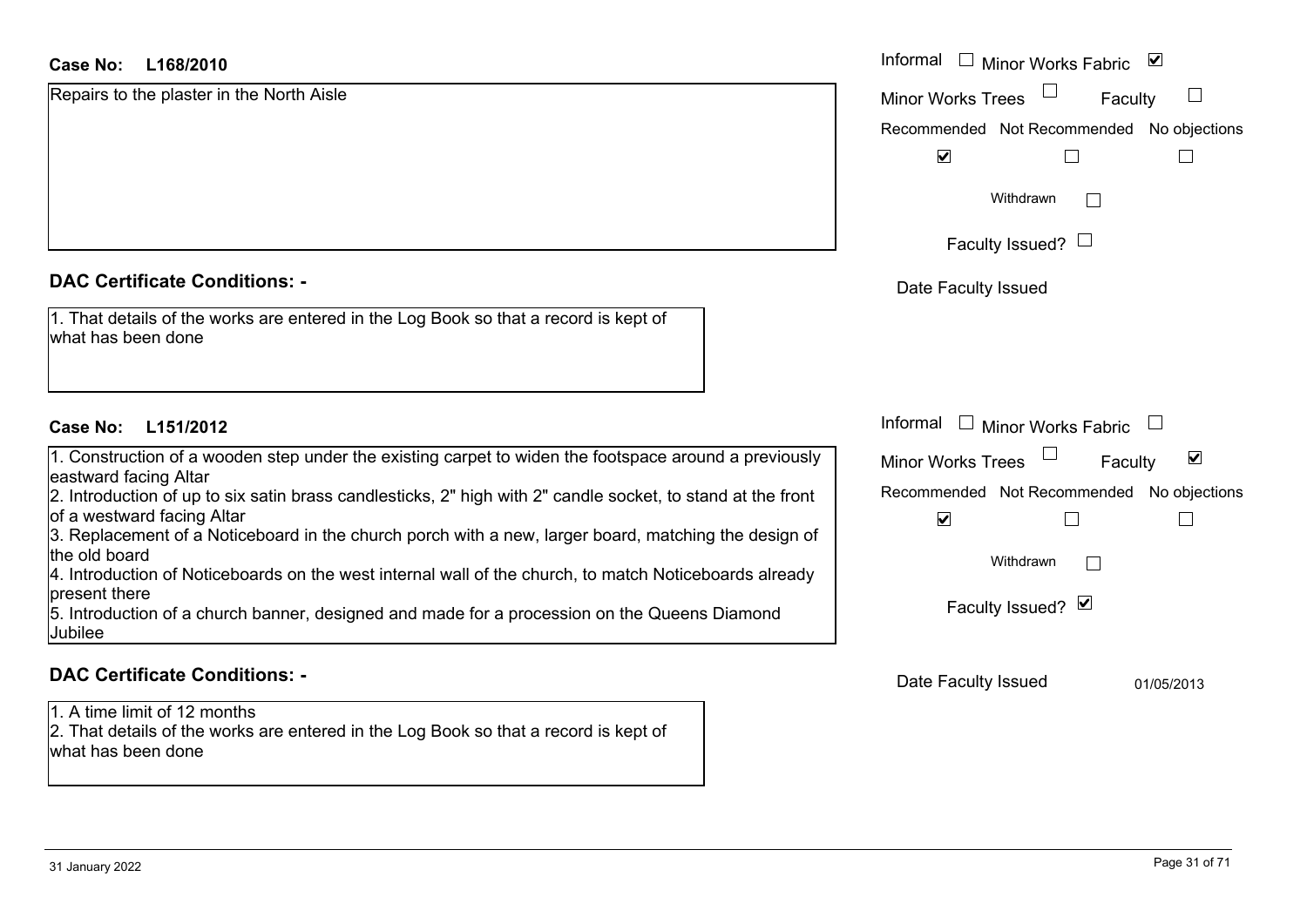**Case No: L168/2010**

Repairs to the plaster in the North Aisle

Informal ☐ Minor Works Fabric ☑

Minor Works Trees ☐ Faculty ☐

Recommended ☑ Not Recommended ☐ No objections ☐

Withdrawn ☐

Faculty Issued? ☐

Date Faculty Issued

## DAC Certificate Conditions: -

1. That details of the works are entered in the Log Book so that a record is kept of what has been done

**Case No: L151/2012**

1. Construction of a wooden step under the existing carpet to widen the footspace around a previously eastward facing Altar
2. Introduction of up to six satin brass candlesticks, 2" high with 2" candle socket, to stand at the front of a westward facing Altar
3. Replacement of a Noticeboard in the church porch with a new, larger board, matching the design of the old board
4. Introduction of Noticeboards on the west internal wall of the church, to match Noticeboards already present there
5. Introduction of a church banner, designed and made for a procession on the Queens Diamond Jubilee

Informal ☐ Minor Works Fabric ☐

Minor Works Trees ☐ Faculty ☑

Recommended ☑ Not Recommended ☐ No objections ☐

Withdrawn ☐

Faculty Issued? ☑

Date Faculty Issued 01/05/2013

## DAC Certificate Conditions: -

1. A time limit of 12 months
2. That details of the works are entered in the Log Book so that a record is kept of what has been done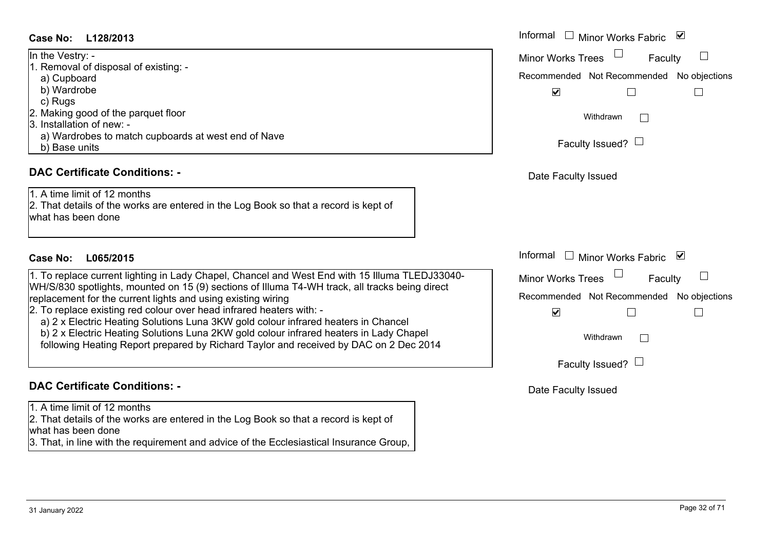**Case No: L128/2013**

Informal ☐ Minor Works Fabric ☑

Minor Works Trees ☐ Faculty ☐

Recommended ☑ Not Recommended ☐ No objections ☐

Withdrawn ☐

Faculty Issued? ☐

Date Faculty Issued

In the Vestry: -

1. Removal of disposal of existing: -
   a) Cupboard
   b) Wardrobe
   c) Rugs
2. Making good of the parquet floor
3. Installation of new: -
   a) Wardrobes to match cupboards at west end of Nave
   b) Base units

## DAC Certificate Conditions: -

1. A time limit of 12 months
2. That details of the works are entered in the Log Book so that a record is kept of what has been done

**Case No: L065/2015**

Informal ☐ Minor Works Fabric ☑

Minor Works Trees ☐ Faculty ☐

Recommended ☑ Not Recommended ☐ No objections ☐

Withdrawn ☐

Faculty Issued? ☐

Date Faculty Issued

1. To replace current lighting in Lady Chapel, Chancel and West End with 15 Illuma TLEDJ33040-WH/S/830 spotlights, mounted on 15 (9) sections of Illuma T4-WH track, all tracks being direct replacement for the current lights and using existing wiring
2. To replace existing red colour over head infrared heaters with: -
   a) 2 x Electric Heating Solutions Luna 3KW gold colour infrared heaters in Chancel
   b) 2 x Electric Heating Solutions Luna 2KW gold colour infrared heaters in Lady Chapel following Heating Report prepared by Richard Taylor and received by DAC on 2 Dec 2014

## DAC Certificate Conditions: -

1. A time limit of 12 months
2. That details of the works are entered in the Log Book so that a record is kept of what has been done
3. That, in line with the requirement and advice of the Ecclesiastical Insurance Group,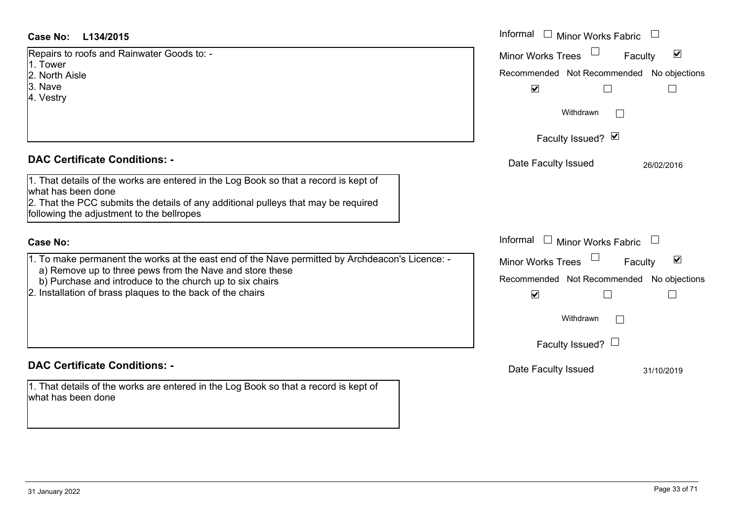**Case No:** L134/2015

Repairs to roofs and Rainwater Goods to: -
1. Tower
2. North Aisle
3. Nave
4. Vestry

Informal ☐ Minor Works Fabric ☐
Minor Works Trees ☐ Faculty ☑

| Recommended | Not Recommended | No objections |
|---|---|---|
| ☑ | ☐ | ☐ |

Withdrawn ☐

Faculty Issued? ☑

Date Faculty Issued 26/02/2016

## DAC Certificate Conditions: -

1. That details of the works are entered in the Log Book so that a record is kept of what has been done
2. That the PCC submits the details of any additional pulleys that may be required following the adjustment to the bellropes

**Case No:**

1. To make permanent the works at the east end of the Nave permitted by Archdeacon's Licence: -
   a) Remove up to three pews from the Nave and store these
   b) Purchase and introduce to the church up to six chairs
2. Installation of brass plaques to the back of the chairs

Informal ☐ Minor Works Fabric ☐
Minor Works Trees ☐ Faculty ☑

| Recommended | Not Recommended | No objections |
|---|---|---|
| ☑ | ☐ | ☐ |

Withdrawn ☐

Faculty Issued? ☐

Date Faculty Issued 31/10/2019

## DAC Certificate Conditions: -

1. That details of the works are entered in the Log Book so that a record is kept of what has been done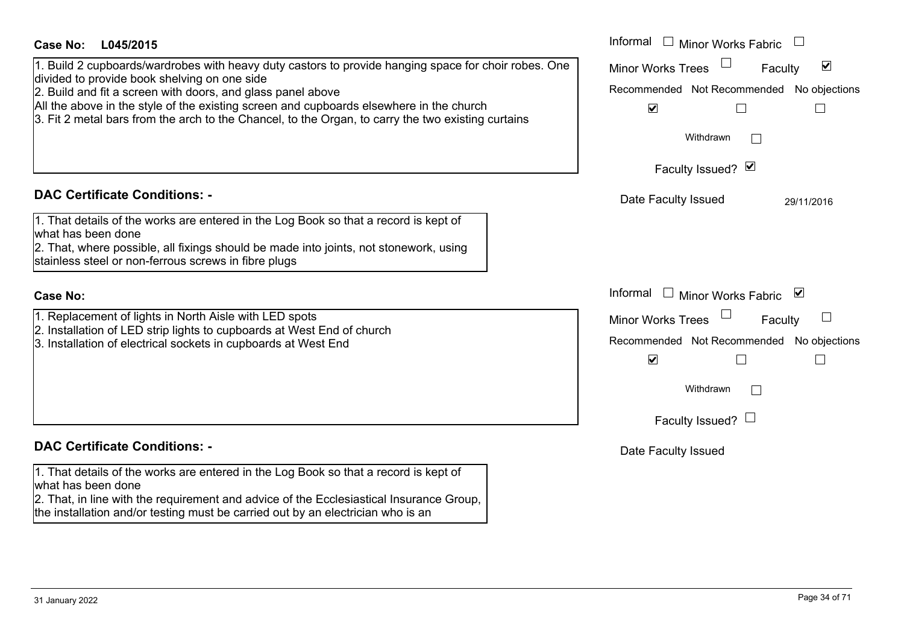**Case No: L045/2015**

1. Build 2 cupboards/wardrobes with heavy duty castors to provide hanging space for choir robes. One divided to provide book shelving on one side
2. Build and fit a screen with doors, and glass panel above
All the above in the style of the existing screen and cupboards elsewhere in the church
3. Fit 2 metal bars from the arch to the Chancel, to the Organ, to carry the two existing curtains

Informal ☐ Minor Works Fabric ☐
Minor Works Trees ☐ Faculty ☑
Recommended ☑ Not Recommended ☐ No objections ☐
Withdrawn ☐
Faculty Issued? ☑
Date Faculty Issued 29/11/2016

**DAC Certificate Conditions: -**

1. That details of the works are entered in the Log Book so that a record is kept of what has been done
2. That, where possible, all fixings should be made into joints, not stonework, using stainless steel or non-ferrous screws in fibre plugs

**Case No:**

1. Replacement of lights in North Aisle with LED spots
2. Installation of LED strip lights to cupboards at West End of church
3. Installation of electrical sockets in cupboards at West End

Informal ☐ Minor Works Fabric ☑
Minor Works Trees ☐ Faculty ☐
Recommended ☑ Not Recommended ☐ No objections ☐
Withdrawn ☐
Faculty Issued? ☐
Date Faculty Issued

**DAC Certificate Conditions: -**

1. That details of the works are entered in the Log Book so that a record is kept of what has been done
2. That, in line with the requirement and advice of the Ecclesiastical Insurance Group, the installation and/or testing must be carried out by an electrician who is an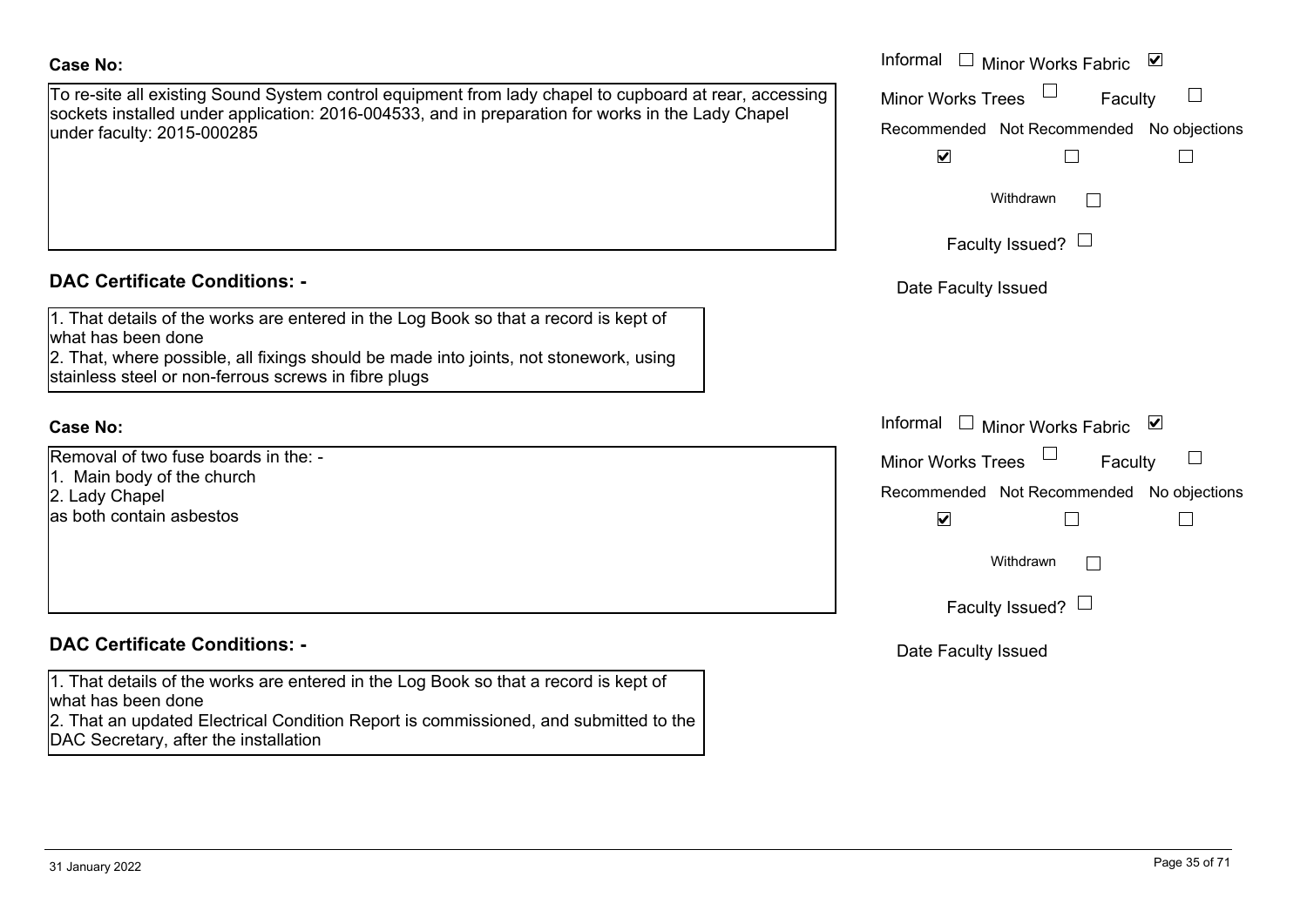**Case No:**

To re-site all existing Sound System control equipment from lady chapel to cupboard at rear, accessing sockets installed under application: 2016-004533, and in preparation for works in the Lady Chapel under faculty: 2015-000285

Informal ☐ Minor Works Fabric ☑

Minor Works Trees ☐ Faculty ☐

Recommended ☑ Not Recommended ☐ No objections ☐

Withdrawn ☐

Faculty Issued? ☐

Date Faculty Issued

**DAC Certificate Conditions: -**

1. That details of the works are entered in the Log Book so that a record is kept of what has been done
2. That, where possible, all fixings should be made into joints, not stonework, using stainless steel or non-ferrous screws in fibre plugs

**Case No:**

Removal of two fuse boards in the: -
1. Main body of the church
2. Lady Chapel
as both contain asbestos

Informal ☐ Minor Works Fabric ☑

Minor Works Trees ☐ Faculty ☐

Recommended ☑ Not Recommended ☐ No objections ☐

Withdrawn ☐

Faculty Issued? ☐

Date Faculty Issued

**DAC Certificate Conditions: -**

1. That details of the works are entered in the Log Book so that a record is kept of what has been done
2. That an updated Electrical Condition Report is commissioned, and submitted to the DAC Secretary, after the installation

31 January 2022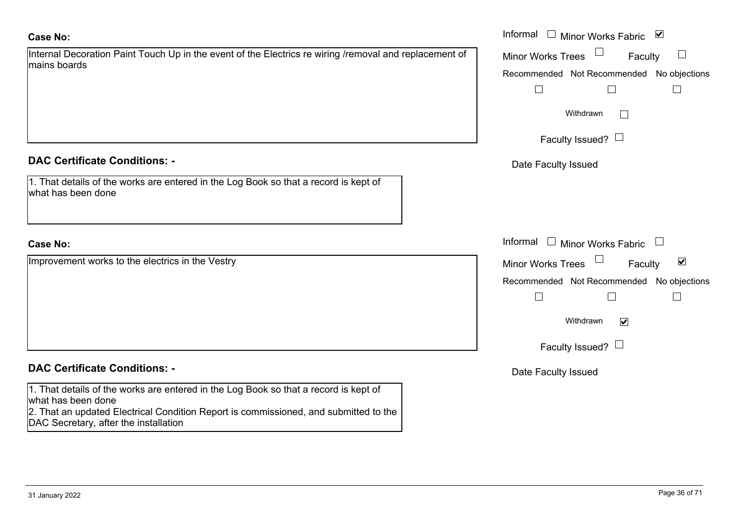**Case No:**

Internal Decoration Paint Touch Up in the event of the Electrics re wiring /removal and replacement of mains boards

Informal ☐ Minor Works Fabric ☑

Minor Works Trees ☐ Faculty ☐

Recommended ☐ Not Recommended ☐ No objections ☐

Withdrawn ☐

Faculty Issued? ☐

Date Faculty Issued

**DAC Certificate Conditions: -**

1. That details of the works are entered in the Log Book so that a record is kept of what has been done

**Case No:**

Improvement works to the electrics in the Vestry

Informal ☐ Minor Works Fabric ☐

Minor Works Trees ☐ Faculty ☑

Recommended ☐ Not Recommended ☐ No objections ☐

Withdrawn ☑

Faculty Issued? ☐

Date Faculty Issued

**DAC Certificate Conditions: -**

1. That details of the works are entered in the Log Book so that a record is kept of what has been done
2. That an updated Electrical Condition Report is commissioned, and submitted to the DAC Secretary, after the installation

31 January 2022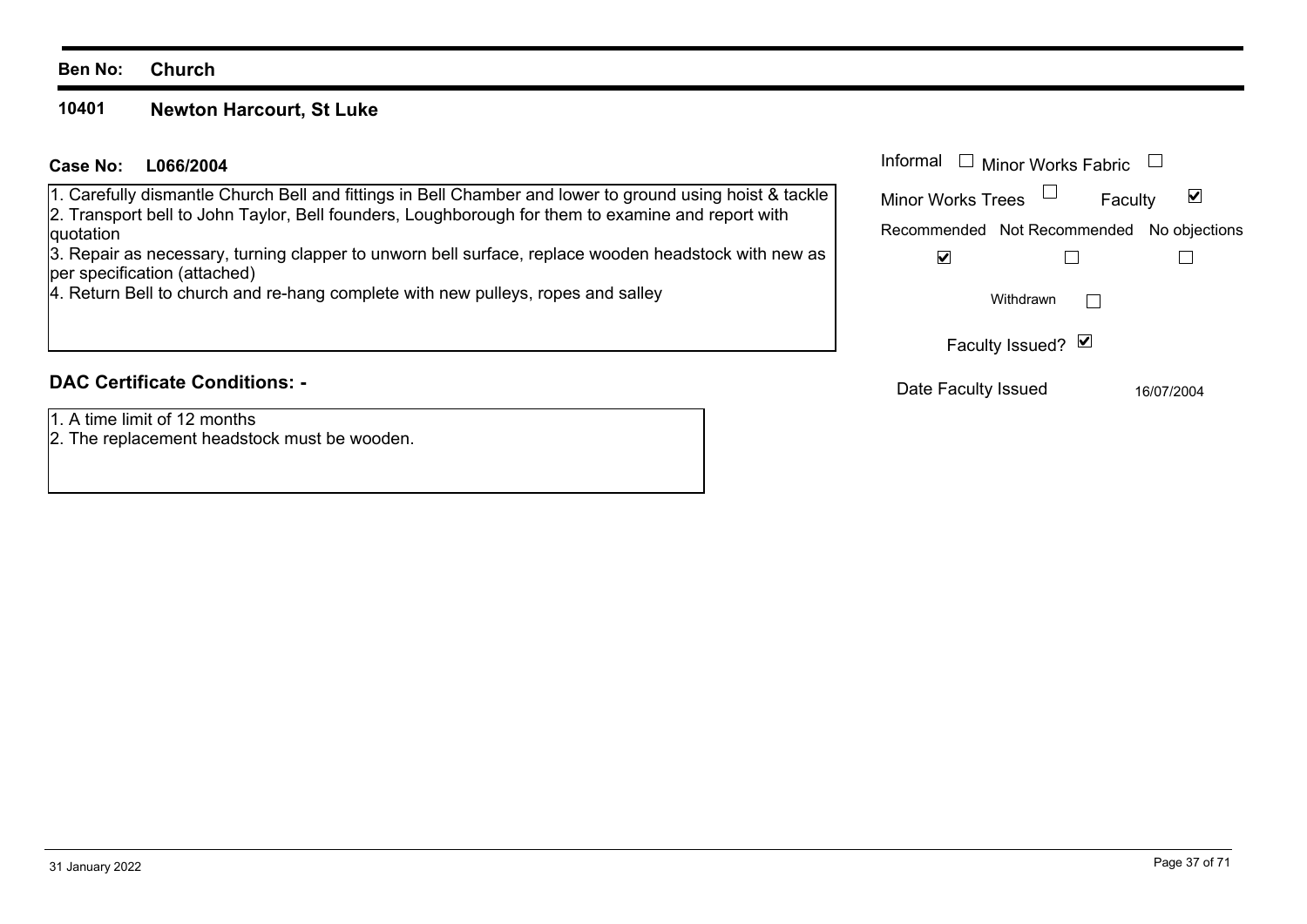**Ben No:** **Church**

## 10401 Newton Harcourt, St Luke

**Case No:** **L066/2004**

1. Carefully dismantle Church Bell and fittings in Bell Chamber and lower to ground using hoist & tackle
2. Transport bell to John Taylor, Bell founders, Loughborough for them to examine and report with quotation
3. Repair as necessary, turning clapper to unworn bell surface, replace wooden headstock with new as per specification (attached)
4. Return Bell to church and re-hang complete with new pulleys, ropes and salley

Informal ☐ Minor Works Fabric ☐

Minor Works Trees ☐ Faculty ☑

Recommended ☑ Not Recommended ☐ No objections ☐

Withdrawn ☐

Faculty Issued? ☑

Date Faculty Issued 16/07/2004

### DAC Certificate Conditions: -

1. A time limit of 12 months
2. The replacement headstock must be wooden.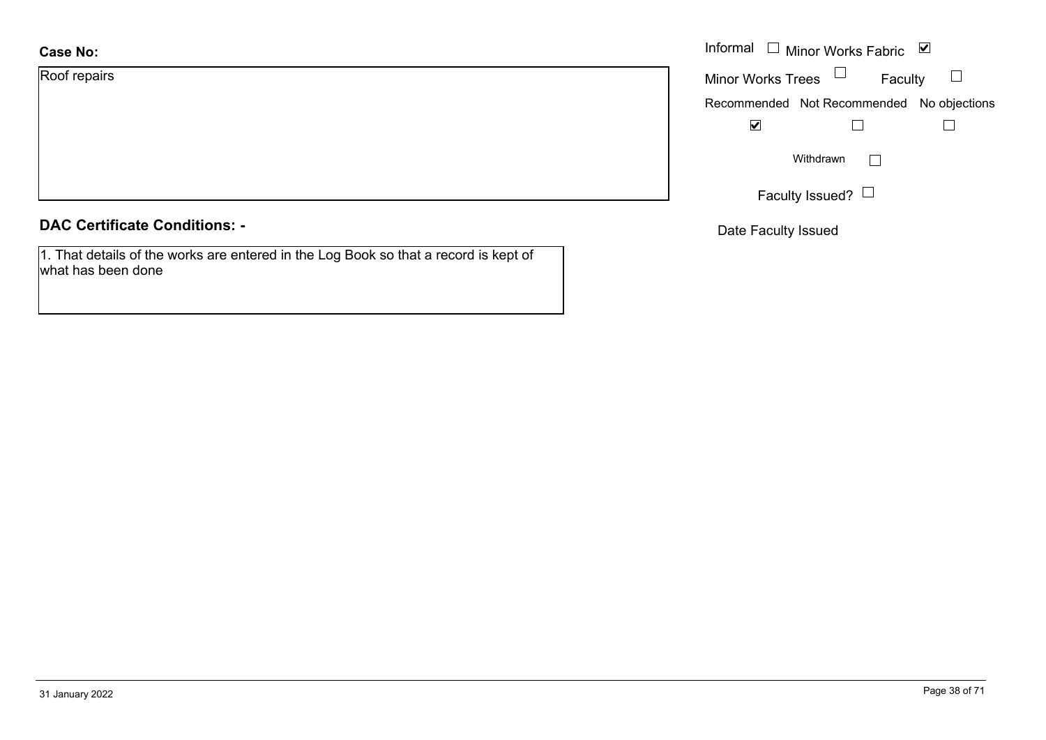**Case No:**

Roof repairs

Informal ☐ Minor Works Fabric ☑

Minor Works Trees ☐ Faculty ☐

| Recommended | Not Recommended | No objections |
|---|---|---|
| ☑ | ☐ | ☐ |

Withdrawn ☐

Faculty Issued? ☐

Date Faculty Issued

## DAC Certificate Conditions: -

1. That details of the works are entered in the Log Book so that a record is kept of what has been done

31 January 2022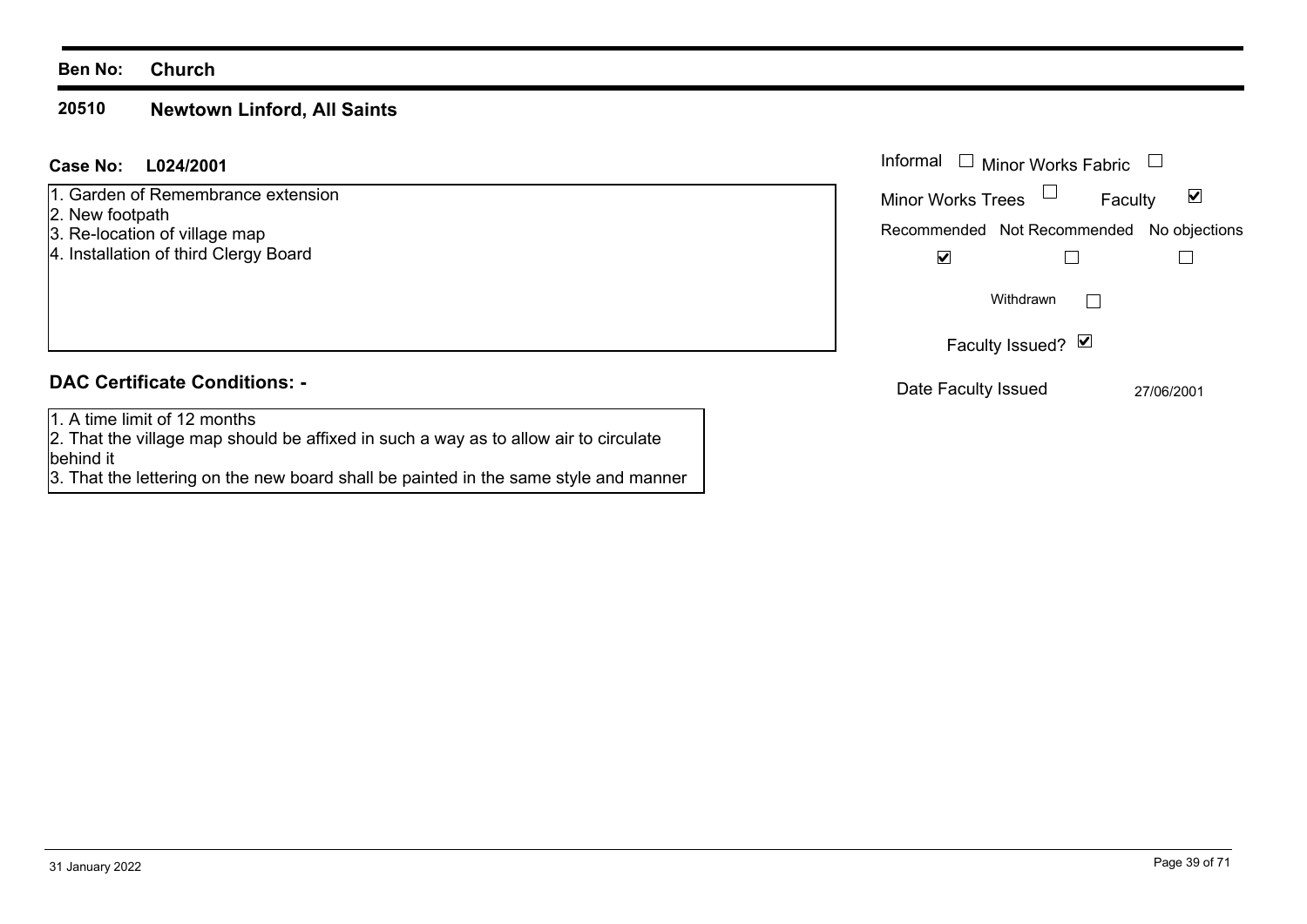**Ben No:** **Church**

## 20510 Newtown Linford, All Saints

**Case No:** **L024/2001**

1. Garden of Remembrance extension
2. New footpath
3. Re-location of village map
4. Installation of third Clergy Board

| Informal ☐ | Minor Works Fabric ☐ | |
|---|---|---|
| Minor Works Trees ☐ | Faculty ☑ | |
| Recommended | Not Recommended | No objections |
| ☑ | ☐ | ☐ |

Withdrawn ☐

Faculty Issued? ☑

Date Faculty Issued 27/06/2001

### DAC Certificate Conditions: -

1. A time limit of 12 months
2. That the village map should be affixed in such a way as to allow air to circulate behind it
3. That the lettering on the new board shall be painted in the same style and manner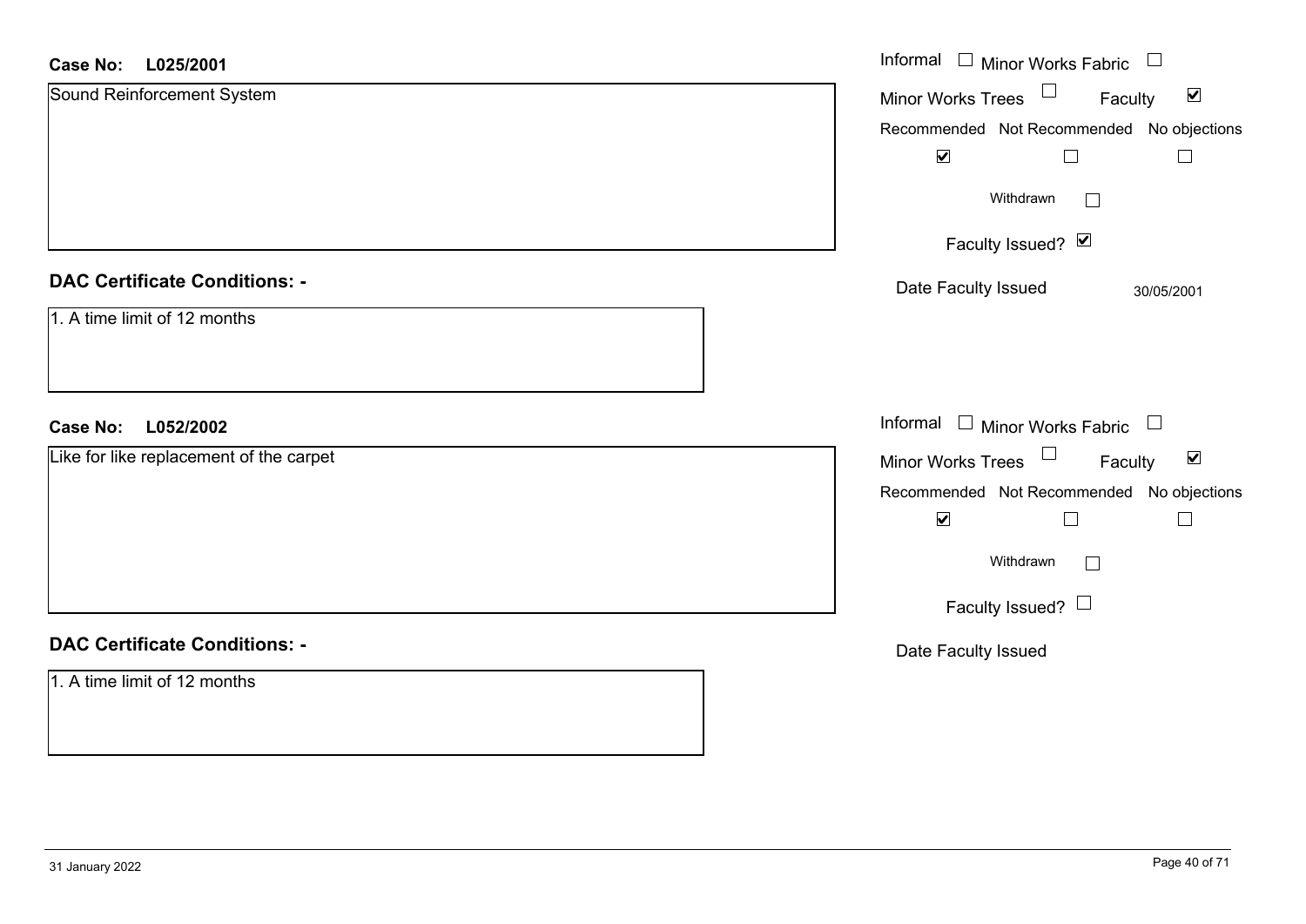**Case No: L025/2001**

Sound Reinforcement System

Informal ☐ Minor Works Fabric ☐

Minor Works Trees ☐ Faculty ☑

Recommended ☑ Not Recommended ☐ No objections ☐

Withdrawn ☐

Faculty Issued? ☑

Date Faculty Issued 30/05/2001

**DAC Certificate Conditions: -**

1. A time limit of 12 months

**Case No: L052/2002**

Like for like replacement of the carpet

Informal ☐ Minor Works Fabric ☐

Minor Works Trees ☐ Faculty ☑

Recommended ☑ Not Recommended ☐ No objections ☐

Withdrawn ☐

Faculty Issued? ☐

Date Faculty Issued

**DAC Certificate Conditions: -**

1. A time limit of 12 months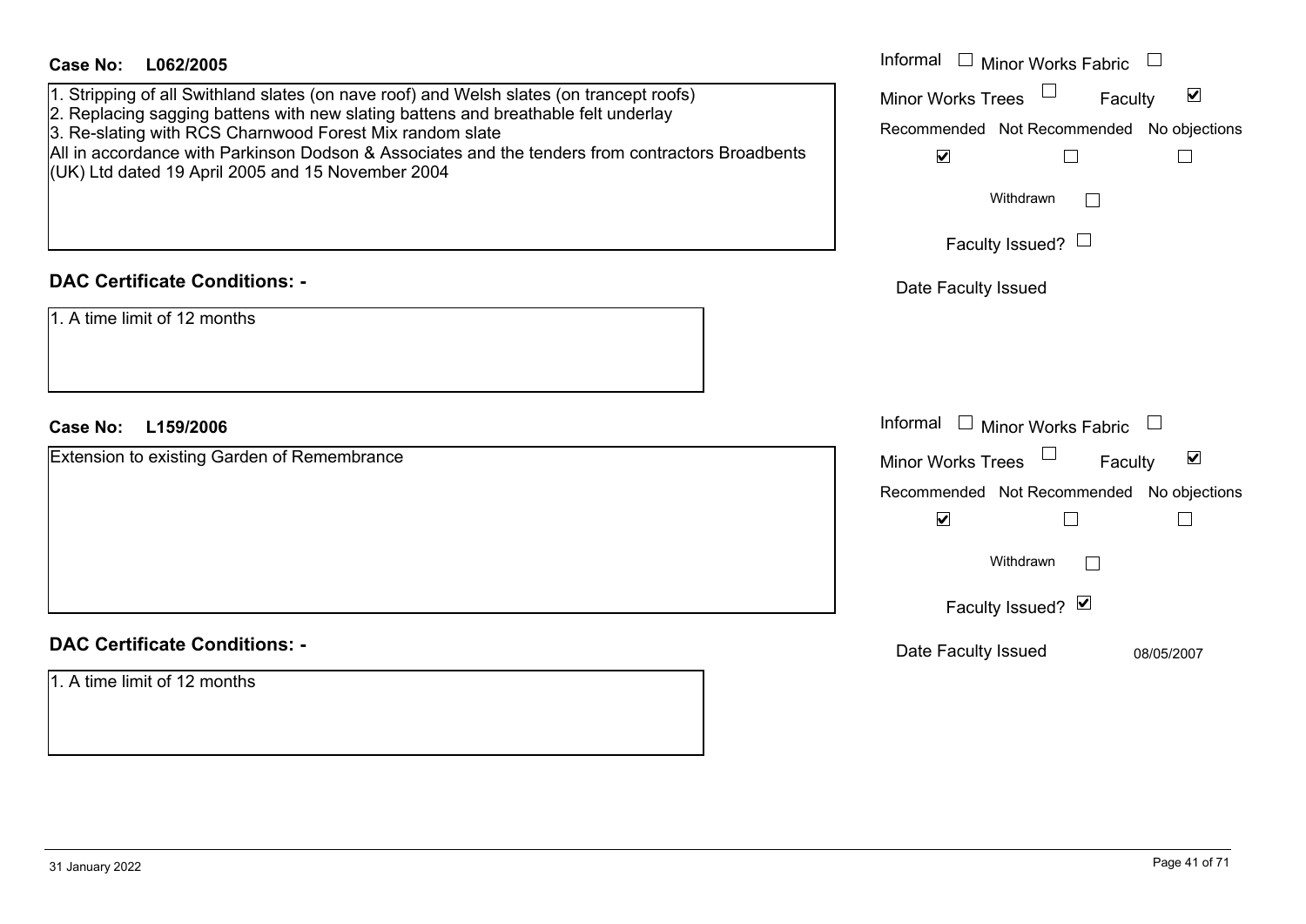**Case No: L062/2005**

1. Stripping of all Swithland slates (on nave roof) and Welsh slates (on trancept roofs)
2. Replacing sagging battens with new slating battens and breathable felt underlay
3. Re-slating with RCS Charnwood Forest Mix random slate

All in accordance with Parkinson Dodson & Associates and the tenders from contractors Broadbents (UK) Ltd dated 19 April 2005 and 15 November 2004

Informal ☐ Minor Works Fabric ☐
Minor Works Trees ☐ Faculty ☑

| Recommended | Not Recommended | No objections |
|---|---|---|
| ☑ | ☐ | ☐ |

Withdrawn ☐

Faculty Issued? ☐

Date Faculty Issued

## DAC Certificate Conditions: -

1. A time limit of 12 months

**Case No: L159/2006**

Extension to existing Garden of Remembrance

Informal ☐ Minor Works Fabric ☐
Minor Works Trees ☐ Faculty ☑

| Recommended | Not Recommended | No objections |
|---|---|---|
| ☑ | ☐ | ☐ |

Withdrawn ☐

Faculty Issued? ☑

Date Faculty Issued 08/05/2007

## DAC Certificate Conditions: -

1. A time limit of 12 months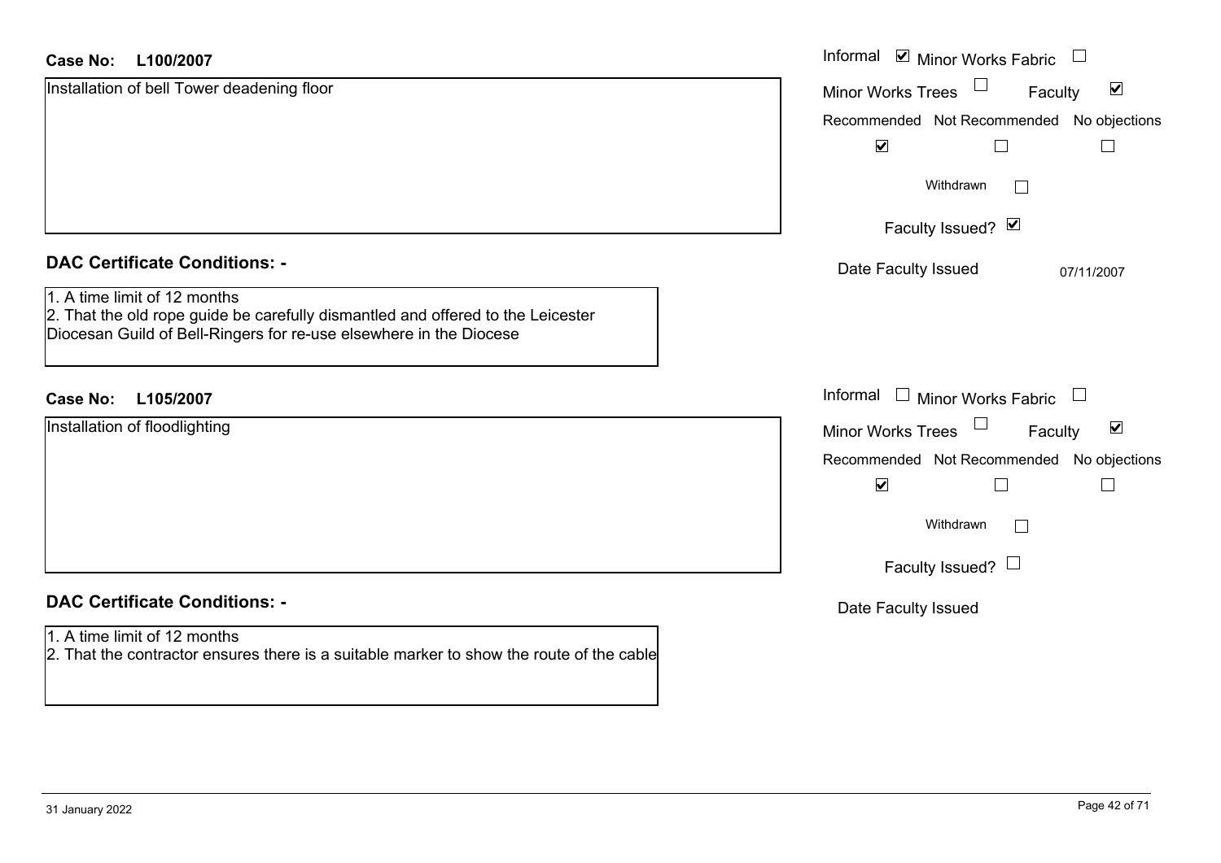**Case No:** **L100/2007**

Installation of bell Tower deadening floor

Informal ☑ Minor Works Fabric ☐
Minor Works Trees ☐ Faculty ☑

| Recommended | Not Recommended | No objections |
|---|---|---|
| ☑ | ☐ | ☐ |

Withdrawn ☐

Faculty Issued? ☑

Date Faculty Issued 07/11/2007

## DAC Certificate Conditions: -

1. A time limit of 12 months
2. That the old rope guide be carefully dismantled and offered to the Leicester Diocesan Guild of Bell-Ringers for re-use elsewhere in the Diocese

**Case No:** **L105/2007**

Installation of floodlighting

Informal ☐ Minor Works Fabric ☐
Minor Works Trees ☐ Faculty ☑

| Recommended | Not Recommended | No objections |
|---|---|---|
| ☑ | ☐ | ☐ |

Withdrawn ☐

Faculty Issued? ☐

Date Faculty Issued

## DAC Certificate Conditions: -

1. A time limit of 12 months
2. That the contractor ensures there is a suitable marker to show the route of the cable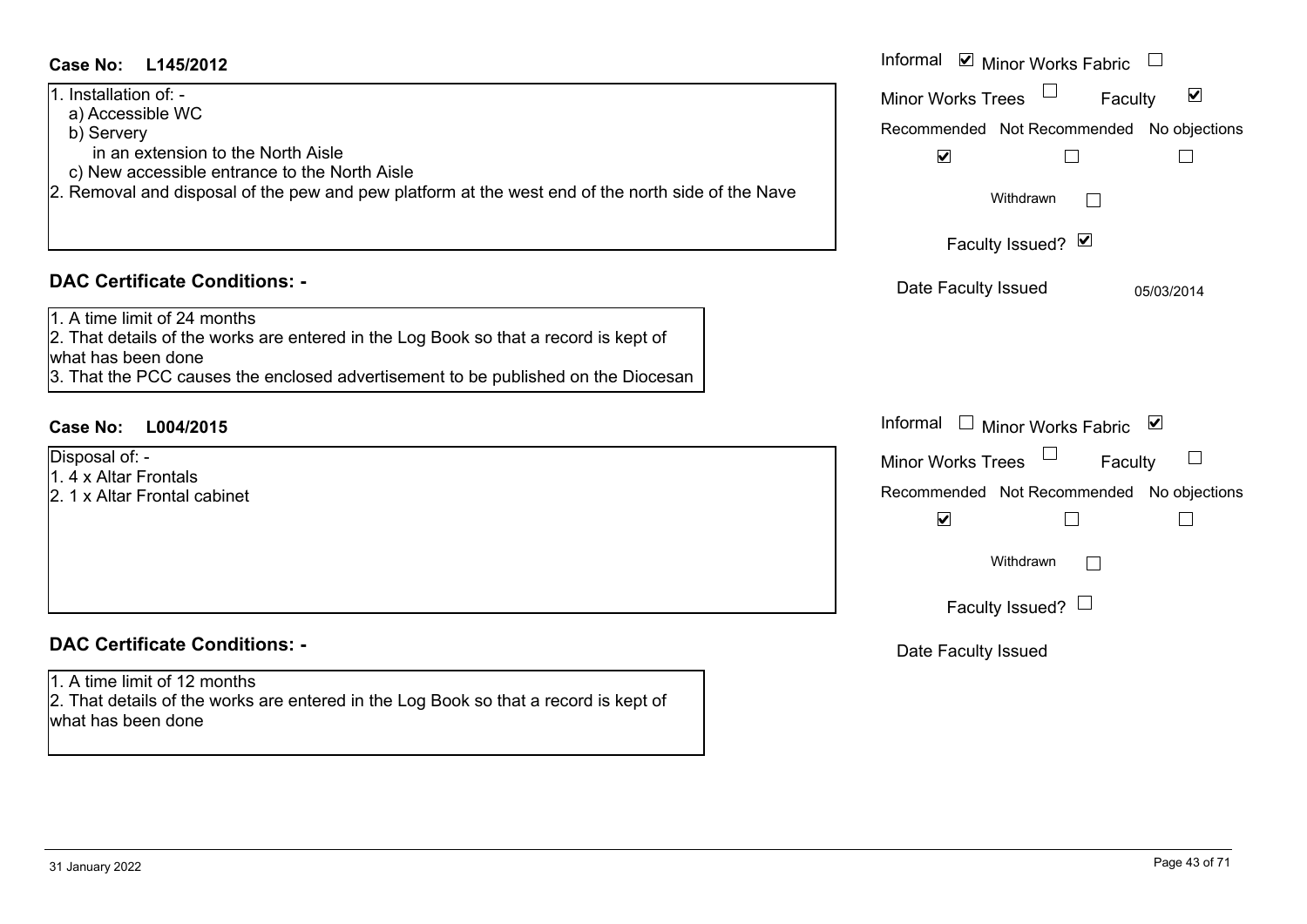**Case No: L145/2012**

1. Installation of: -
   a) Accessible WC
   b) Servery
      in an extension to the North Aisle
   c) New accessible entrance to the North Aisle
2. Removal and disposal of the pew and pew platform at the west end of the north side of the Nave

Informal ☑ Minor Works Fabric ☐
Minor Works Trees ☐ Faculty ☑

| Recommended | Not Recommended | No objections |
|---|---|---|
| ☑ | ☐ | ☐ |

Withdrawn ☐

Faculty Issued? ☑

Date Faculty Issued 05/03/2014

## DAC Certificate Conditions: -

1. A time limit of 24 months
2. That details of the works are entered in the Log Book so that a record is kept of what has been done
3. That the PCC causes the enclosed advertisement to be published on the Diocesan

**Case No: L004/2015**

Disposal of: -
1. 4 x Altar Frontals
2. 1 x Altar Frontal cabinet

Informal ☐ Minor Works Fabric ☑
Minor Works Trees ☐ Faculty ☐

| Recommended | Not Recommended | No objections |
|---|---|---|
| ☑ | ☐ | ☐ |

Withdrawn ☐

Faculty Issued? ☐

Date Faculty Issued

## DAC Certificate Conditions: -

1. A time limit of 12 months
2. That details of the works are entered in the Log Book so that a record is kept of what has been done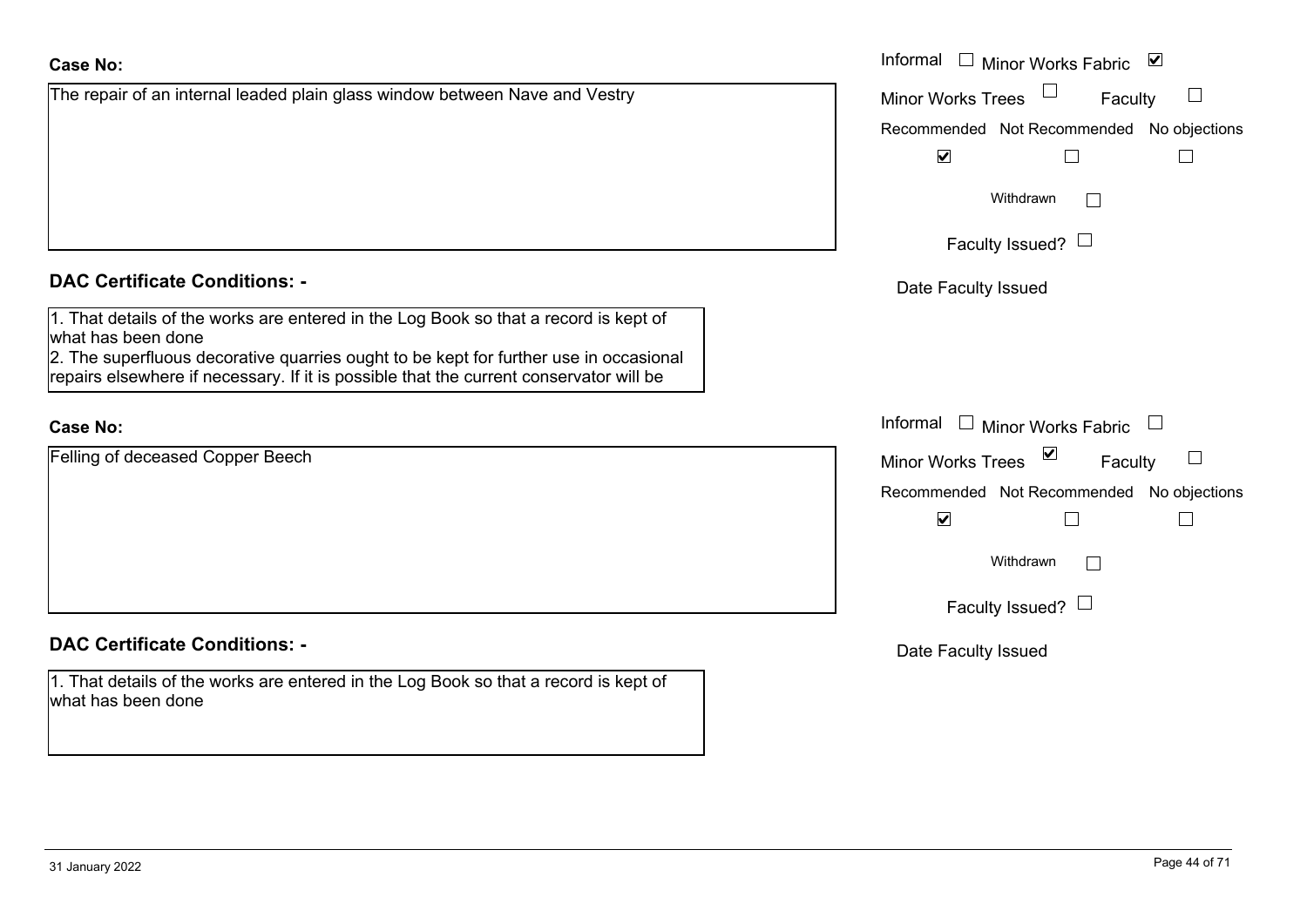**Case No:**

The repair of an internal leaded plain glass window between Nave and Vestry

Informal ☐ Minor Works Fabric ☑

Minor Works Trees ☐ Faculty ☐

Recommended ☑ Not Recommended ☐ No objections ☐

Withdrawn ☐

Faculty Issued? ☐

Date Faculty Issued

**DAC Certificate Conditions: -**

1. That details of the works are entered in the Log Book so that a record is kept of what has been done
2. The superfluous decorative quarries ought to be kept for further use in occasional repairs elsewhere if necessary. If it is possible that the current conservator will be

**Case No:**

Felling of deceased Copper Beech

Informal ☐ Minor Works Fabric ☐

Minor Works Trees ☑ Faculty ☐

Recommended ☑ Not Recommended ☐ No objections ☐

Withdrawn ☐

Faculty Issued? ☐

Date Faculty Issued

**DAC Certificate Conditions: -**

1. That details of the works are entered in the Log Book so that a record is kept of what has been done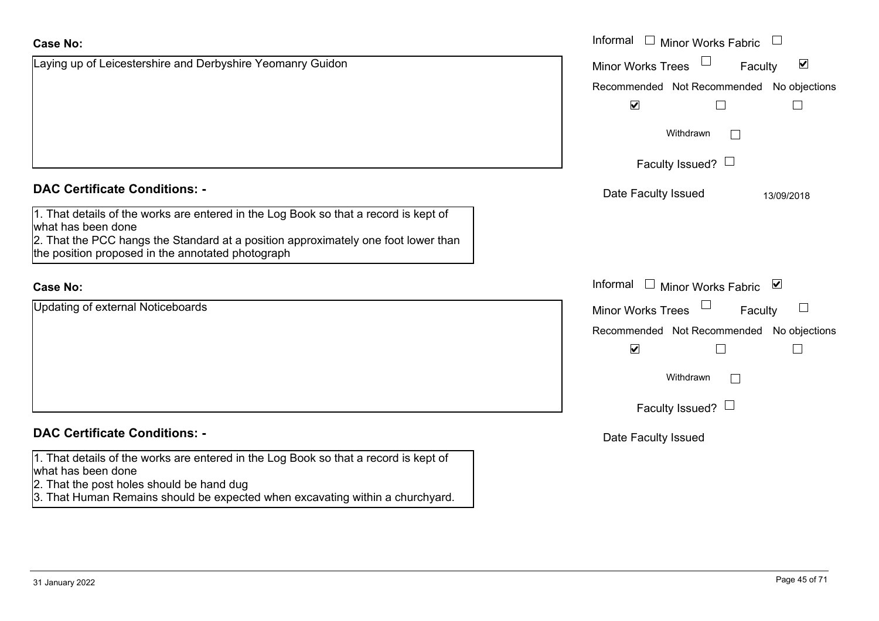**Case No:**

Laying up of Leicestershire and Derbyshire Yeomanry Guidon

Informal ☐ Minor Works Fabric ☐

Minor Works Trees ☐ Faculty ☑

Recommended ☑ Not Recommended ☐ No objections ☐

Withdrawn ☐

Faculty Issued? ☐

Date Faculty Issued 13/09/2018

**DAC Certificate Conditions: -**

1. That details of the works are entered in the Log Book so that a record is kept of what has been done
2. That the PCC hangs the Standard at a position approximately one foot lower than the position proposed in the annotated photograph

**Case No:**

Updating of external Noticeboards

Informal ☐ Minor Works Fabric ☑

Minor Works Trees ☐ Faculty ☐

Recommended ☑ Not Recommended ☐ No objections ☐

Withdrawn ☐

Faculty Issued? ☐

Date Faculty Issued

**DAC Certificate Conditions: -**

1. That details of the works are entered in the Log Book so that a record is kept of what has been done
2. That the post holes should be hand dug
3. That Human Remains should be expected when excavating within a churchyard.

31 January 2022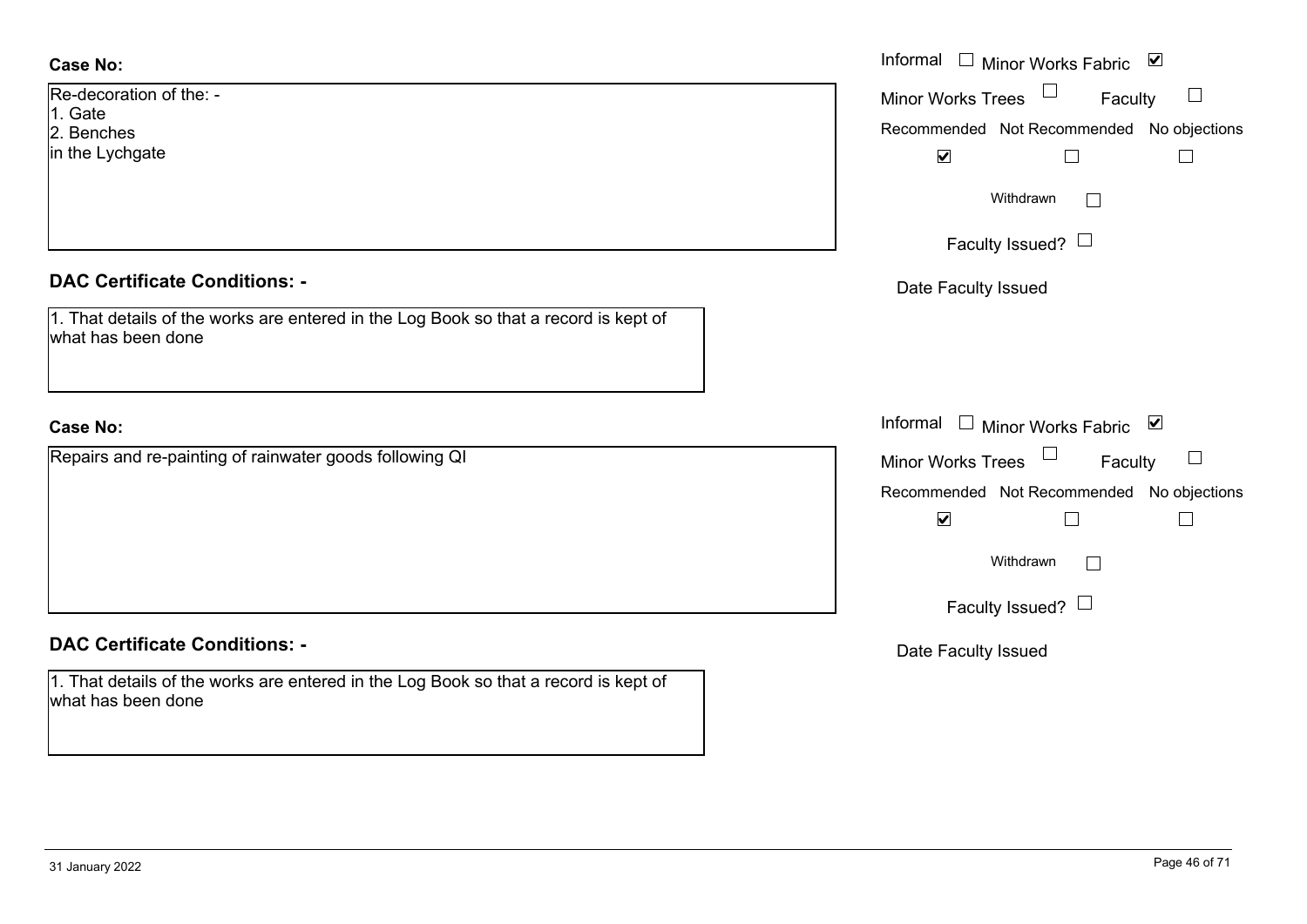**Case No:**

Re-decoration of the: -
1. Gate
2. Benches
in the Lychgate

Informal ☐ Minor Works Fabric ☑
Minor Works Trees ☐ Faculty ☐

| Recommended | Not Recommended | No objections |
|---|---|---|
| ☑ | ☐ | ☐ |

Withdrawn ☐

Faculty Issued? ☐

Date Faculty Issued

**DAC Certificate Conditions: -**

1. That details of the works are entered in the Log Book so that a record is kept of what has been done

**Case No:**

Repairs and re-painting of rainwater goods following QI

Informal ☐ Minor Works Fabric ☑
Minor Works Trees ☐ Faculty ☐

| Recommended | Not Recommended | No objections |
|---|---|---|
| ☑ | ☐ | ☐ |

Withdrawn ☐

Faculty Issued? ☐

Date Faculty Issued

**DAC Certificate Conditions: -**

1. That details of the works are entered in the Log Book so that a record is kept of what has been done

31 January 2022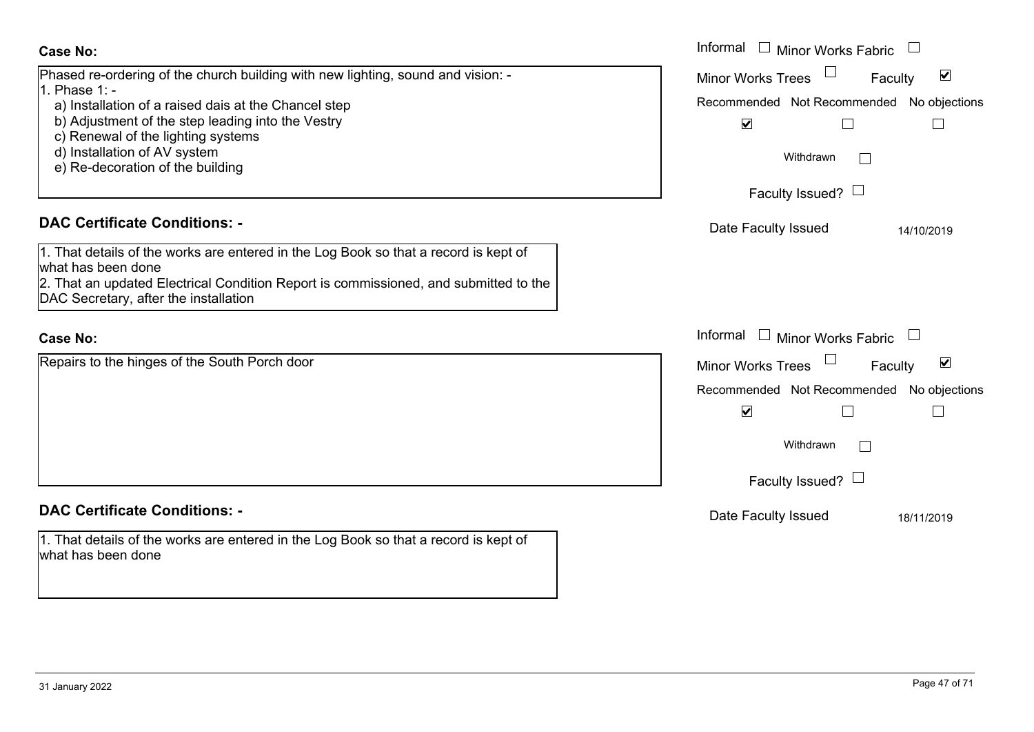**Case No:**

Phased re-ordering of the church building with new lighting, sound and vision: -

1. Phase 1: -
   a) Installation of a raised dais at the Chancel step
   b) Adjustment of the step leading into the Vestry
   c) Renewal of the lighting systems
   d) Installation of AV system
   e) Re-decoration of the building

Informal ☐ Minor Works Fabric ☐
Minor Works Trees ☐ Faculty ☑
Recommended ☑ Not Recommended ☐ No objections ☐
Withdrawn ☐
Faculty Issued? ☐
Date Faculty Issued 14/10/2019

**DAC Certificate Conditions: -**

1. That details of the works are entered in the Log Book so that a record is kept of what has been done
2. That an updated Electrical Condition Report is commissioned, and submitted to the DAC Secretary, after the installation

**Case No:**

Repairs to the hinges of the South Porch door

Informal ☐ Minor Works Fabric ☐
Minor Works Trees ☐ Faculty ☑
Recommended ☑ Not Recommended ☐ No objections ☐
Withdrawn ☐
Faculty Issued? ☐
Date Faculty Issued 18/11/2019

**DAC Certificate Conditions: -**

1. That details of the works are entered in the Log Book so that a record is kept of what has been done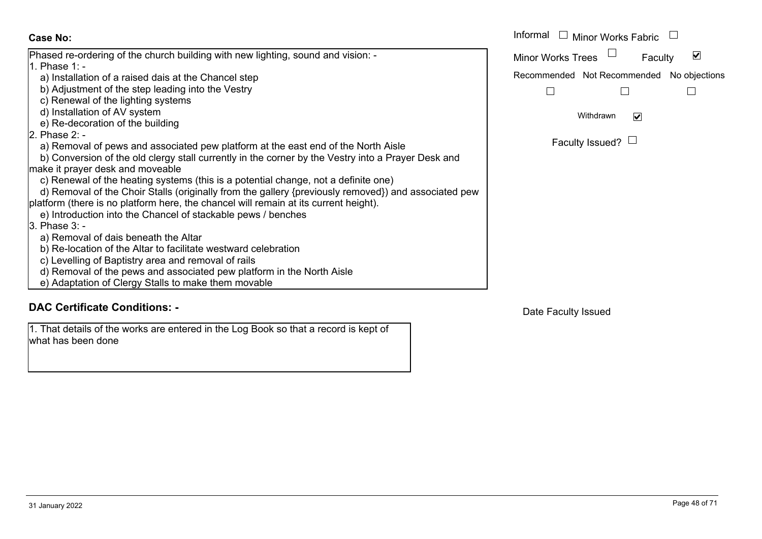**Case No:**

Phased re-ordering of the church building with new lighting, sound and vision: -

1. Phase 1: -
   a) Installation of a raised dais at the Chancel step
   b) Adjustment of the step leading into the Vestry
   c) Renewal of the lighting systems
   d) Installation of AV system
   e) Re-decoration of the building
2. Phase 2: -
   a) Removal of pews and associated pew platform at the east end of the North Aisle
   b) Conversion of the old clergy stall currently in the corner by the Vestry into a Prayer Desk and make it prayer desk and moveable
   c) Renewal of the heating systems (this is a potential change, not a definite one)
   d) Removal of the Choir Stalls (originally from the gallery {previously removed}) and associated pew platform (there is no platform here, the chancel will remain at its current height).
   e) Introduction into the Chancel of stackable pews / benches
3. Phase 3: -
   a) Removal of dais beneath the Altar
   b) Re-location of the Altar to facilitate westward celebration
   c) Levelling of Baptistry area and removal of rails
   d) Removal of the pews and associated pew platform in the North Aisle
   e) Adaptation of Clergy Stalls to make them movable

Informal ☐ Minor Works Fabric ☐

Minor Works Trees ☐ Faculty ☑

Recommended ☐ Not Recommended ☐ No objections ☐

Withdrawn ☑

Faculty Issued? ☐

## DAC Certificate Conditions: -

1. That details of the works are entered in the Log Book so that a record is kept of what has been done

Date Faculty Issued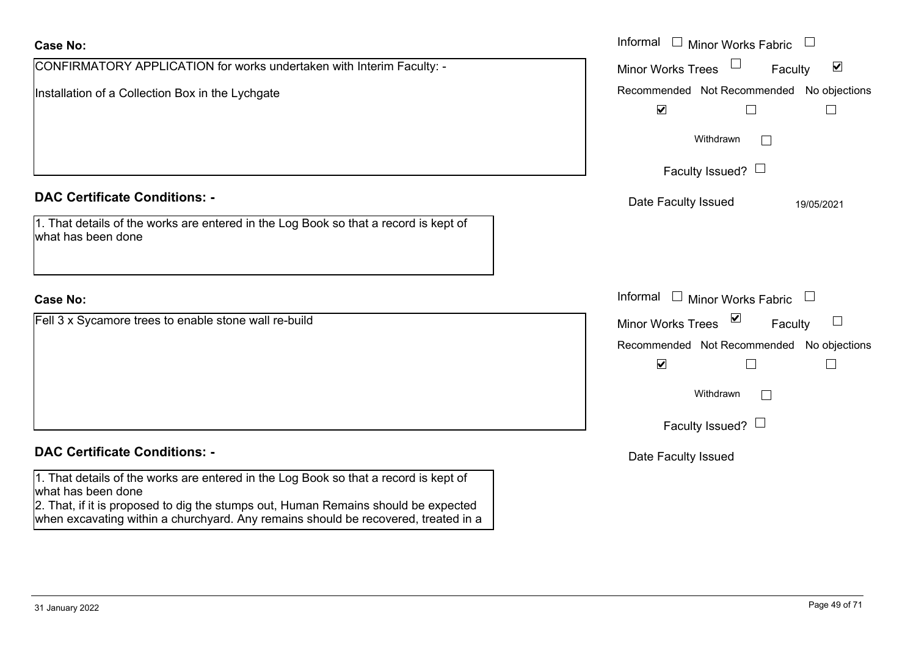**Case No:**

CONFIRMATORY APPLICATION for works undertaken with Interim Faculty: -

Installation of a Collection Box in the Lychgate

Informal ☐ Minor Works Fabric ☐

Minor Works Trees ☐ Faculty ☑

| Recommended | Not Recommended | No objections |
| --- | --- | --- |
| ☑ | ☐ | ☐ |

Withdrawn ☐

Faculty Issued? ☐

Date Faculty Issued 19/05/2021

**DAC Certificate Conditions: -**

1. That details of the works are entered in the Log Book so that a record is kept of what has been done

**Case No:**

Fell 3 x Sycamore trees to enable stone wall re-build

Informal ☐ Minor Works Fabric ☐

Minor Works Trees ☑ Faculty ☐

| Recommended | Not Recommended | No objections |
| --- | --- | --- |
| ☑ | ☐ | ☐ |

Withdrawn ☐

Faculty Issued? ☐

Date Faculty Issued

**DAC Certificate Conditions: -**

1. That details of the works are entered in the Log Book so that a record is kept of what has been done
2. That, if it is proposed to dig the stumps out, Human Remains should be expected when excavating within a churchyard. Any remains should be recovered, treated in a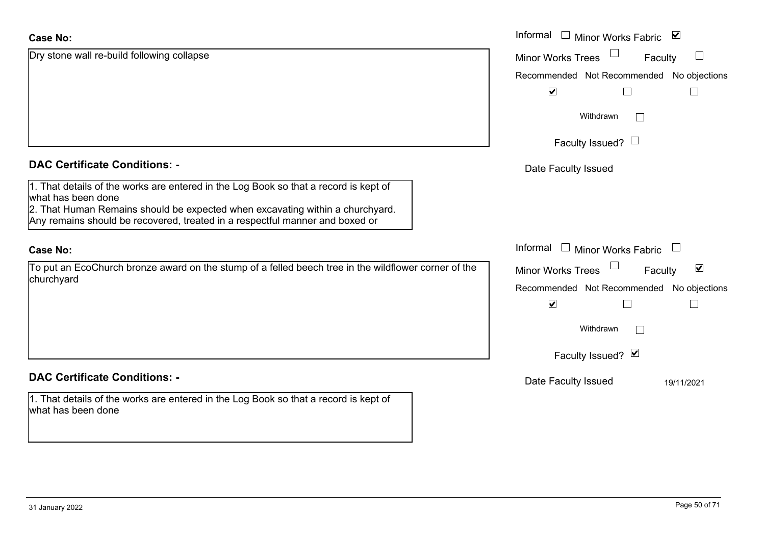**Case No:**

Dry stone wall re-build following collapse

Informal ☐ Minor Works Fabric ☑

Minor Works Trees ☐ Faculty ☐

Recommended ☑ Not Recommended ☐ No objections ☐

Withdrawn ☐

Faculty Issued? ☐

Date Faculty Issued

**DAC Certificate Conditions: -**

1. That details of the works are entered in the Log Book so that a record is kept of what has been done
2. That Human Remains should be expected when excavating within a churchyard. Any remains should be recovered, treated in a respectful manner and boxed or

**Case No:**

To put an EcoChurch bronze award on the stump of a felled beech tree in the wildflower corner of the churchyard

Informal ☐ Minor Works Fabric ☐

Minor Works Trees ☐ Faculty ☑

Recommended ☑ Not Recommended ☐ No objections ☐

Withdrawn ☐

Faculty Issued? ☑

Date Faculty Issued 19/11/2021

**DAC Certificate Conditions: -**

1. That details of the works are entered in the Log Book so that a record is kept of what has been done

31 January 2022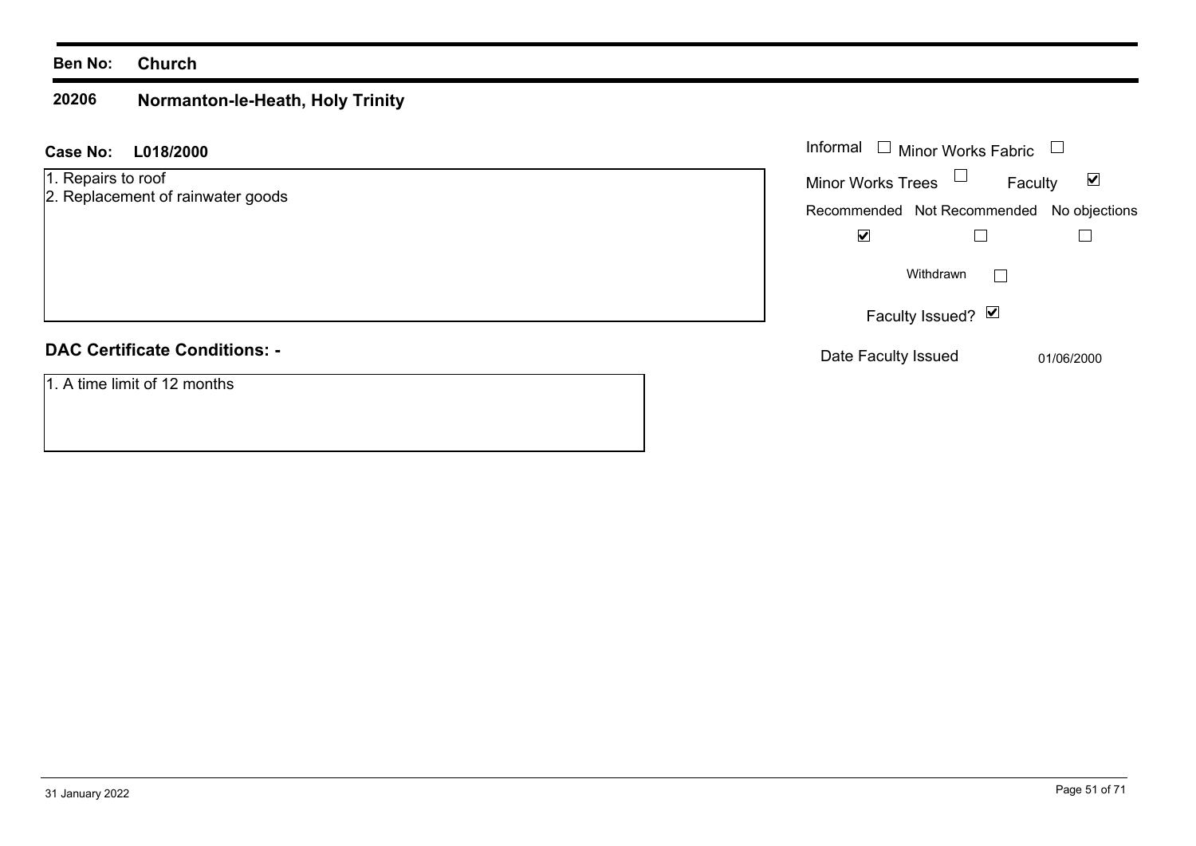**Ben No:** **Church**

## 20206 Normanton-le-Heath, Holy Trinity

**Case No:** **L018/2000**

1. Repairs to roof
2. Replacement of rainwater goods

Informal ☐ Minor Works Fabric ☐

Minor Works Trees ☐ Faculty ☑

| Recommended | Not Recommended | No objections |
|---|---|---|
| ☑ | ☐ | ☐ |

Withdrawn ☐

Faculty Issued? ☑

Date Faculty Issued 01/06/2000

**DAC Certificate Conditions: -**

1. A time limit of 12 months

31 January 2022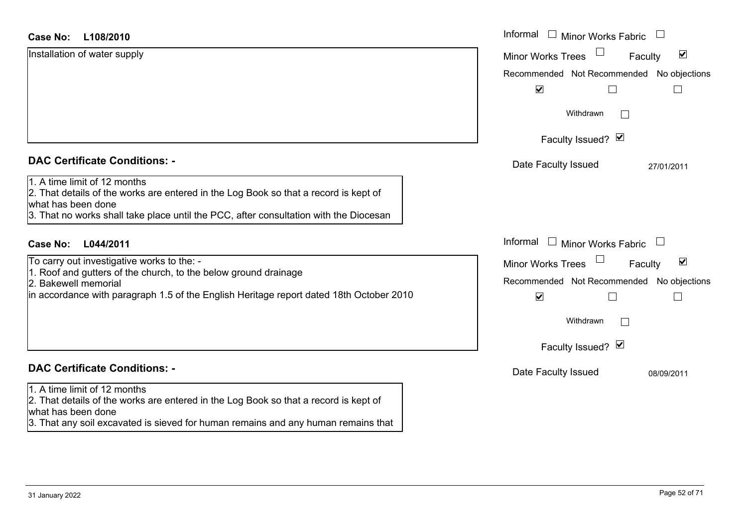**Case No: L108/2010**

Installation of water supply

Informal ☐ Minor Works Fabric ☐
Minor Works Trees ☐ Faculty ☑
Recommended ☑ Not Recommended ☐ No objections ☐
Withdrawn ☐
Faculty Issued? ☑
Date Faculty Issued 27/01/2011

**DAC Certificate Conditions: -**

1. A time limit of 12 months
2. That details of the works are entered in the Log Book so that a record is kept of what has been done
3. That no works shall take place until the PCC, after consultation with the Diocesan

**Case No: L044/2011**

To carry out investigative works to the: -
1. Roof and gutters of the church, to the below ground drainage
2. Bakewell memorial
in accordance with paragraph 1.5 of the English Heritage report dated 18th October 2010

Informal ☐ Minor Works Fabric ☐
Minor Works Trees ☐ Faculty ☑
Recommended ☑ Not Recommended ☐ No objections ☐
Withdrawn ☐
Faculty Issued? ☑
Date Faculty Issued 08/09/2011

**DAC Certificate Conditions: -**

1. A time limit of 12 months
2. That details of the works are entered in the Log Book so that a record is kept of what has been done
3. That any soil excavated is sieved for human remains and any human remains that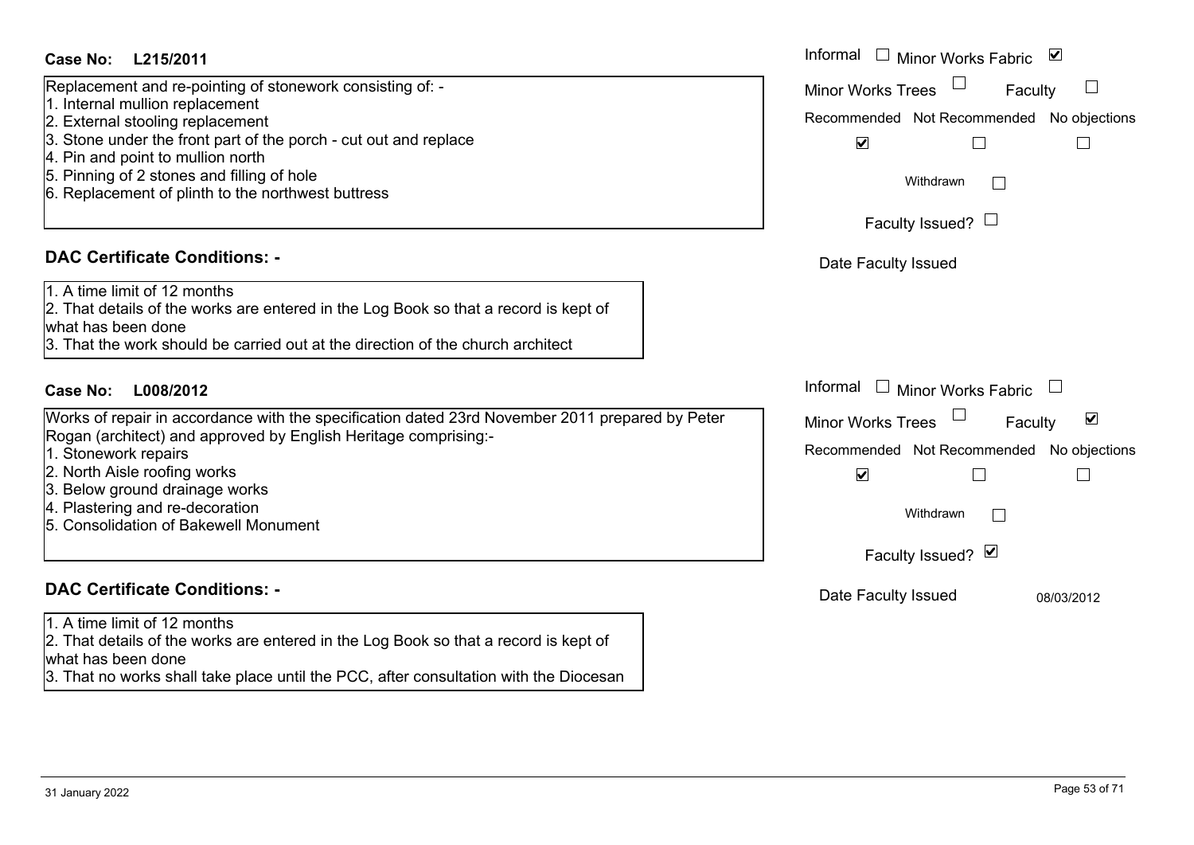**Case No: L215/2011**

Informal ☐ Minor Works Fabric ☑

Minor Works Trees ☐ Faculty ☐

Replacement and re-pointing of stonework consisting of: -
1. Internal mullion replacement
2. External stooling replacement
3. Stone under the front part of the porch - cut out and replace
4. Pin and point to mullion north
5. Pinning of 2 stones and filling of hole
6. Replacement of plinth to the northwest buttress

| Recommended | Not Recommended | No objections |
| --- | --- | --- |
| ☑ | ☐ | ☐ |

Withdrawn ☐

Faculty Issued? ☐

Date Faculty Issued

## DAC Certificate Conditions: -

1. A time limit of 12 months
2. That details of the works are entered in the Log Book so that a record is kept of what has been done
3. That the work should be carried out at the direction of the church architect

**Case No: L008/2012**

Informal ☐ Minor Works Fabric ☐

Minor Works Trees ☐ Faculty ☑

Works of repair in accordance with the specification dated 23rd November 2011 prepared by Peter Rogan (architect) and approved by English Heritage comprising:-
1. Stonework repairs
2. North Aisle roofing works
3. Below ground drainage works
4. Plastering and re-decoration
5. Consolidation of Bakewell Monument

| Recommended | Not Recommended | No objections |
| --- | --- | --- |
| ☑ | ☐ | ☐ |

Withdrawn ☐

Faculty Issued? ☑

Date Faculty Issued 08/03/2012

## DAC Certificate Conditions: -

1. A time limit of 12 months
2. That details of the works are entered in the Log Book so that a record is kept of what has been done
3. That no works shall take place until the PCC, after consultation with the Diocesan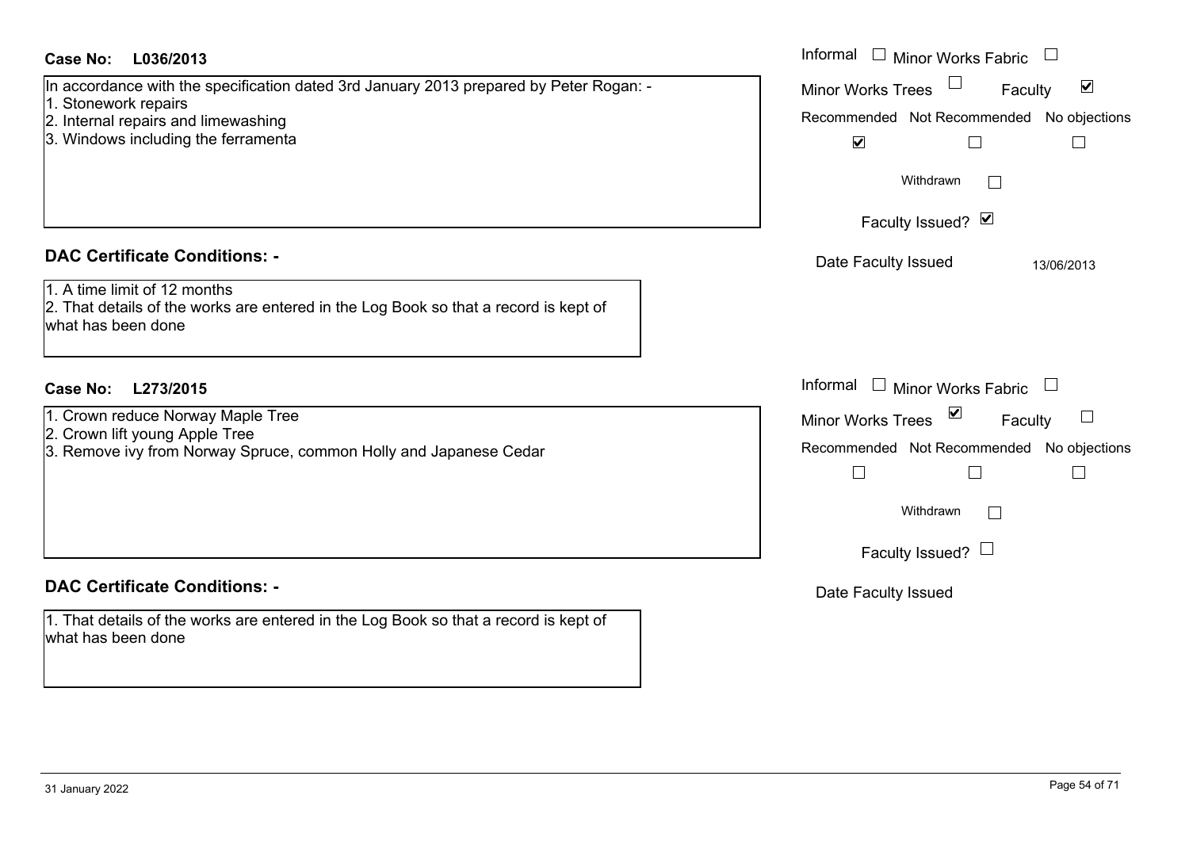**Case No: L036/2013**

In accordance with the specification dated 3rd January 2013 prepared by Peter Rogan: -
1. Stonework repairs
2. Internal repairs and limewashing
3. Windows including the ferramenta

Informal ☐ Minor Works Fabric ☐
Minor Works Trees ☐ Faculty ☑
Recommended ☑ Not Recommended ☐ No objections ☐
Withdrawn ☐
Faculty Issued? ☑
Date Faculty Issued 13/06/2013

**DAC Certificate Conditions: -**

1. A time limit of 12 months
2. That details of the works are entered in the Log Book so that a record is kept of what has been done

**Case No: L273/2015**

1. Crown reduce Norway Maple Tree
2. Crown lift young Apple Tree
3. Remove ivy from Norway Spruce, common Holly and Japanese Cedar

Informal ☐ Minor Works Fabric ☐
Minor Works Trees ☑ Faculty ☐
Recommended ☐ Not Recommended ☐ No objections ☐
Withdrawn ☐
Faculty Issued? ☐
Date Faculty Issued

**DAC Certificate Conditions: -**

1. That details of the works are entered in the Log Book so that a record is kept of what has been done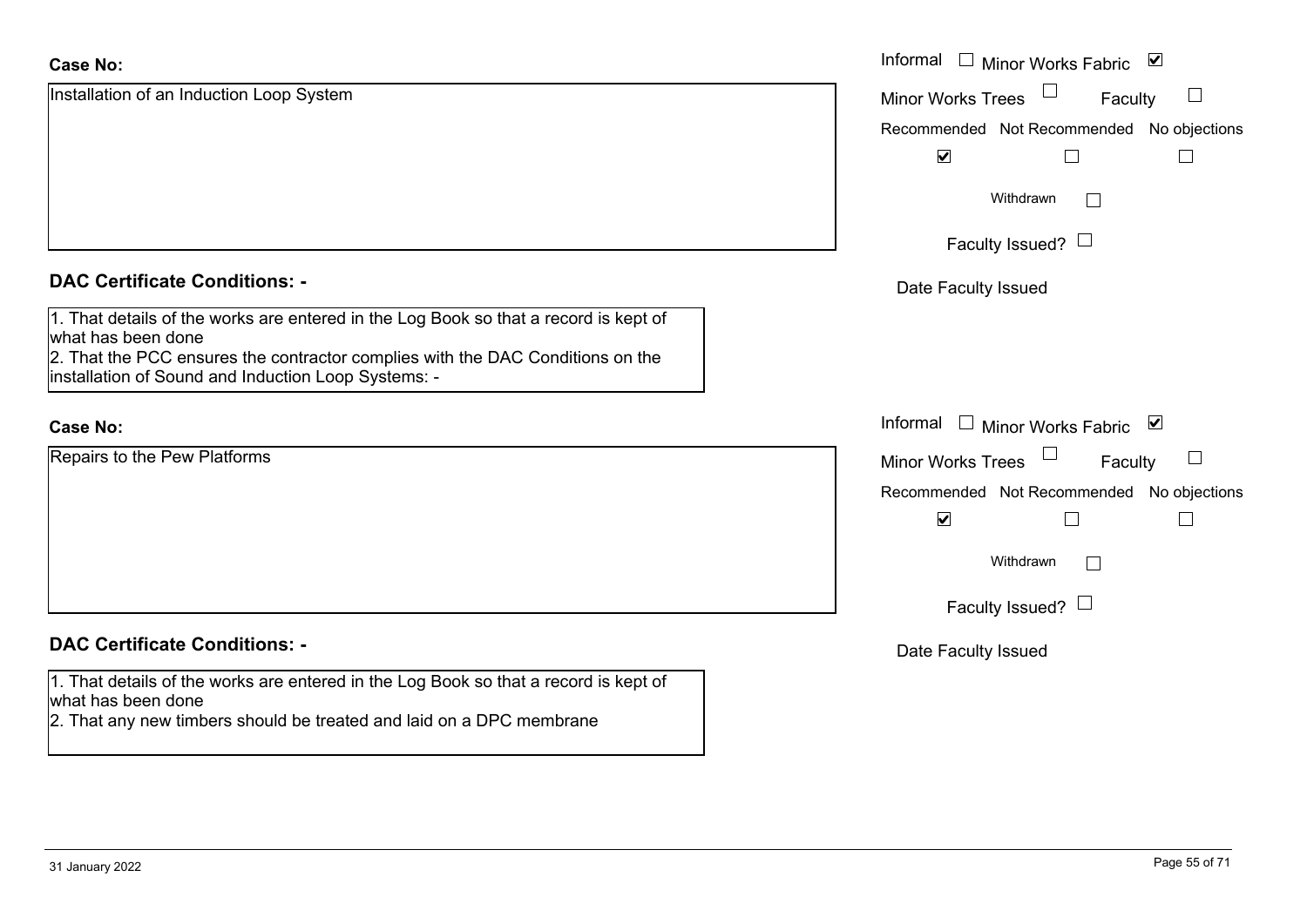**Case No:**

Installation of an Induction Loop System

Informal ☐ Minor Works Fabric ☑

Minor Works Trees ☐ Faculty ☐

Recommended ☑ Not Recommended ☐ No objections ☐

Withdrawn ☐

Faculty Issued? ☐

Date Faculty Issued

**DAC Certificate Conditions: -**

1. That details of the works are entered in the Log Book so that a record is kept of what has been done
2. That the PCC ensures the contractor complies with the DAC Conditions on the installation of Sound and Induction Loop Systems: -

**Case No:**

Repairs to the Pew Platforms

Informal ☐ Minor Works Fabric ☑

Minor Works Trees ☐ Faculty ☐

Recommended ☑ Not Recommended ☐ No objections ☐

Withdrawn ☐

Faculty Issued? ☐

Date Faculty Issued

**DAC Certificate Conditions: -**

1. That details of the works are entered in the Log Book so that a record is kept of what has been done
2. That any new timbers should be treated and laid on a DPC membrane

31 January 2022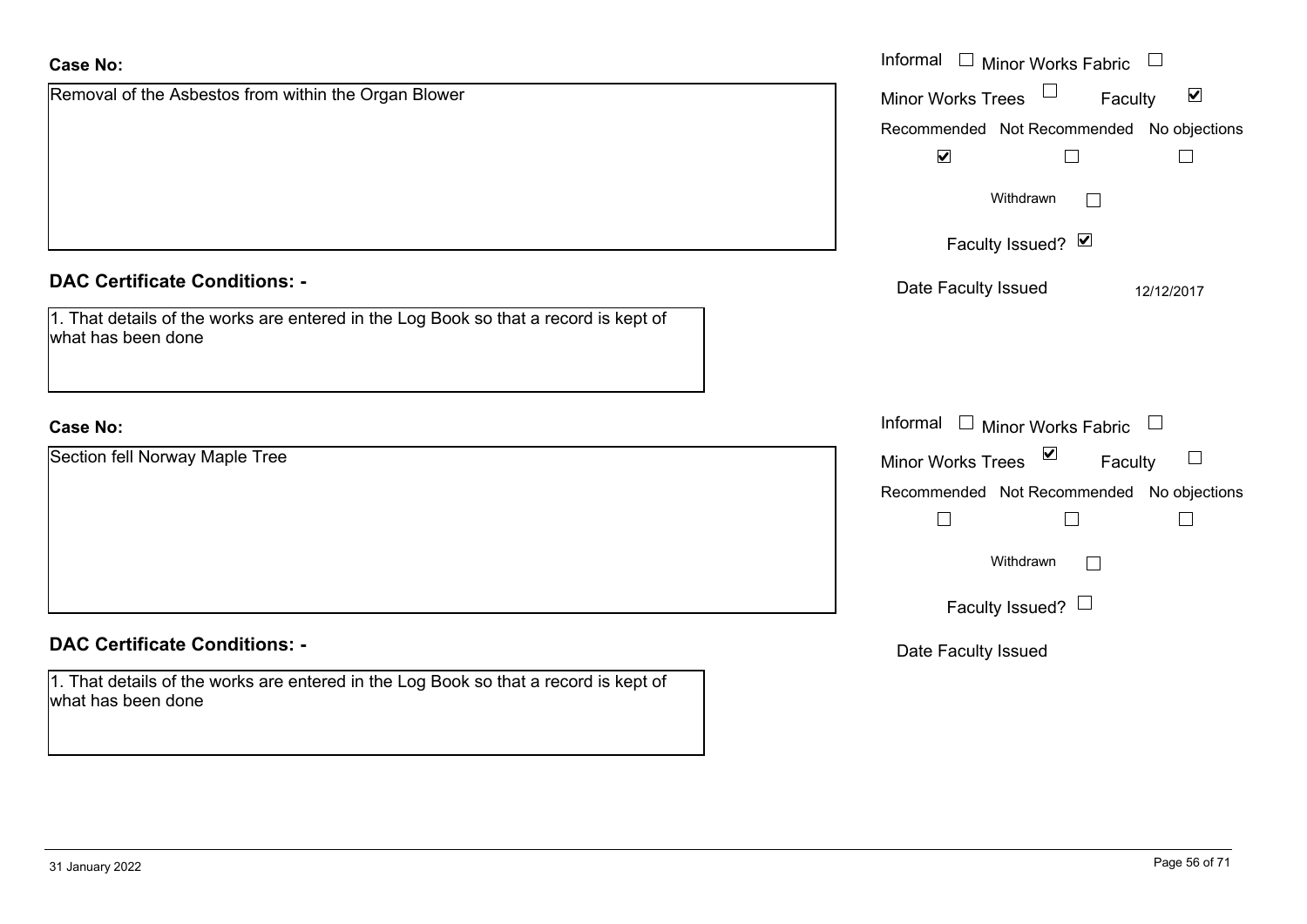**Case No:**

Removal of the Asbestos from within the Organ Blower

Informal ☐ Minor Works Fabric ☐

Minor Works Trees ☐ Faculty ☑

Recommended ☑ Not Recommended ☐ No objections ☐

Withdrawn ☐

Faculty Issued? ☑

Date Faculty Issued 12/12/2017

**DAC Certificate Conditions: -**

1. That details of the works are entered in the Log Book so that a record is kept of what has been done

**Case No:**

Section fell Norway Maple Tree

Informal ☐ Minor Works Fabric ☐

Minor Works Trees ☑ Faculty ☐

Recommended ☐ Not Recommended ☐ No objections ☐

Withdrawn ☐

Faculty Issued? ☐

Date Faculty Issued

**DAC Certificate Conditions: -**

1. That details of the works are entered in the Log Book so that a record is kept of what has been done

31 January 2022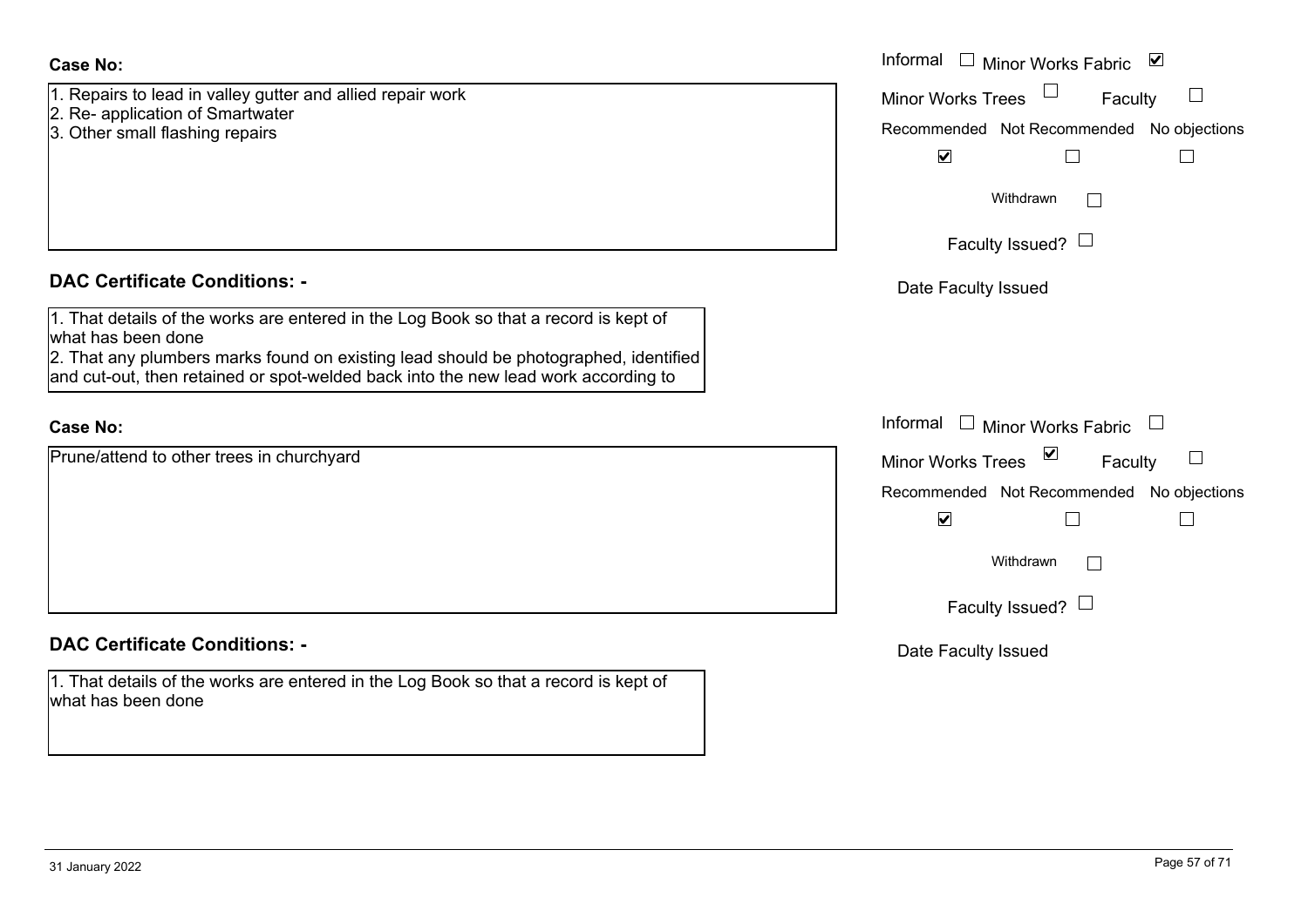**Case No:**

1. Repairs to lead in valley gutter and allied repair work
2. Re- application of Smartwater
3. Other small flashing repairs

Informal ☐ Minor Works Fabric ☑

Minor Works Trees ☐ Faculty ☐

Recommended ☑ Not Recommended ☐ No objections ☐

Withdrawn ☐

Faculty Issued? ☐

Date Faculty Issued

**DAC Certificate Conditions: -**

1. That details of the works are entered in the Log Book so that a record is kept of what has been done
2. That any plumbers marks found on existing lead should be photographed, identified and cut-out, then retained or spot-welded back into the new lead work according to

**Case No:**

Prune/attend to other trees in churchyard

Informal ☐ Minor Works Fabric ☐

Minor Works Trees ☑ Faculty ☐

Recommended ☑ Not Recommended ☐ No objections ☐

Withdrawn ☐

Faculty Issued? ☐

Date Faculty Issued

**DAC Certificate Conditions: -**

1. That details of the works are entered in the Log Book so that a record is kept of what has been done

31 January 2022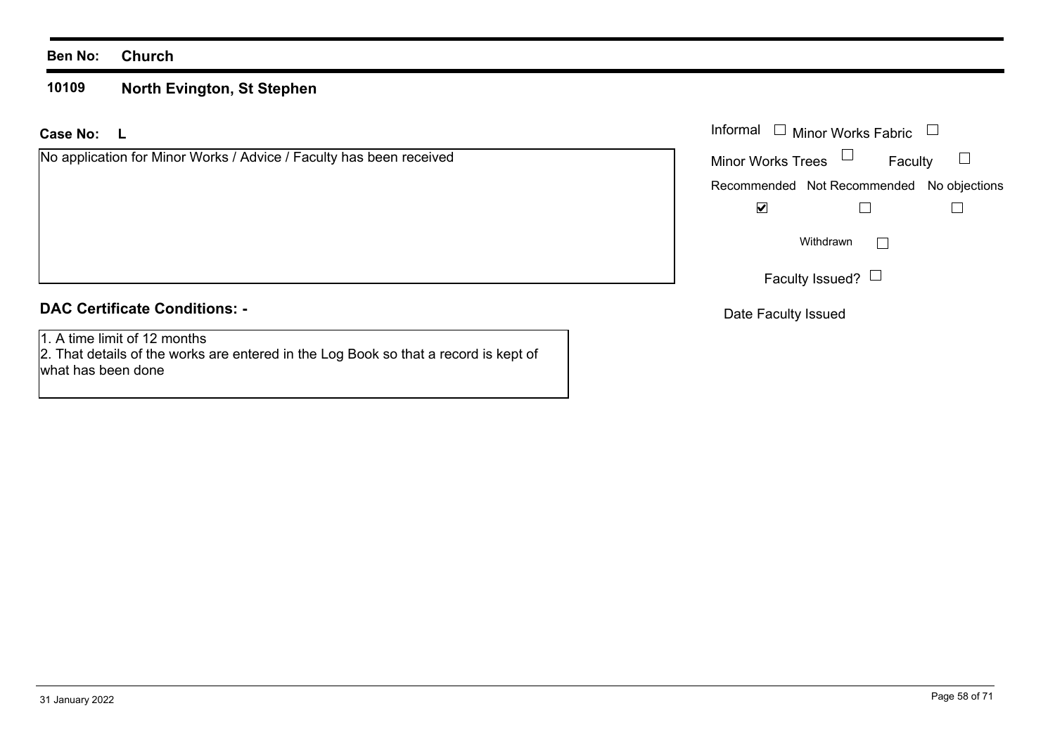**Ben No:** **Church**

**10109** **North Evington, St Stephen**

**Case No:** **L**

No application for Minor Works / Advice / Faculty has been received

Informal ☐ Minor Works Fabric ☐

Minor Works Trees ☐ Faculty ☐

| Recommended | Not Recommended | No objections |
| --- | --- | --- |
| ☑ | ☐ | ☐ |

Withdrawn ☐

Faculty Issued? ☐

Date Faculty Issued

**DAC Certificate Conditions: -**

1. A time limit of 12 months
2. That details of the works are entered in the Log Book so that a record is kept of what has been done

31 January 2022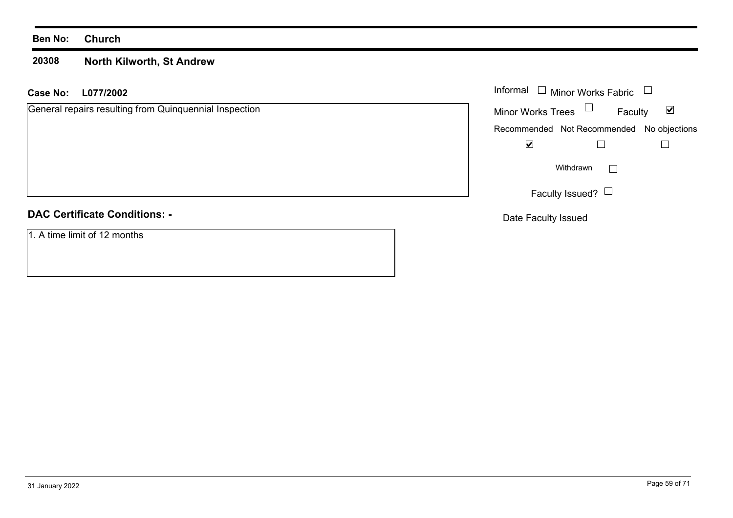**Ben No:** **Church**

**20308** **North Kilworth, St Andrew**

**Case No:** **L077/2002**

General repairs resulting from Quinquennial Inspection

Informal ☐ Minor Works Fabric ☐

Minor Works Trees ☐ Faculty ☑

| Recommended | Not Recommended | No objections |
| --- | --- | --- |
| ☑ | ☐ | ☐ |

Withdrawn ☐

Faculty Issued? ☐

Date Faculty Issued

**DAC Certificate Conditions: -**

1. A time limit of 12 months

31 January 2022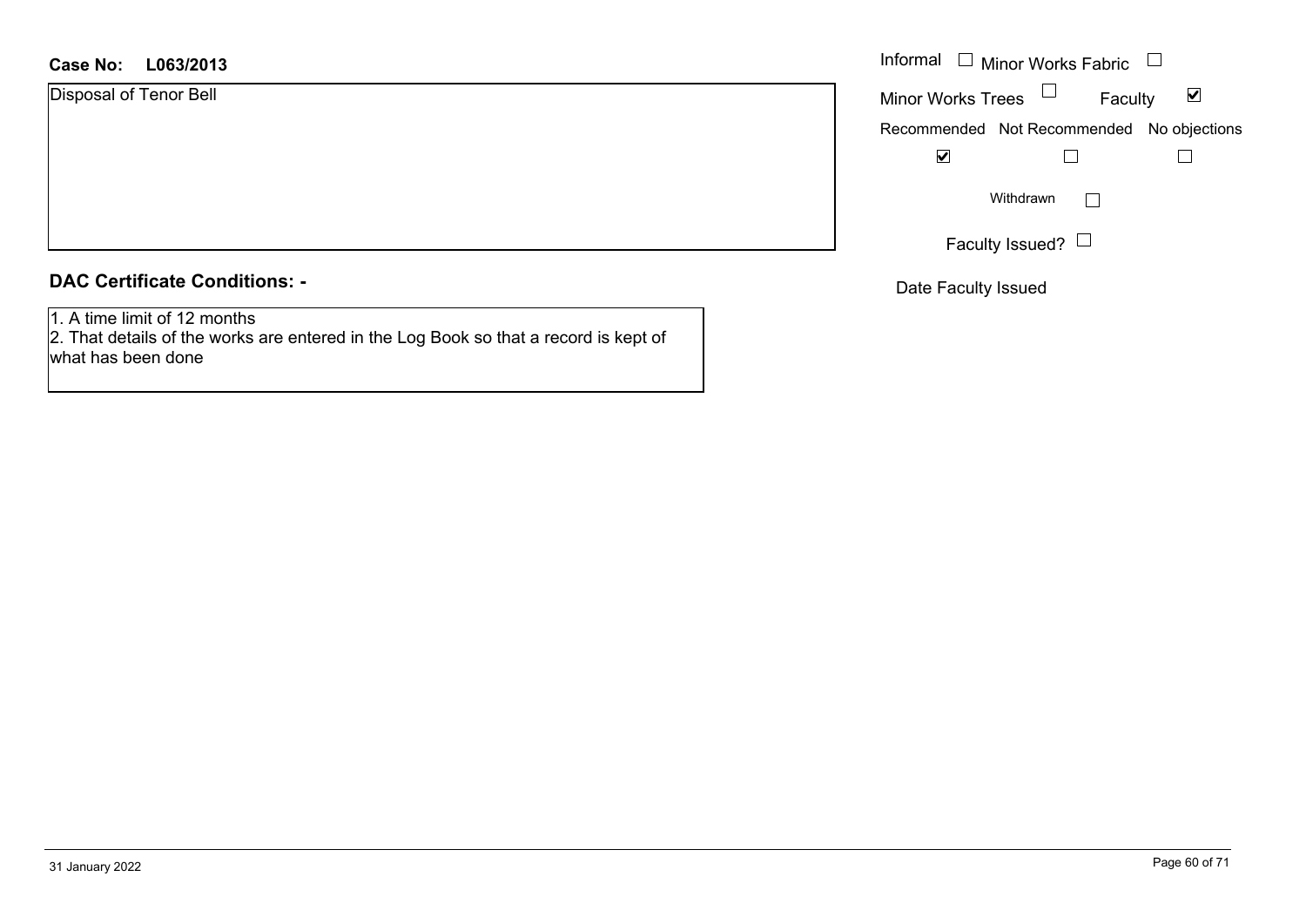**Case No: L063/2013**

Disposal of Tenor Bell

Informal ☐ Minor Works Fabric ☐

Minor Works Trees ☐ Faculty ☑

| Recommended | Not Recommended | No objections |
| --- | --- | --- |
| ☑ | ☐ | ☐ |

Withdrawn ☐

Faculty Issued? ☐

Date Faculty Issued

## DAC Certificate Conditions: -

1. A time limit of 12 months
2. That details of the works are entered in the Log Book so that a record is kept of what has been done

31 January 2022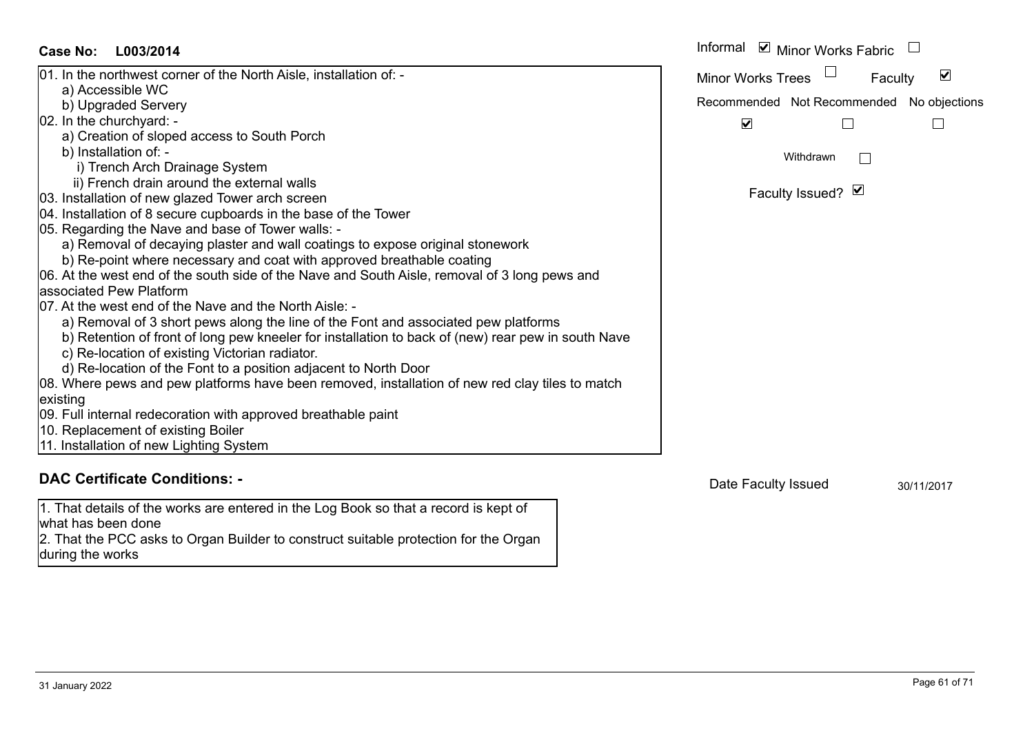**Case No: L003/2014**

Informal ☑ Minor Works Fabric ☐

Minor Works Trees ☐ Faculty ☑

| Recommended | Not Recommended | No objections |
| --- | --- | --- |
| ☑ | ☐ | ☐ |

Withdrawn ☐

Faculty Issued? ☑

01. In the northwest corner of the North Aisle, installation of: -
    a) Accessible WC
    b) Upgraded Servery
02. In the churchyard: -
    a) Creation of sloped access to South Porch
    b) Installation of: -
        i) Trench Arch Drainage System
        ii) French drain around the external walls
03. Installation of new glazed Tower arch screen
04. Installation of 8 secure cupboards in the base of the Tower
05. Regarding the Nave and base of Tower walls: -
    a) Removal of decaying plaster and wall coatings to expose original stonework
    b) Re-point where necessary and coat with approved breathable coating
06. At the west end of the south side of the Nave and South Aisle, removal of 3 long pews and associated Pew Platform
07. At the west end of the Nave and the North Aisle: -
    a) Removal of 3 short pews along the line of the Font and associated pew platforms
    b) Retention of front of long pew kneeler for installation to back of (new) rear pew in south Nave
    c) Re-location of existing Victorian radiator.
    d) Re-location of the Font to a position adjacent to North Door
08. Where pews and pew platforms have been removed, installation of new red clay tiles to match existing
09. Full internal redecoration with approved breathable paint
10. Replacement of existing Boiler
11. Installation of new Lighting System

## DAC Certificate Conditions: -

1. That details of the works are entered in the Log Book so that a record is kept of what has been done
2. That the PCC asks to Organ Builder to construct suitable protection for the Organ during the works

Date Faculty Issued 30/11/2017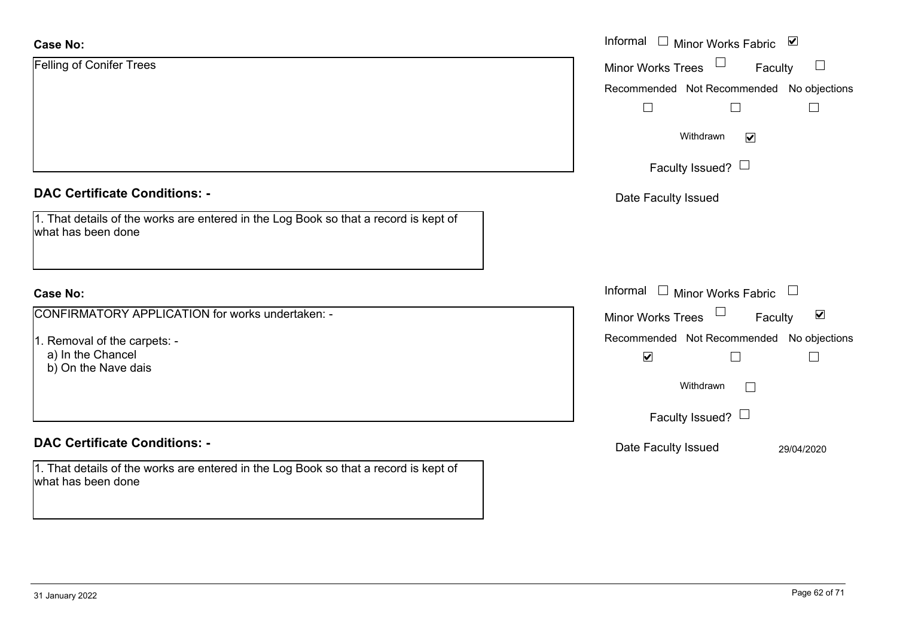**Case No:**

Felling of Conifer Trees

Informal ☐ Minor Works Fabric ☑

Minor Works Trees ☐ Faculty ☐

Recommended ☐ Not Recommended ☐ No objections ☐

Withdrawn ☑

Faculty Issued? ☐

Date Faculty Issued

**DAC Certificate Conditions: -**

1. That details of the works are entered in the Log Book so that a record is kept of what has been done

**Case No:**

CONFIRMATORY APPLICATION for works undertaken: -

1. Removal of the carpets: -
   a) In the Chancel
   b) On the Nave dais

Informal ☐ Minor Works Fabric ☐

Minor Works Trees ☐ Faculty ☑

Recommended ☑ Not Recommended ☐ No objections ☐

Withdrawn ☐

Faculty Issued? ☐

Date Faculty Issued 29/04/2020

**DAC Certificate Conditions: -**

1. That details of the works are entered in the Log Book so that a record is kept of what has been done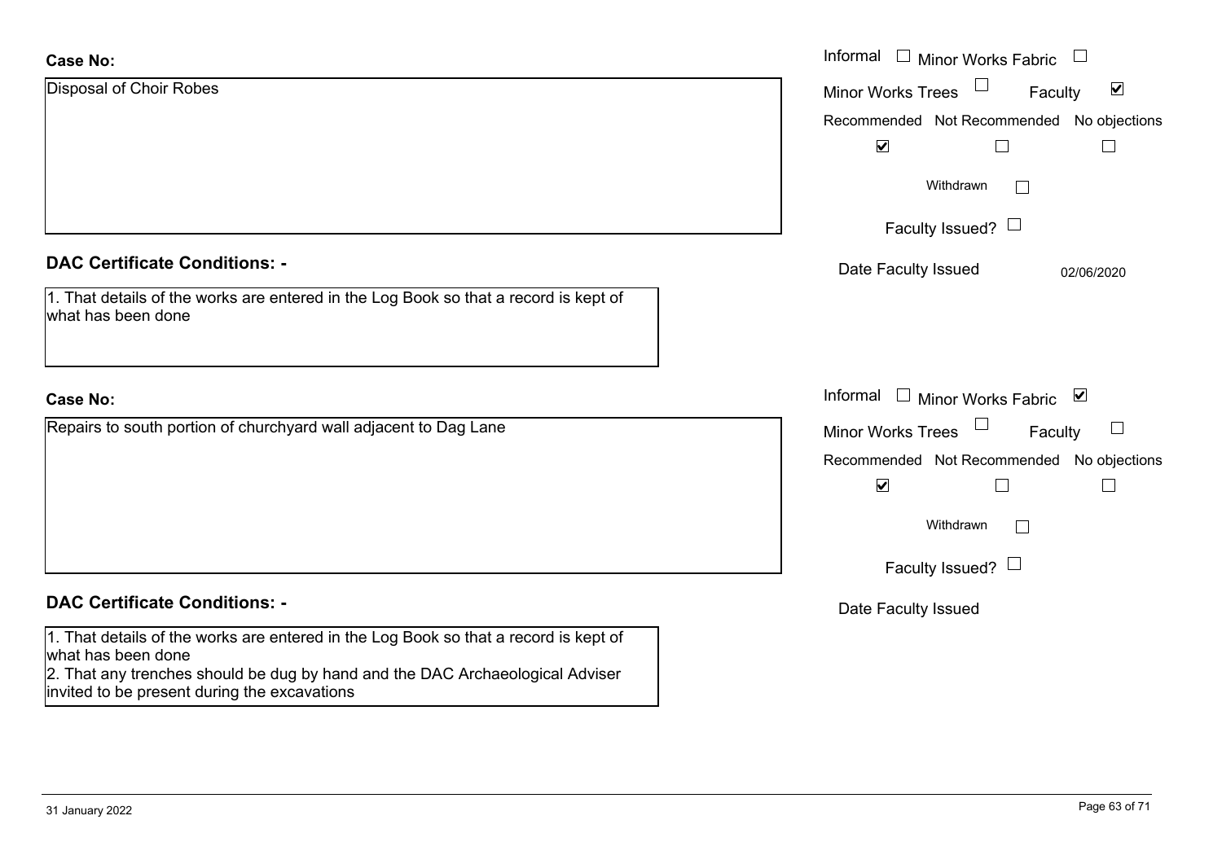**Case No:**

Disposal of Choir Robes

Informal ☐ Minor Works Fabric ☐

Minor Works Trees ☐ Faculty ☑

Recommended ☑ Not Recommended ☐ No objections ☐

Withdrawn ☐

Faculty Issued? ☐

Date Faculty Issued 02/06/2020

**DAC Certificate Conditions: -**

1. That details of the works are entered in the Log Book so that a record is kept of what has been done

**Case No:**

Repairs to south portion of churchyard wall adjacent to Dag Lane

Informal ☐ Minor Works Fabric ☑

Minor Works Trees ☐ Faculty ☐

Recommended ☑ Not Recommended ☐ No objections ☐

Withdrawn ☐

Faculty Issued? ☐

Date Faculty Issued

**DAC Certificate Conditions: -**

1. That details of the works are entered in the Log Book so that a record is kept of what has been done
2. That any trenches should be dug by hand and the DAC Archaeological Adviser invited to be present during the excavations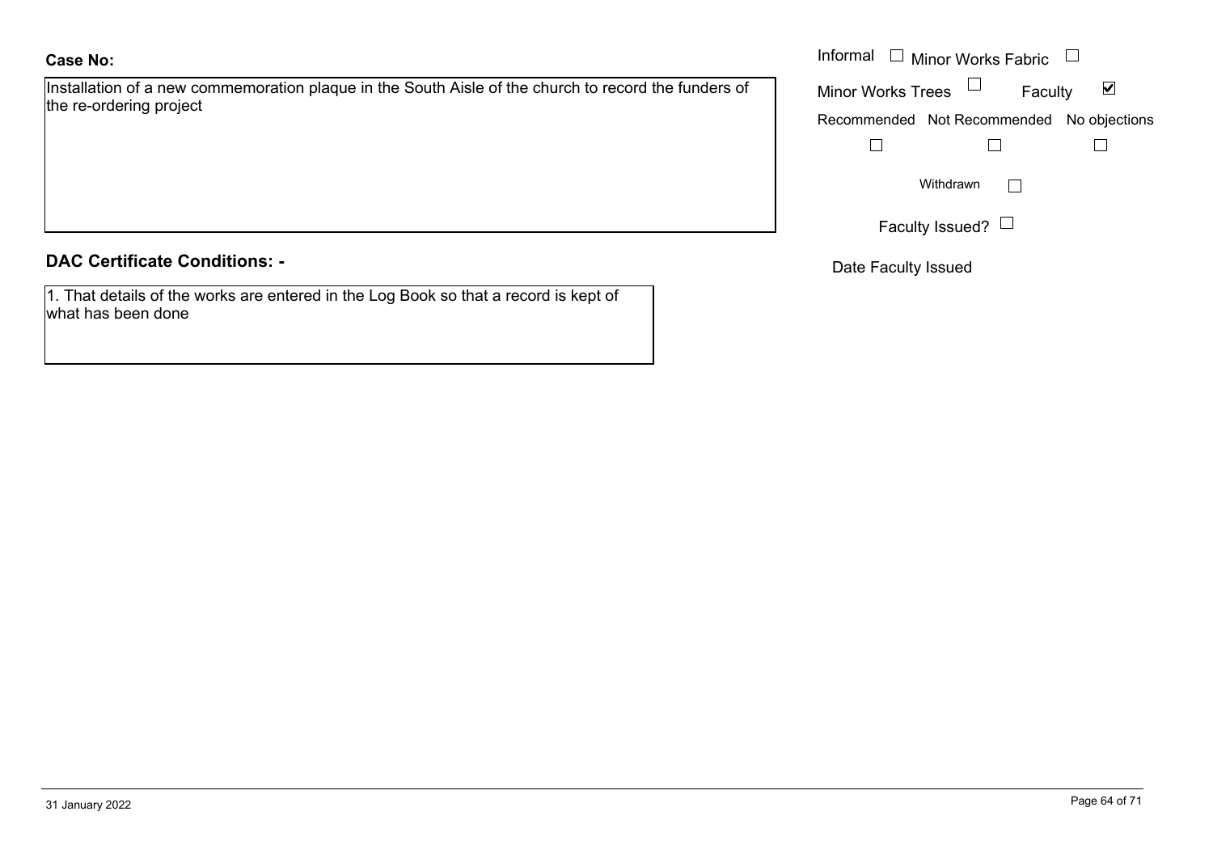**Case No:**

Installation of a new commemoration plaque in the South Aisle of the church to record the funders of the re-ordering project

Informal ☐ Minor Works Fabric ☐

Minor Works Trees ☐ Faculty ☑

Recommended ☐ Not Recommended ☐ No objections ☐

Withdrawn ☐

Faculty Issued? ☐

Date Faculty Issued

**DAC Certificate Conditions: -**

1. That details of the works are entered in the Log Book so that a record is kept of what has been done

31 January 2022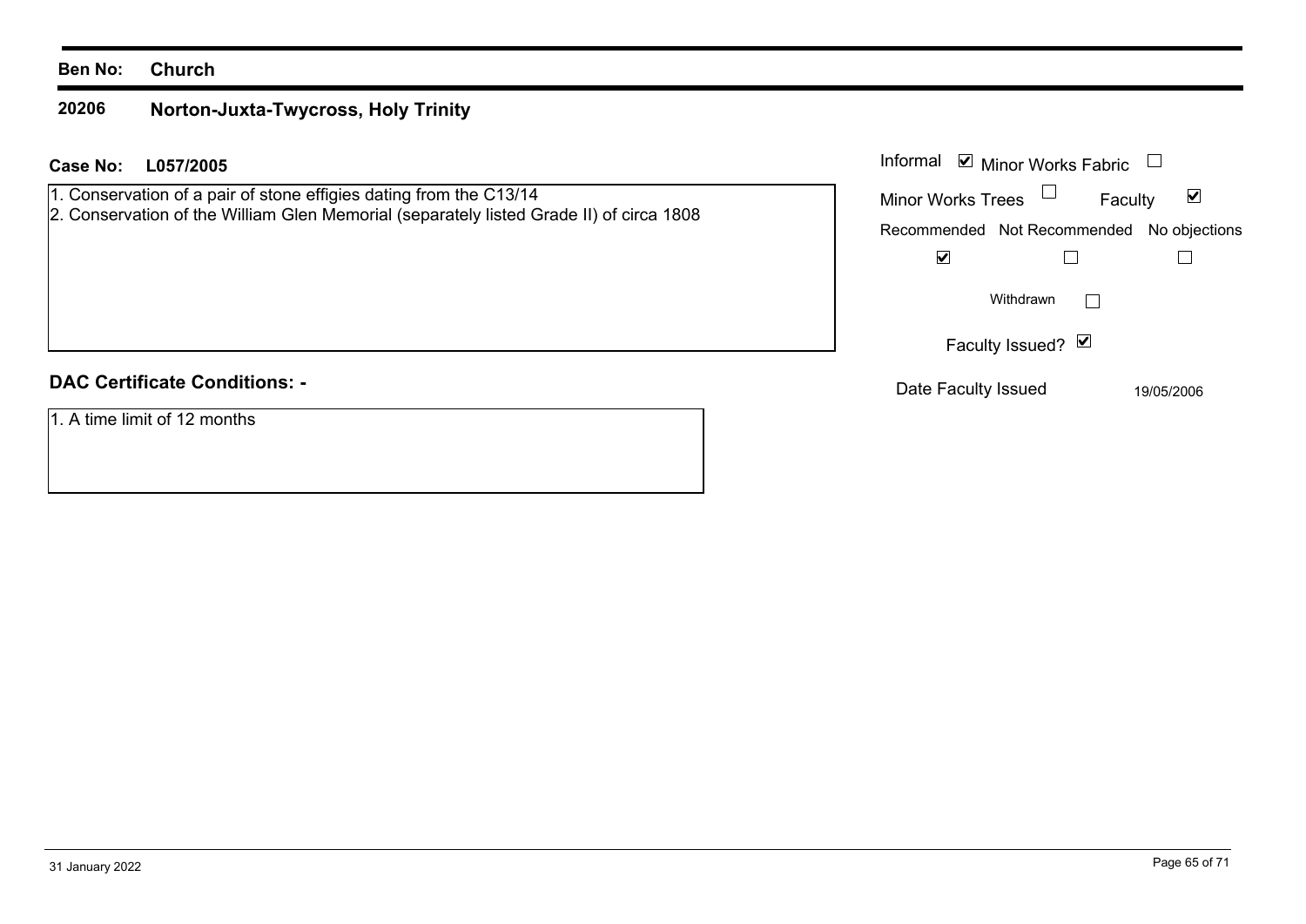**Ben No:** **Church**

## 20206 Norton-Juxta-Twycross, Holy Trinity

**Case No:** **L057/2005**

1. Conservation of a pair of stone effigies dating from the C13/14
2. Conservation of the William Glen Memorial (separately listed Grade II) of circa 1808

Informal ☑ Minor Works Fabric ☐

Minor Works Trees ☐ Faculty ☑

| Recommended | Not Recommended | No objections |
|---|---|---|
| ☑ | ☐ | ☐ |

Withdrawn ☐

Faculty Issued? ☑

Date Faculty Issued 19/05/2006

**DAC Certificate Conditions: -**

1. A time limit of 12 months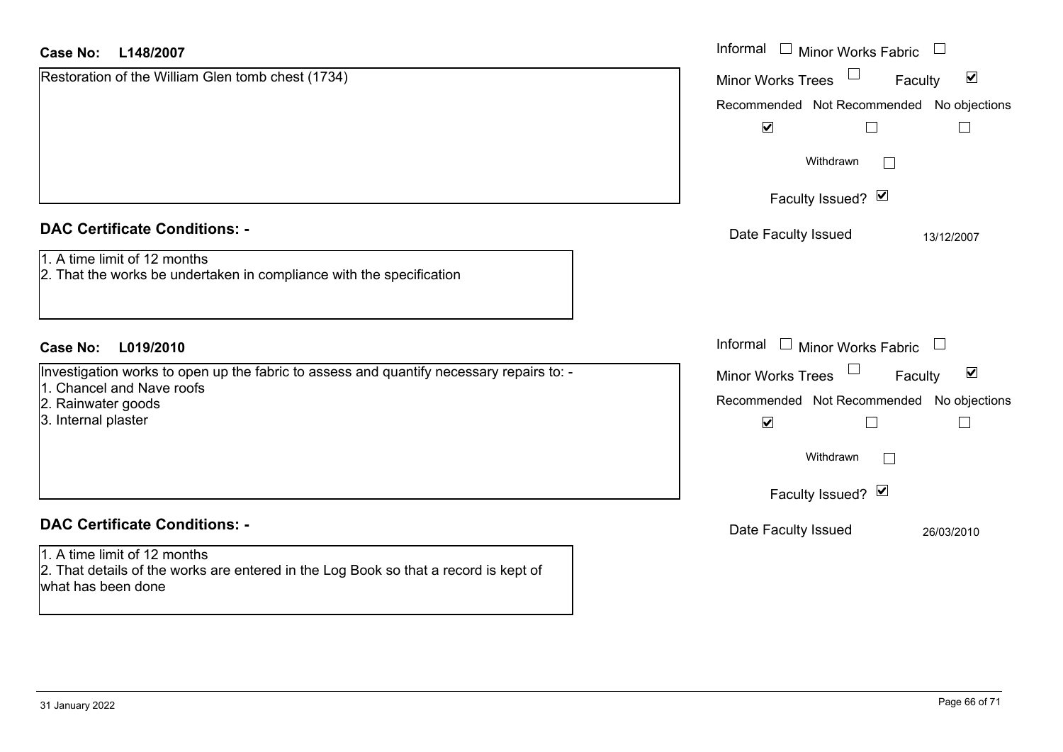**Case No:** **L148/2007**

Restoration of the William Glen tomb chest (1734)

Informal ☐ Minor Works Fabric ☐

Minor Works Trees ☐ Faculty ☑

Recommended ☑ Not Recommended ☐ No objections ☐

Withdrawn ☐

Faculty Issued? ☑

Date Faculty Issued 13/12/2007

## DAC Certificate Conditions: -

1. A time limit of 12 months
2. That the works be undertaken in compliance with the specification

**Case No:** **L019/2010**

Investigation works to open up the fabric to assess and quantify necessary repairs to: -

1. Chancel and Nave roofs
2. Rainwater goods
3. Internal plaster

Informal ☐ Minor Works Fabric ☐

Minor Works Trees ☐ Faculty ☑

Recommended ☑ Not Recommended ☐ No objections ☐

Withdrawn ☐

Faculty Issued? ☑

Date Faculty Issued 26/03/2010

## DAC Certificate Conditions: -

1. A time limit of 12 months
2. That details of the works are entered in the Log Book so that a record is kept of what has been done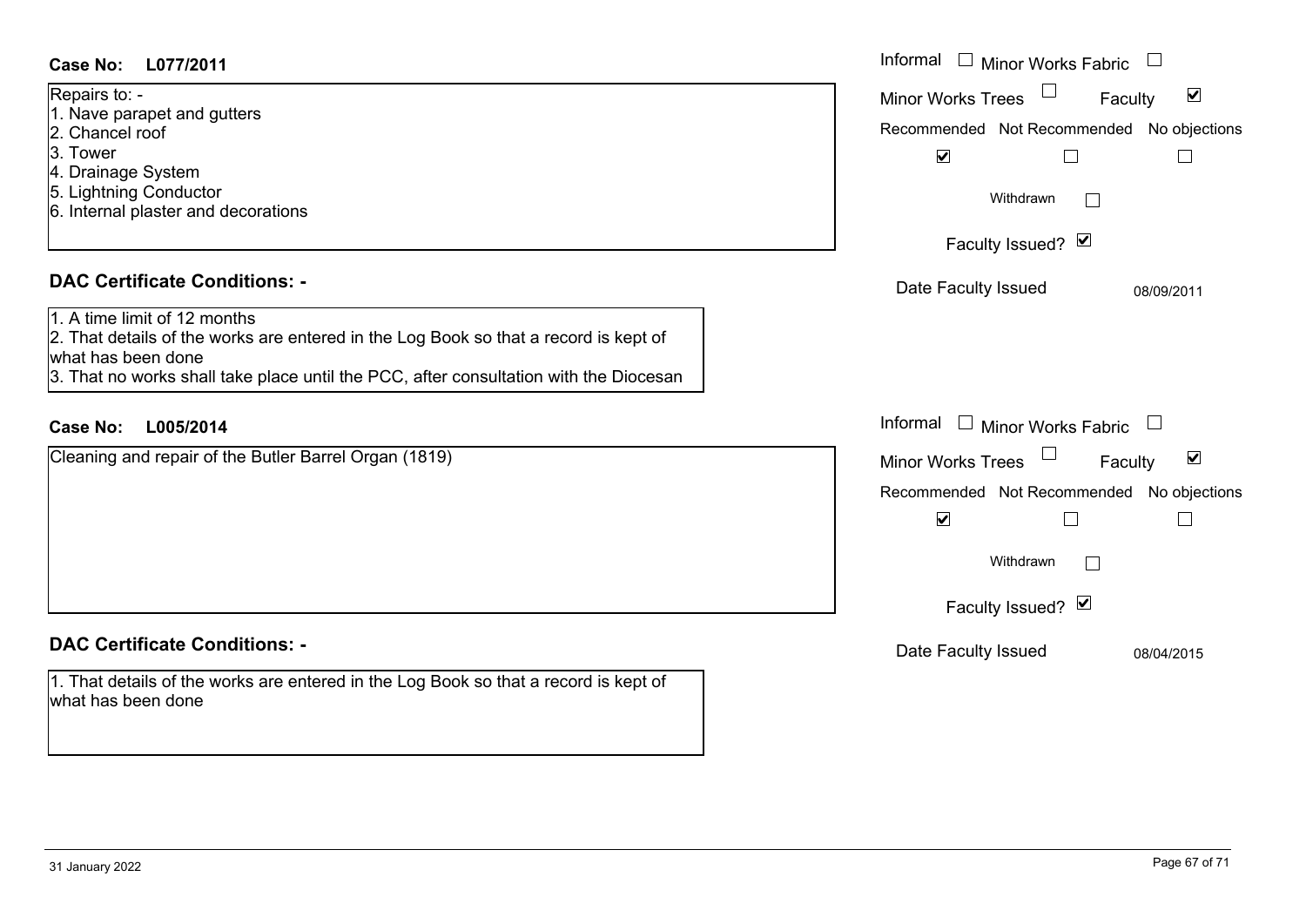**Case No: L077/2011**

Repairs to: -
1. Nave parapet and gutters
2. Chancel roof
3. Tower
4. Drainage System
5. Lightning Conductor
6. Internal plaster and decorations

Informal ☐ Minor Works Fabric ☐
Minor Works Trees ☐ Faculty ☑
Recommended ☑ Not Recommended ☐ No objections ☐
Withdrawn ☐
Faculty Issued? ☑
Date Faculty Issued 08/09/2011

## DAC Certificate Conditions: -

1. A time limit of 12 months
2. That details of the works are entered in the Log Book so that a record is kept of what has been done
3. That no works shall take place until the PCC, after consultation with the Diocesan

**Case No: L005/2014**

Cleaning and repair of the Butler Barrel Organ (1819)

Informal ☐ Minor Works Fabric ☐
Minor Works Trees ☐ Faculty ☑
Recommended ☑ Not Recommended ☐ No objections ☐
Withdrawn ☐
Faculty Issued? ☑
Date Faculty Issued 08/04/2015

## DAC Certificate Conditions: -

1. That details of the works are entered in the Log Book so that a record is kept of what has been done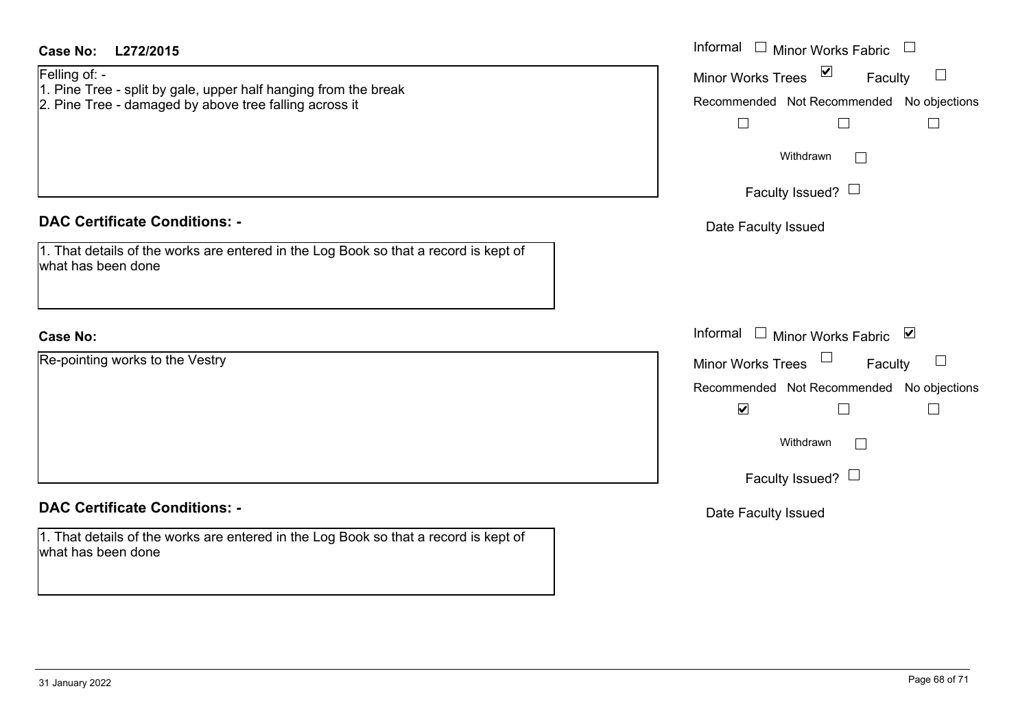**Case No:** L272/2015

Felling of: -
1. Pine Tree - split by gale, upper half hanging from the break
2. Pine Tree - damaged by above tree falling across it

- [ ] Informal
- [ ] Minor Works Fabric
- [x] Minor Works Trees
- [ ] Faculty

Recommended [ ] Not Recommended [ ] No objections [ ]

Withdrawn [ ]

Faculty Issued? [ ]

Date Faculty Issued

## DAC Certificate Conditions: -

1. That details of the works are entered in the Log Book so that a record is kept of what has been done

**Case No:**

Re-pointing works to the Vestry

- [ ] Informal
- [x] Minor Works Fabric
- [ ] Minor Works Trees
- [ ] Faculty

Recommended [x] Not Recommended [ ] No objections [ ]

Withdrawn [ ]

Faculty Issued? [ ]

Date Faculty Issued

## DAC Certificate Conditions: -

1. That details of the works are entered in the Log Book so that a record is kept of what has been done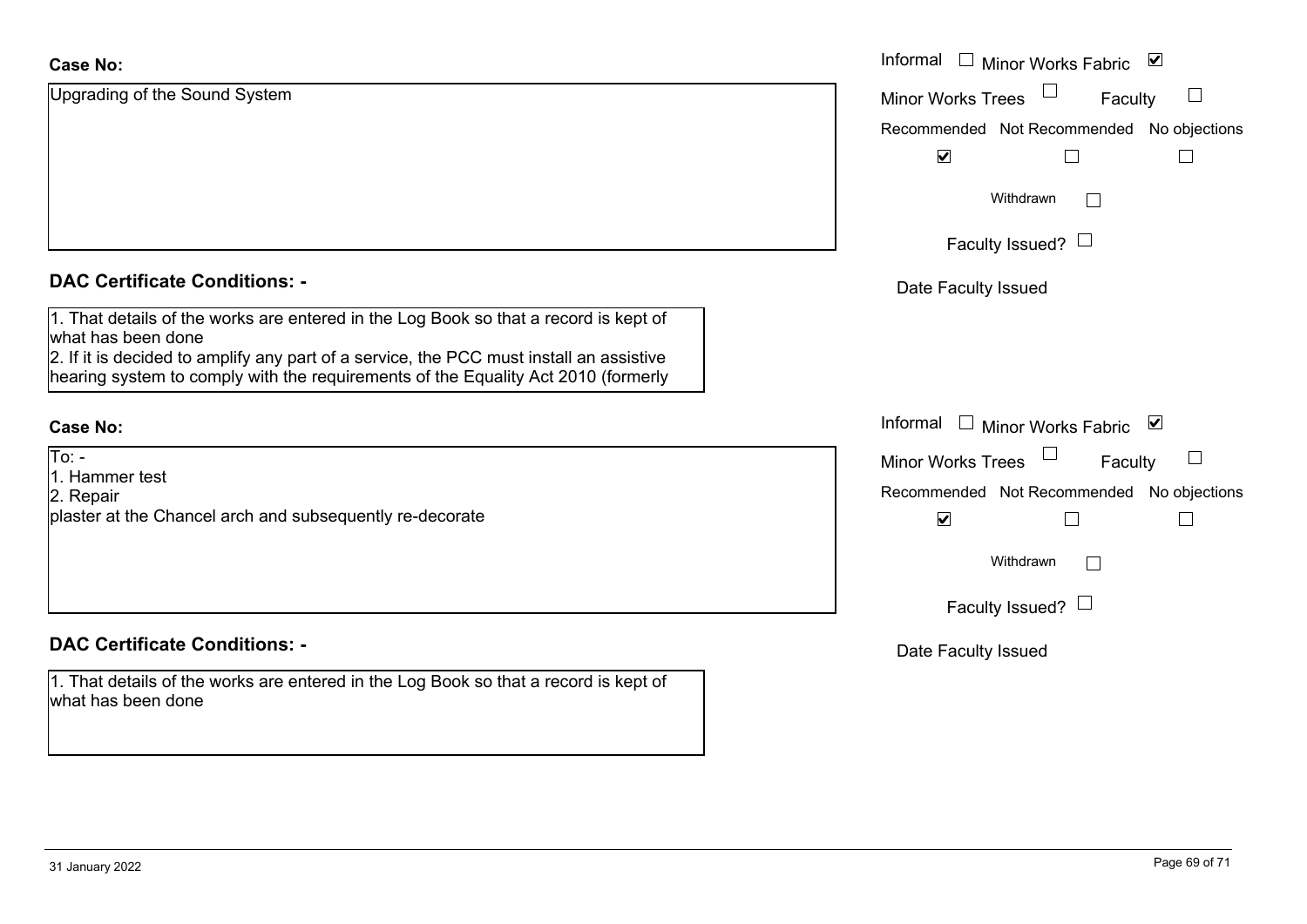**Case No:**

Upgrading of the Sound System

Informal ☐ Minor Works Fabric ☑

Minor Works Trees ☐ Faculty ☐

Recommended ☑ Not Recommended ☐ No objections ☐

Withdrawn ☐

Faculty Issued? ☐

Date Faculty Issued

**DAC Certificate Conditions: -**

1. That details of the works are entered in the Log Book so that a record is kept of what has been done
2. If it is decided to amplify any part of a service, the PCC must install an assistive hearing system to comply with the requirements of the Equality Act 2010 (formerly

**Case No:**

To: -
1. Hammer test
2. Repair
plaster at the Chancel arch and subsequently re-decorate

Informal ☐ Minor Works Fabric ☑

Minor Works Trees ☐ Faculty ☐

Recommended ☑ Not Recommended ☐ No objections ☐

Withdrawn ☐

Faculty Issued? ☐

Date Faculty Issued

**DAC Certificate Conditions: -**

1. That details of the works are entered in the Log Book so that a record is kept of what has been done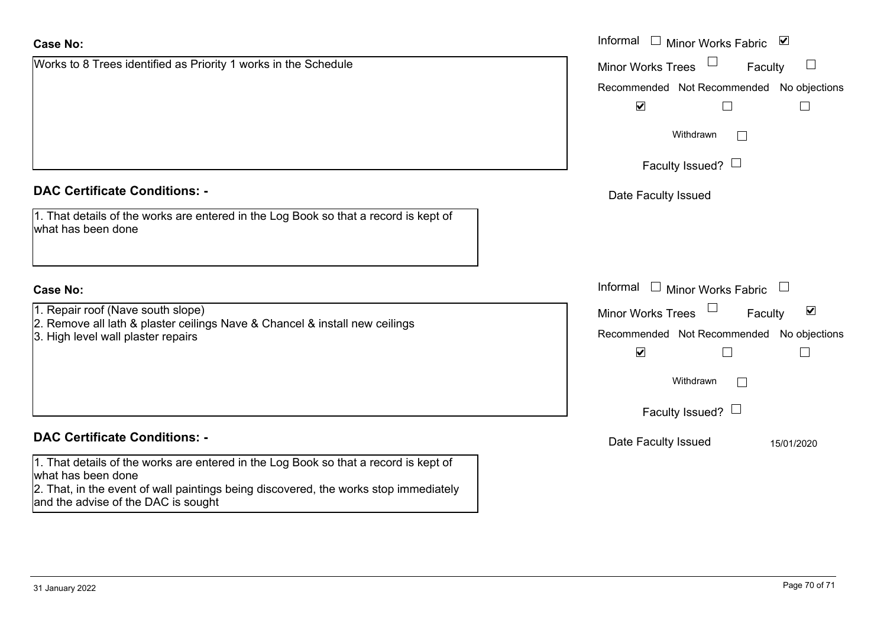**Case No:**

Works to 8 Trees identified as Priority 1 works in the Schedule

Informal ☐ Minor Works Fabric ☑

Minor Works Trees ☐ Faculty ☐

| Recommended | Not Recommended | No objections |
|---|---|---|
| ☑ | ☐ | ☐ |

Withdrawn ☐

Faculty Issued? ☐

Date Faculty Issued

**DAC Certificate Conditions: -**

1. That details of the works are entered in the Log Book so that a record is kept of what has been done

**Case No:**

1. Repair roof (Nave south slope)
2. Remove all lath & plaster ceilings Nave & Chancel & install new ceilings
3. High level wall plaster repairs

Informal ☐ Minor Works Fabric ☐

Minor Works Trees ☐ Faculty ☑

| Recommended | Not Recommended | No objections |
|---|---|---|
| ☑ | ☐ | ☐ |

Withdrawn ☐

Faculty Issued? ☐

Date Faculty Issued 15/01/2020

**DAC Certificate Conditions: -**

1. That details of the works are entered in the Log Book so that a record is kept of what has been done
2. That, in the event of wall paintings being discovered, the works stop immediately and the advise of the DAC is sought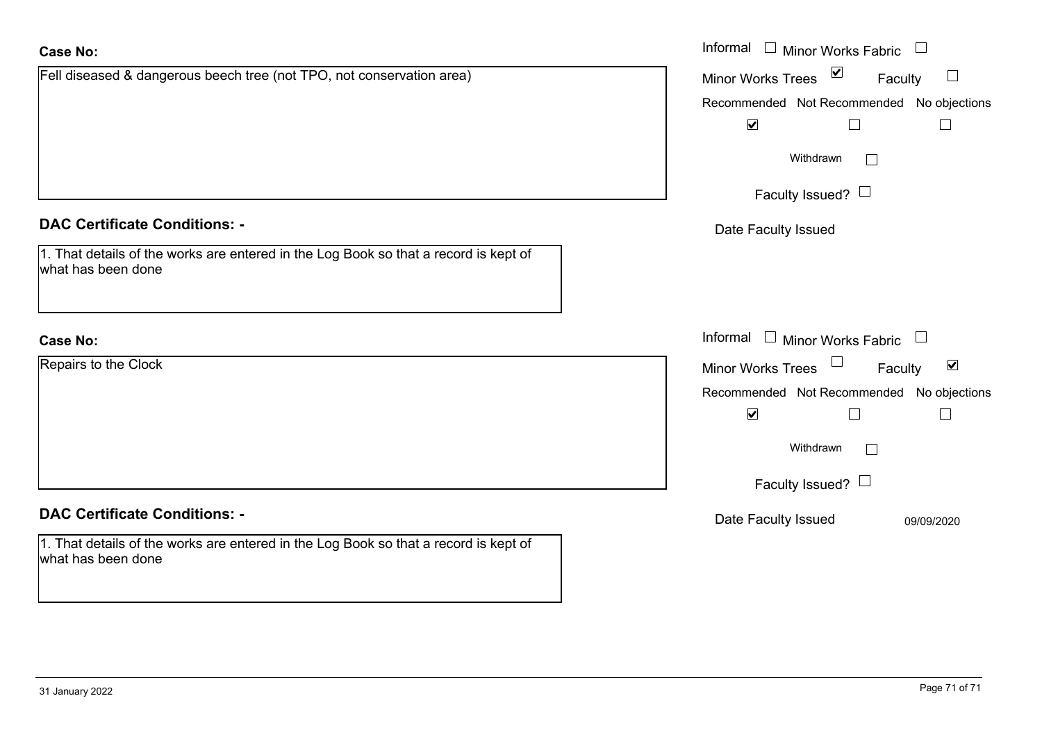**Case No:**

Fell diseased & dangerous beech tree (not TPO, not conservation area)

Informal ☐ Minor Works Fabric ☐

Minor Works Trees ☑ Faculty ☐

Recommended ☑ Not Recommended ☐ No objections ☐

Withdrawn ☐

Faculty Issued? ☐

Date Faculty Issued

**DAC Certificate Conditions: -**

1. That details of the works are entered in the Log Book so that a record is kept of what has been done

**Case No:**

Repairs to the Clock

Informal ☐ Minor Works Fabric ☐

Minor Works Trees ☐ Faculty ☑

Recommended ☑ Not Recommended ☐ No objections ☐

Withdrawn ☐

Faculty Issued? ☐

Date Faculty Issued 09/09/2020

**DAC Certificate Conditions: -**

1. That details of the works are entered in the Log Book so that a record is kept of what has been done